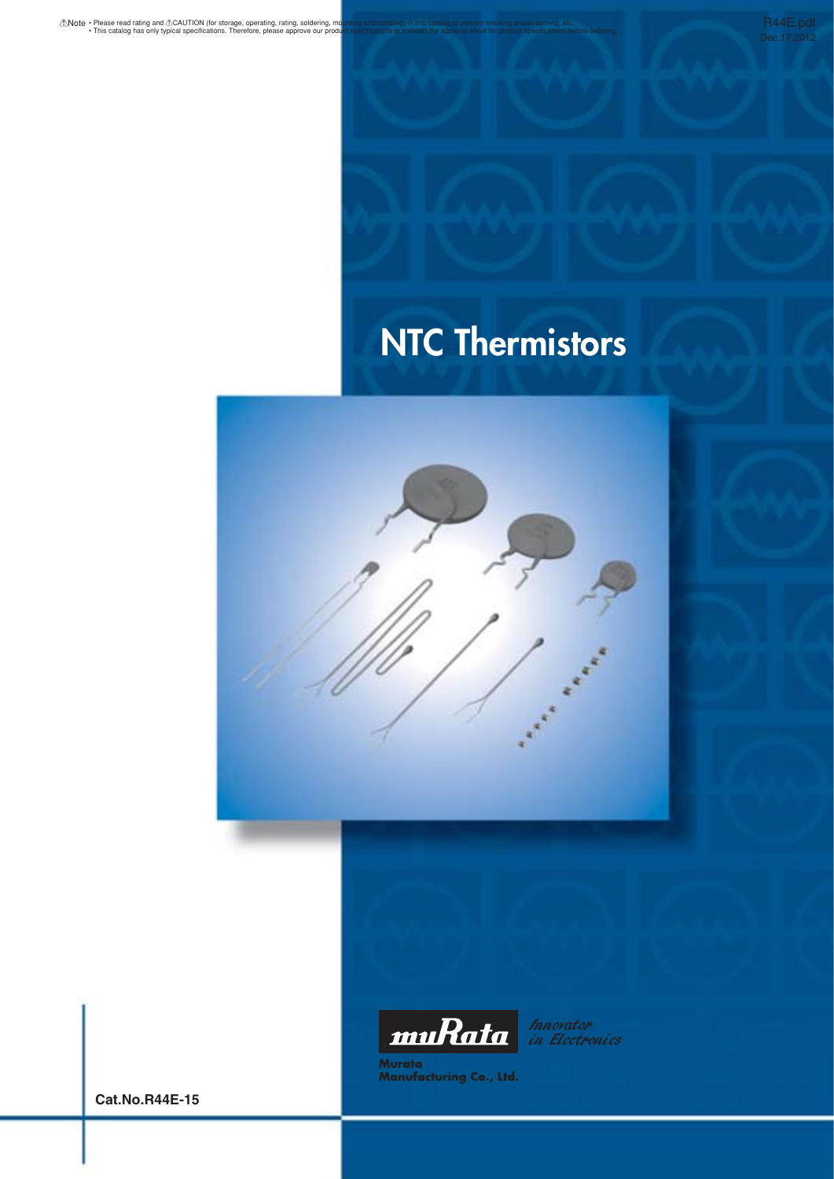⚠Note • Please read rating and ⚠CAUTION (for storage, operating, rating, soldering, mounting and handling) in this catalog to prevent smoking and/or burning, etc.
• This catalog has only typical specifications. Therefore, please approve our product specifications or transact the approval sheet for product specifications before ordering.

R44E.pdf
Dec.17,2012

# NTC Thermistors

muRata *Innovator in Electronics*

**Murata Manufacturing Co., Ltd.**

**Cat.No.R44E-15**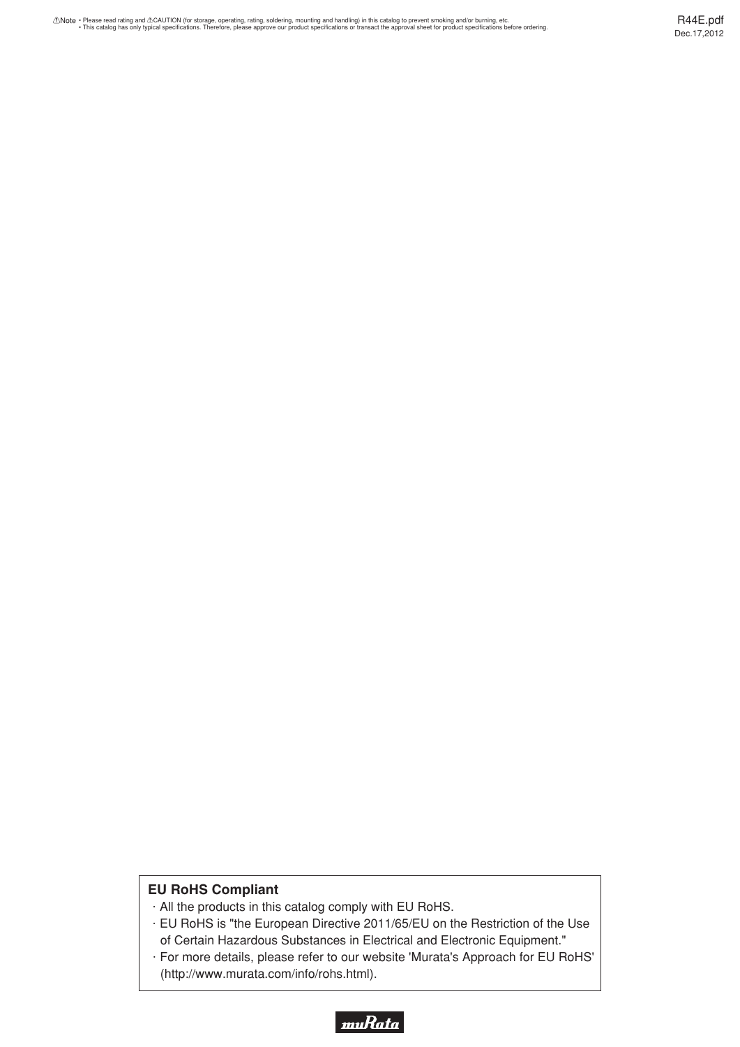**EU RoHS Compliant**

- All the products in this catalog comply with EU RoHS.
- EU RoHS is "the European Directive 2011/65/EU on the Restriction of the Use of Certain Hazardous Substances in Electrical and Electronic Equipment."
- For more details, please refer to our website 'Murata's Approach for EU RoHS' (http://www.murata.com/info/rohs.html).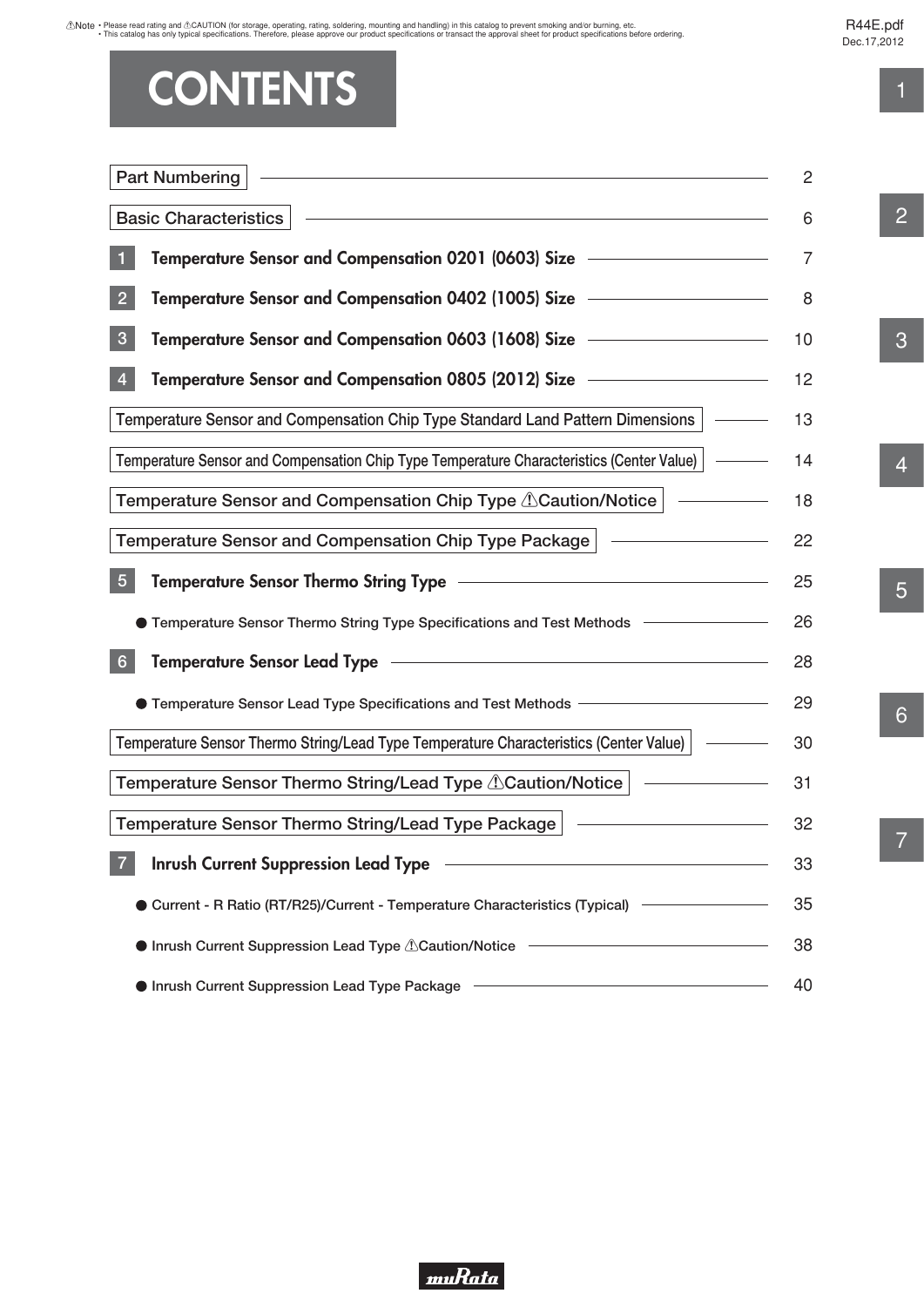# CONTENTS

| Section | Page |
|---|---|
| Part Numbering | 2 |
| Basic Characteristics | 6 |
| 1 **Temperature Sensor and Compensation 0201 (0603) Size** | 7 |
| 2 **Temperature Sensor and Compensation 0402 (1005) Size** | 8 |
| 3 **Temperature Sensor and Compensation 0603 (1608) Size** | 10 |
| 4 **Temperature Sensor and Compensation 0805 (2012) Size** | 12 |
| Temperature Sensor and Compensation Chip Type Standard Land Pattern Dimensions | 13 |
| Temperature Sensor and Compensation Chip Type Temperature Characteristics (Center Value) | 14 |
| Temperature Sensor and Compensation Chip Type ⚠Caution/Notice | 18 |
| Temperature Sensor and Compensation Chip Type Package | 22 |
| 5 **Temperature Sensor Thermo String Type** | 25 |
| ● Temperature Sensor Thermo String Type Specifications and Test Methods | 26 |
| 6 **Temperature Sensor Lead Type** | 28 |
| ● Temperature Sensor Lead Type Specifications and Test Methods | 29 |
| Temperature Sensor Thermo String/Lead Type Temperature Characteristics (Center Value) | 30 |
| Temperature Sensor Thermo String/Lead Type ⚠Caution/Notice | 31 |
| Temperature Sensor Thermo String/Lead Type Package | 32 |
| 7 **Inrush Current Suppression Lead Type** | 33 |
| ● Current - R Ratio (RT/R25)/Current - Temperature Characteristics (Typical) | 35 |
| ● Inrush Current Suppression Lead Type ⚠Caution/Notice | 38 |
| ● Inrush Current Suppression Lead Type Package | 40 |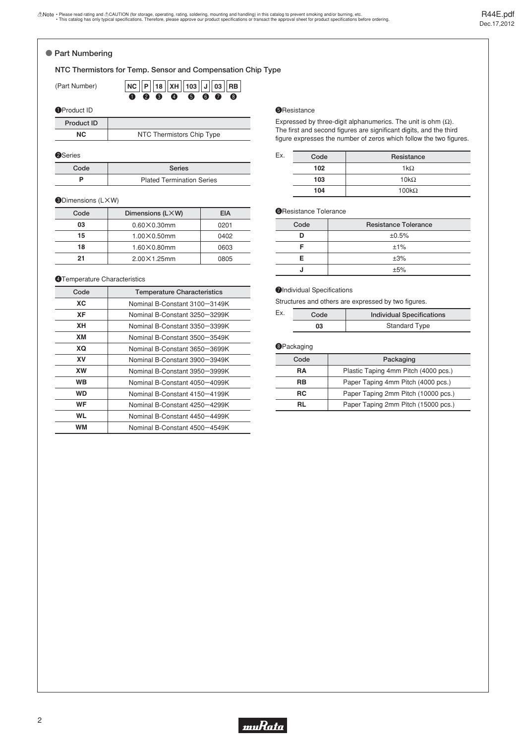## Part Numbering

### NTC Thermistors for Temp. Sensor and Compensation Chip Type

(Part Number) NC P 18 XH 103 J 03 RB
❶ ❷ ❸ ❹ ❺ ❻ ❼ ❽

**❶Product ID**

| Product ID | |
|---|---|
| NC | NTC Thermistors Chip Type |

**❷Series**

| Code | Series |
|---|---|
| P | Plated Termination Series |

**❸Dimensions (L×W)**

| Code | Dimensions (L×W) | EIA |
|---|---|---|
| 03 | 0.60×0.30mm | 0201 |
| 15 | 1.00×0.50mm | 0402 |
| 18 | 1.60×0.80mm | 0603 |
| 21 | 2.00×1.25mm | 0805 |

**❹Temperature Characteristics**

| Code | Temperature Characteristics |
|---|---|
| XC | Nominal B-Constant 3100−3149K |
| XF | Nominal B-Constant 3250−3299K |
| XH | Nominal B-Constant 3350−3399K |
| XM | Nominal B-Constant 3500−3549K |
| XQ | Nominal B-Constant 3650−3699K |
| XV | Nominal B-Constant 3900−3949K |
| XW | Nominal B-Constant 3950−3999K |
| WB | Nominal B-Constant 4050−4099K |
| WD | Nominal B-Constant 4150−4199K |
| WF | Nominal B-Constant 4250−4299K |
| WL | Nominal B-Constant 4450−4499K |
| WM | Nominal B-Constant 4500−4549K |

**❺Resistance**

Expressed by three-digit alphanumerics. The unit is ohm (Ω).
The first and second figures are significant digits, and the third figure expresses the number of zeros which follow the two figures.

Ex.

| Code | Resistance |
|---|---|
| 102 | 1kΩ |
| 103 | 10kΩ |
| 104 | 100kΩ |

**❻Resistance Tolerance**

| Code | Resistance Tolerance |
|---|---|
| D | ±0.5% |
| F | ±1% |
| E | ±3% |
| J | ±5% |

**❼Individual Specifications**

Structures and others are expressed by two figures.

Ex.

| Code | Individual Specifications |
|---|---|
| 03 | Standard Type |

**❽Packaging**

| Code | Packaging |
|---|---|
| RA | Plastic Taping 4mm Pitch (4000 pcs.) |
| RB | Paper Taping 4mm Pitch (4000 pcs.) |
| RC | Paper Taping 2mm Pitch (10000 pcs.) |
| RL | Paper Taping 2mm Pitch (15000 pcs.) |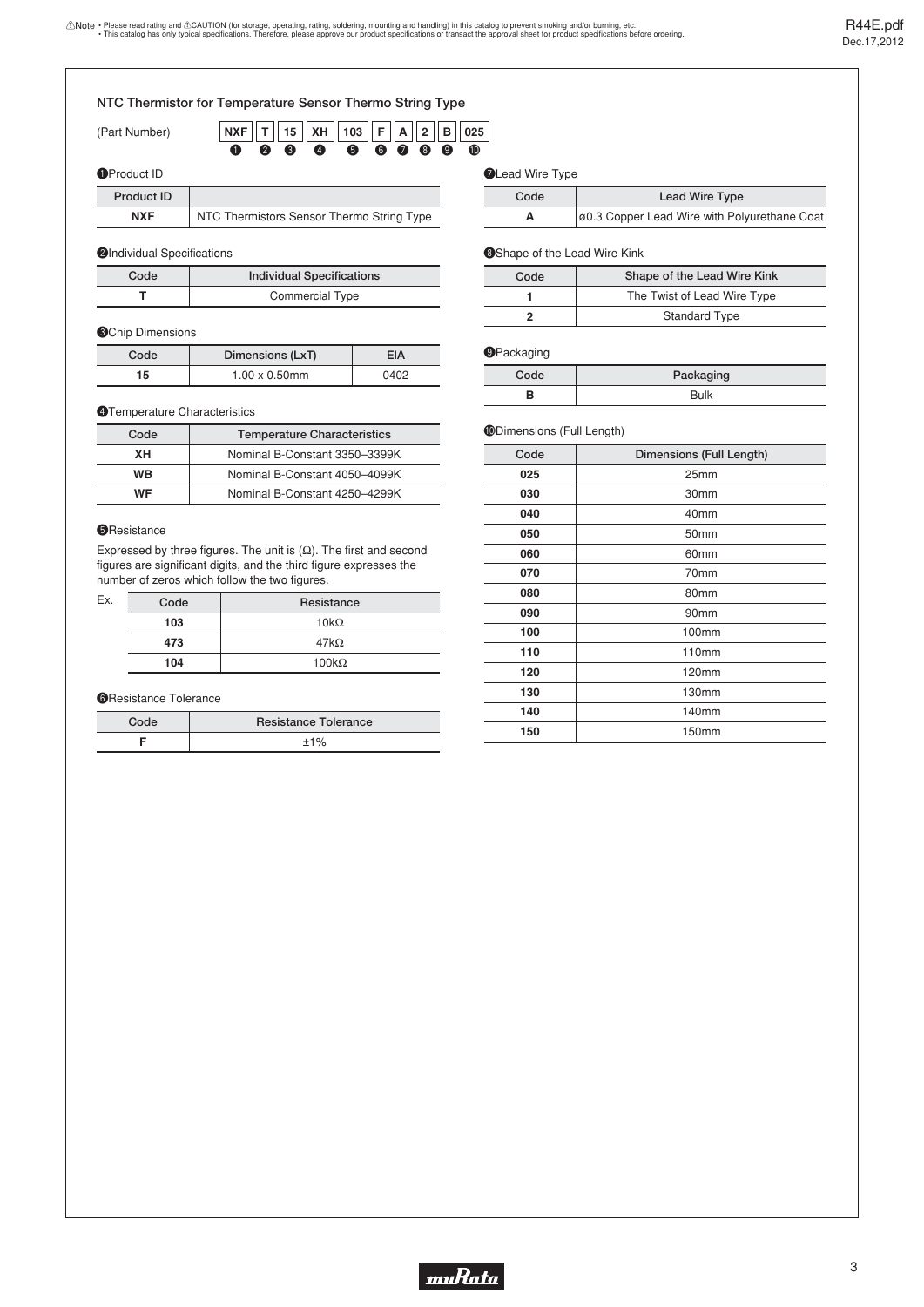## NTC Thermistor for Temperature Sensor Thermo String Type

(Part Number)

| NXF | T | 15 | XH | 103 | F | A | 2 | B | 025 |
|---|---|---|---|---|---|---|---|---|---|
| ❶ | ❷ | ❸ | ❹ | ❺ | ❻ | ❼ | ❽ | ❾ | ❿ |

### ❶Product ID

| Product ID | |
|---|---|
| NXF | NTC Thermistors Sensor Thermo String Type |

### ❷Individual Specifications

| Code | Individual Specifications |
|---|---|
| T | Commercial Type |

### ❸Chip Dimensions

| Code | Dimensions (LxT) | EIA |
|---|---|---|
| 15 | 1.00 x 0.50mm | 0402 |

### ❹Temperature Characteristics

| Code | Temperature Characteristics |
|---|---|
| XH | Nominal B-Constant 3350–3399K |
| WB | Nominal B-Constant 4050–4099K |
| WF | Nominal B-Constant 4250–4299K |

### ❺Resistance

Expressed by three figures. The unit is (Ω). The first and second figures are significant digits, and the third figure expresses the number of zeros which follow the two figures.

Ex.

| Code | Resistance |
|---|---|
| 103 | 10kΩ |
| 473 | 47kΩ |
| 104 | 100kΩ |

### ❻Resistance Tolerance

| Code | Resistance Tolerance |
|---|---|
| F | ±1% |

### ❼Lead Wire Type

| Code | Lead Wire Type |
|---|---|
| A | ø0.3 Copper Lead Wire with Polyurethane Coat |

### ❽Shape of the Lead Wire Kink

| Code | Shape of the Lead Wire Kink |
|---|---|
| 1 | The Twist of Lead Wire Type |
| 2 | Standard Type |

### ❾Packaging

| Code | Packaging |
|---|---|
| B | Bulk |

### ❿Dimensions (Full Length)

| Code | Dimensions (Full Length) |
|---|---|
| 025 | 25mm |
| 030 | 30mm |
| 040 | 40mm |
| 050 | 50mm |
| 060 | 60mm |
| 070 | 70mm |
| 080 | 80mm |
| 090 | 90mm |
| 100 | 100mm |
| 110 | 110mm |
| 120 | 120mm |
| 130 | 130mm |
| 140 | 140mm |
| 150 | 150mm |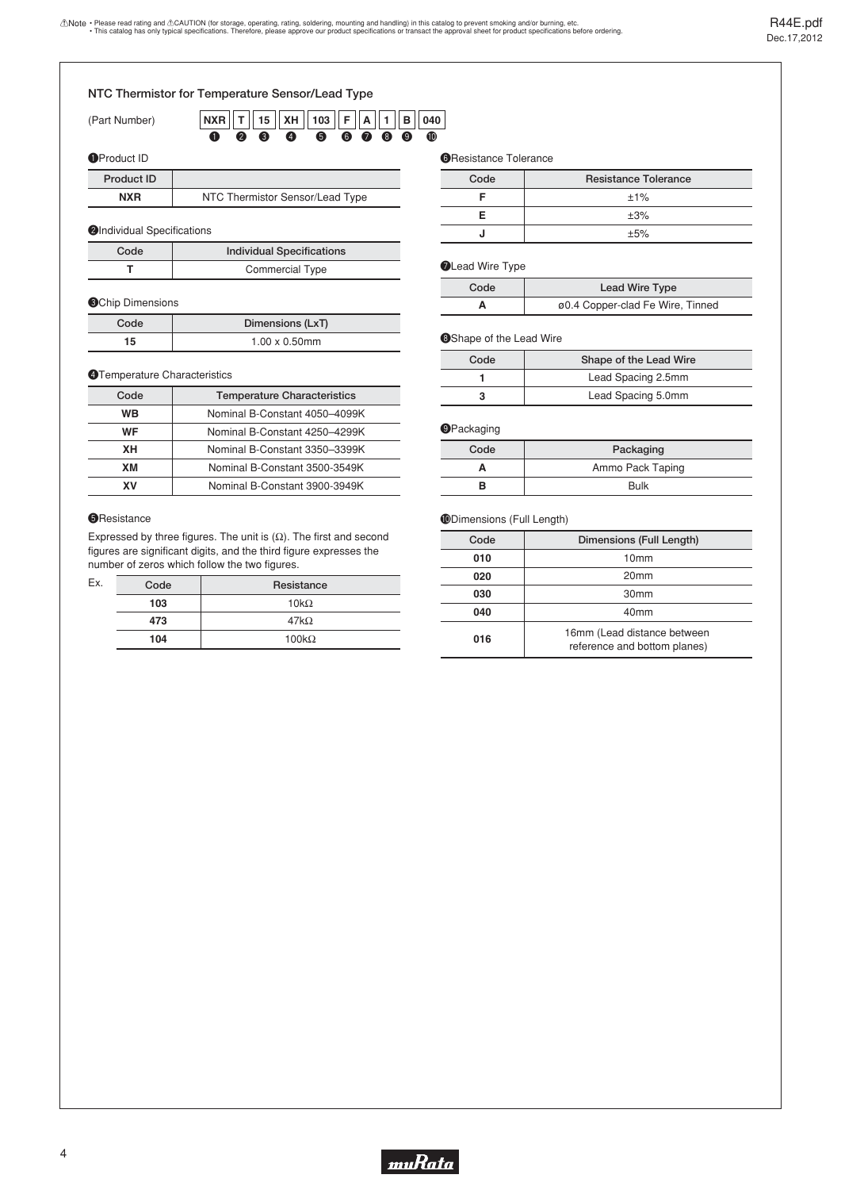## NTC Thermistor for Temperature Sensor/Lead Type

(Part Number)

| NXR | T | 15 | XH | 103 | F | A | 1 | B | 040 |
|---|---|---|---|---|---|---|---|---|---|
| ❶ | ❷ | ❸ | ❹ | ❺ | ❻ | ❼ | ❽ | ❾ | ❿ |

❶Product ID

| Product ID | |
|---|---|
| NXR | NTC Thermistor Sensor/Lead Type |

❷Individual Specifications

| Code | Individual Specifications |
|---|---|
| T | Commercial Type |

❸Chip Dimensions

| Code | Dimensions (LxT) |
|---|---|
| 15 | 1.00 x 0.50mm |

❹Temperature Characteristics

| Code | Temperature Characteristics |
|---|---|
| WB | Nominal B-Constant 4050–4099K |
| WF | Nominal B-Constant 4250–4299K |
| XH | Nominal B-Constant 3350–3399K |
| XM | Nominal B-Constant 3500-3549K |
| XV | Nominal B-Constant 3900-3949K |

❺Resistance

Expressed by three figures. The unit is (Ω). The first and second figures are significant digits, and the third figure expresses the number of zeros which follow the two figures.

Ex.

| Code | Resistance |
|---|---|
| 103 | 10kΩ |
| 473 | 47kΩ |
| 104 | 100kΩ |

❻Resistance Tolerance

| Code | Resistance Tolerance |
|---|---|
| F | ±1% |
| E | ±3% |
| J | ±5% |

❼Lead Wire Type

| Code | Lead Wire Type |
|---|---|
| A | ø0.4 Copper-clad Fe Wire, Tinned |

❽Shape of the Lead Wire

| Code | Shape of the Lead Wire |
|---|---|
| 1 | Lead Spacing 2.5mm |
| 3 | Lead Spacing 5.0mm |

❾Packaging

| Code | Packaging |
|---|---|
| A | Ammo Pack Taping |
| B | Bulk |

❿Dimensions (Full Length)

| Code | Dimensions (Full Length) |
|---|---|
| 010 | 10mm |
| 020 | 20mm |
| 030 | 30mm |
| 040 | 40mm |
| 016 | 16mm (Lead distance between reference and bottom planes) |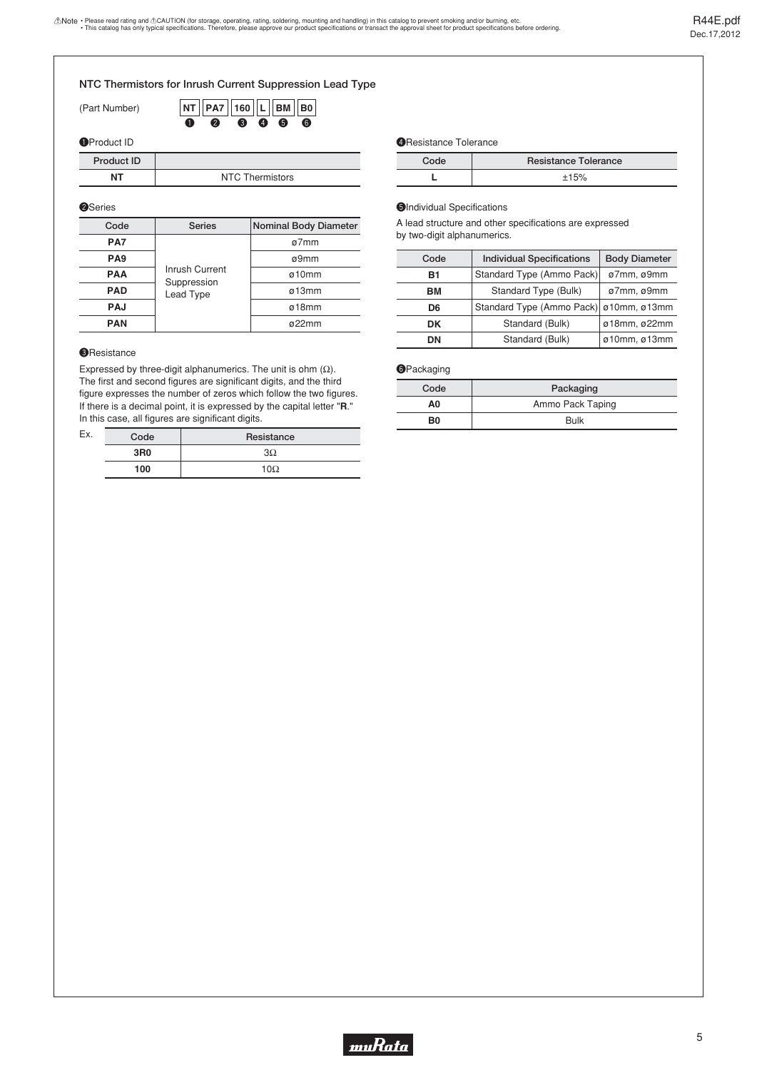## NTC Thermistors for Inrush Current Suppression Lead Type

(Part Number) NT PA7 160 L BM B0
❶ ❷ ❸ ❹ ❺ ❻

❶Product ID

| Product ID | |
|---|---|
| NT | NTC Thermistors |

❷Series

| Code | Series | Nominal Body Diameter |
|---|---|---|
| PA7 | Inrush Current Suppression Lead Type | ø7mm |
| PA9 | | ø9mm |
| PAA | | ø10mm |
| PAD | | ø13mm |
| PAJ | | ø18mm |
| PAN | | ø22mm |

❸Resistance

Expressed by three-digit alphanumerics. The unit is ohm (Ω). The first and second figures are significant digits, and the third figure expresses the number of zeros which follow the two figures. If there is a decimal point, it is expressed by the capital letter "**R**." In this case, all figures are significant digits.

Ex.

| Code | Resistance |
|---|---|
| 3R0 | 3Ω |
| 100 | 10Ω |

❹Resistance Tolerance

| Code | Resistance Tolerance |
|---|---|
| L | ±15% |

❺Individual Specifications

A lead structure and other specifications are expressed by two-digit alphanumerics.

| Code | Individual Specifications | Body Diameter |
|---|---|---|
| B1 | Standard Type (Ammo Pack) | ø7mm, ø9mm |
| BM | Standard Type (Bulk) | ø7mm, ø9mm |
| D6 | Standard Type (Ammo Pack) | ø10mm, ø13mm |
| DK | Standard (Bulk) | ø18mm, ø22mm |
| DN | Standard (Bulk) | ø10mm, ø13mm |

❻Packaging

| Code | Packaging |
|---|---|
| A0 | Ammo Pack Taping |
| B0 | Bulk |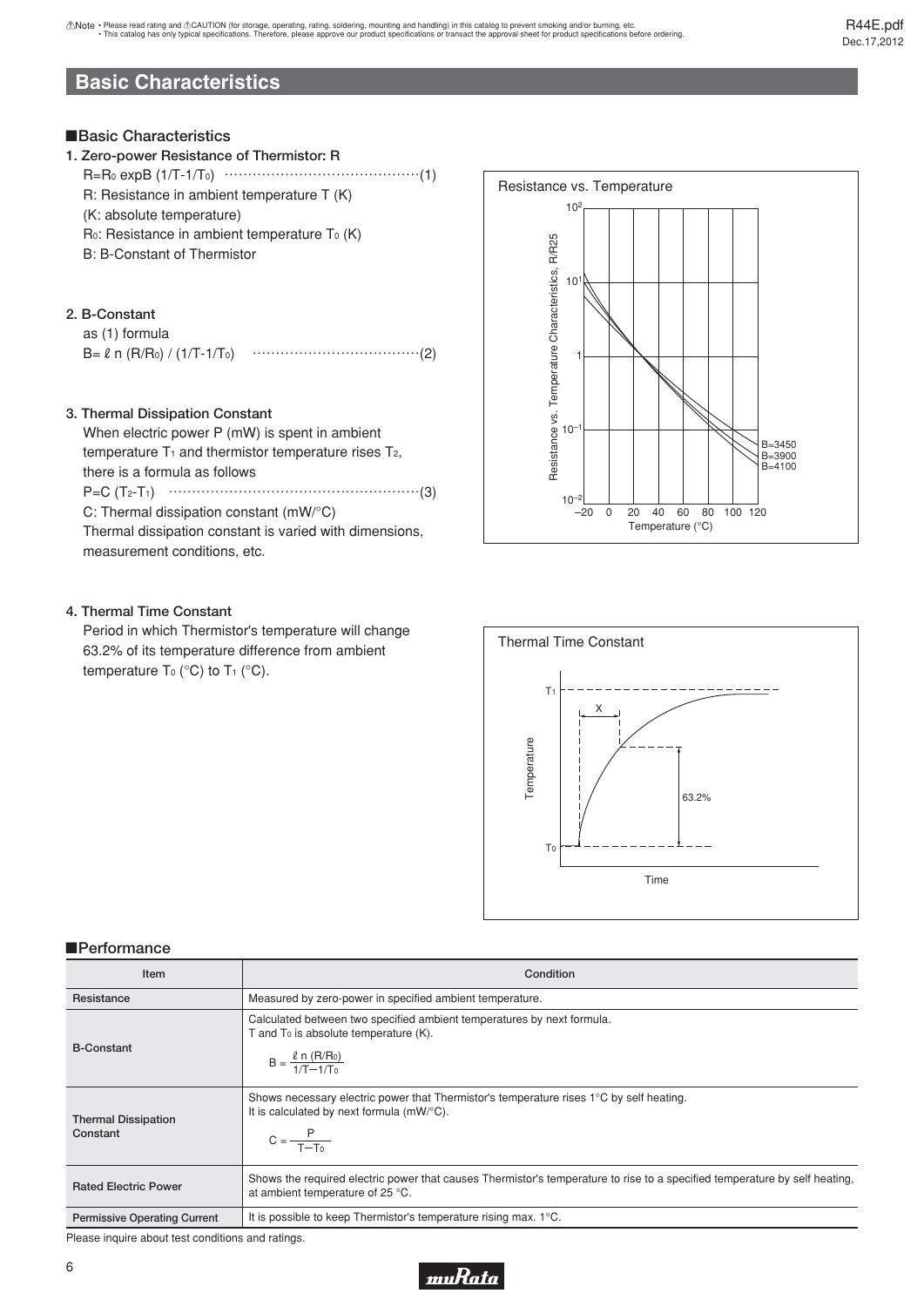## Basic Characteristics

### ■Basic Characteristics

**1. Zero-power Resistance of Thermistor: R**

$R=R_0 \exp B(1/T-1/T_0)$ ·······························(1)

R: Resistance in ambient temperature T (K)

(K: absolute temperature)

$R_0$: Resistance in ambient temperature $T_0$ (K)

B: B-Constant of Thermistor

**2. B-Constant**

as (1) formula

$B= \ell n(R/R_0) / (1/T-1/T_0)$ ·······························(2)

**3. Thermal Dissipation Constant**

When electric power P (mW) is spent in ambient temperature $T_1$ and thermistor temperature rises $T_2$, there is a formula as follows

$P=C(T_2-T_1)$ ·······························(3)

C: Thermal dissipation constant (mW/°C)

Thermal dissipation constant is varied with dimensions, measurement conditions, etc.

**4. Thermal Time Constant**

Period in which Thermistor's temperature will change 63.2% of its temperature difference from ambient temperature $T_0$ (°C) to $T_1$ (°C).

### ■Performance

| Item | Condition |
|---|---|
| Resistance | Measured by zero-power in specified ambient temperature. |
| B-Constant | Calculated between two specified ambient temperatures by next formula. T and $T_0$ is absolute temperature (K). $B=\frac{\ell n(R/R_0)}{1/T-1/T_0}$ |
| Thermal Dissipation Constant | Shows necessary electric power that Thermistor's temperature rises 1°C by self heating. It is calculated by next formula (mW/°C). $C=\frac{P}{T-T_0}$ |
| Rated Electric Power | Shows the required electric power that causes Thermistor's temperature to rise to a specified temperature by self heating, at ambient temperature of 25 °C. |
| Permissive Operating Current | It is possible to keep Thermistor's temperature rising max. 1°C. |

Please inquire about test conditions and ratings.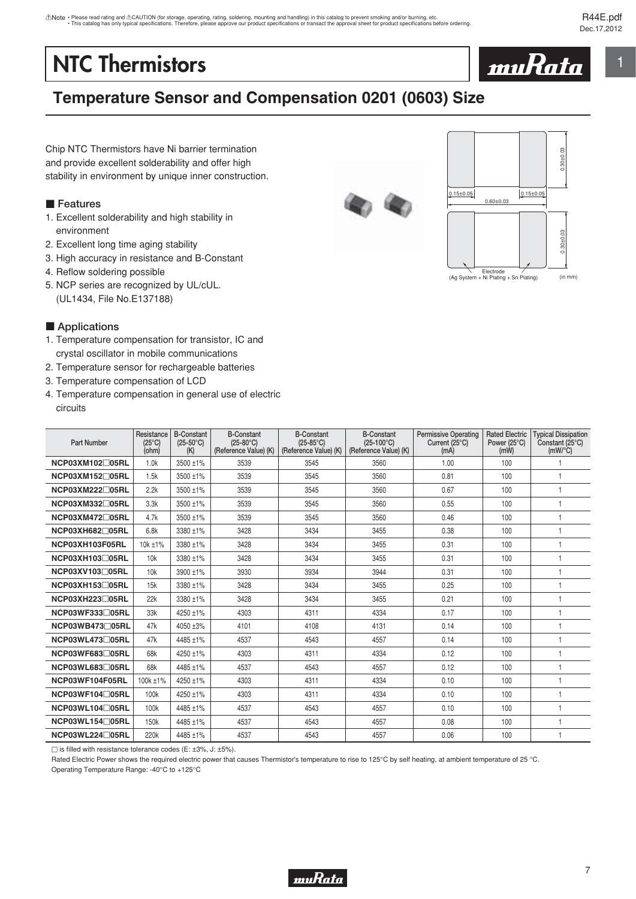⚠Note • Please read rating and ⚠CAUTION (for storage, operating, rating, soldering, mounting and handling) in this catalog to prevent smoking and/or burning, etc.
• This catalog has only typical specifications. Therefore, please approve our product specifications or transact the approval sheet for product specifications before ordering.

# NTC Thermistors

## Temperature Sensor and Compensation 0201 (0603) Size

Chip NTC Thermistors have Ni barrier termination and provide excellent solderability and offer high stability in environment by unique inner construction.

0.15±0.05 | 0.60±0.03 | 0.15±0.05 | 0.30±0.03 | 0.30±0.03

Electrode (Ag System + Ni Plating + Sn Plating) (in mm)

### ■ Features

1. Excellent solderability and high stability in environment
2. Excellent long time aging stability
3. High accuracy in resistance and B-Constant
4. Reflow soldering possible
5. NCP series are recognized by UL/cUL. (UL1434, File No.E137188)

### ■ Applications

1. Temperature compensation for transistor, IC and crystal oscillator in mobile communications
2. Temperature sensor for rechargeable batteries
3. Temperature compensation of LCD
4. Temperature compensation in general use of electric circuits

| Part Number | Resistance (25°C) (ohm) | B-Constant (25-50°C) (K) | B-Constant (25-80°C) (Reference Value) (K) | B-Constant (25-85°C) (Reference Value) (K) | B-Constant (25-100°C) (Reference Value) (K) | Permissive Operating Current (25°C) (mA) | Rated Electric Power (25°C) (mW) | Typical Dissipation Constant (25°C) (mW/°C) |
|---|---|---|---|---|---|---|---|---|
| NCP03XM102□05RL | 1.0k | 3500 ±1% | 3539 | 3545 | 3560 | 1.00 | 100 | 1 |
| NCP03XM152□05RL | 1.5k | 3500 ±1% | 3539 | 3545 | 3560 | 0.81 | 100 | 1 |
| NCP03XM222□05RL | 2.2k | 3500 ±1% | 3539 | 3545 | 3560 | 0.67 | 100 | 1 |
| NCP03XM332□05RL | 3.3k | 3500 ±1% | 3539 | 3545 | 3560 | 0.55 | 100 | 1 |
| NCP03XM472□05RL | 4.7k | 3500 ±1% | 3539 | 3545 | 3560 | 0.46 | 100 | 1 |
| NCP03XH682□05RL | 6.8k | 3380 ±1% | 3428 | 3434 | 3455 | 0.38 | 100 | 1 |
| NCP03XH103F05RL | 10k ±1% | 3380 ±1% | 3428 | 3434 | 3455 | 0.31 | 100 | 1 |
| NCP03XH103□05RL | 10k | 3380 ±1% | 3428 | 3434 | 3455 | 0.31 | 100 | 1 |
| NCP03XV103□05RL | 10k | 3900 ±1% | 3930 | 3934 | 3944 | 0.31 | 100 | 1 |
| NCP03XH153□05RL | 15k | 3380 ±1% | 3428 | 3434 | 3455 | 0.25 | 100 | 1 |
| NCP03XH223□05RL | 22k | 3380 ±1% | 3428 | 3434 | 3455 | 0.21 | 100 | 1 |
| NCP03WF333□05RL | 33k | 4250 ±1% | 4303 | 4311 | 4334 | 0.17 | 100 | 1 |
| NCP03WB473□05RL | 47k | 4050 ±3% | 4101 | 4108 | 4131 | 0.14 | 100 | 1 |
| NCP03WL473□05RL | 47k | 4485 ±1% | 4537 | 4543 | 4557 | 0.14 | 100 | 1 |
| NCP03WF683□05RL | 68k | 4250 ±1% | 4303 | 4311 | 4334 | 0.12 | 100 | 1 |
| NCP03WL683□05RL | 68k | 4485 ±1% | 4537 | 4543 | 4557 | 0.12 | 100 | 1 |
| NCP03WF104F05RL | 100k ±1% | 4250 ±1% | 4303 | 4311 | 4334 | 0.10 | 100 | 1 |
| NCP03WF104□05RL | 100k | 4250 ±1% | 4303 | 4311 | 4334 | 0.10 | 100 | 1 |
| NCP03WL104□05RL | 100k | 4485 ±1% | 4537 | 4543 | 4557 | 0.10 | 100 | 1 |
| NCP03WL154□05RL | 150k | 4485 ±1% | 4537 | 4543 | 4557 | 0.08 | 100 | 1 |
| NCP03WL224□05RL | 220k | 4485 ±1% | 4537 | 4543 | 4557 | 0.06 | 100 | 1 |

□ is filled with resistance tolerance codes (E: ±3%, J: ±5%).

Rated Electric Power shows the required electric power that causes Thermistor's temperature to rise to 125°C by self heating, at ambient temperature of 25 °C.

Operating Temperature Range: -40°C to +125°C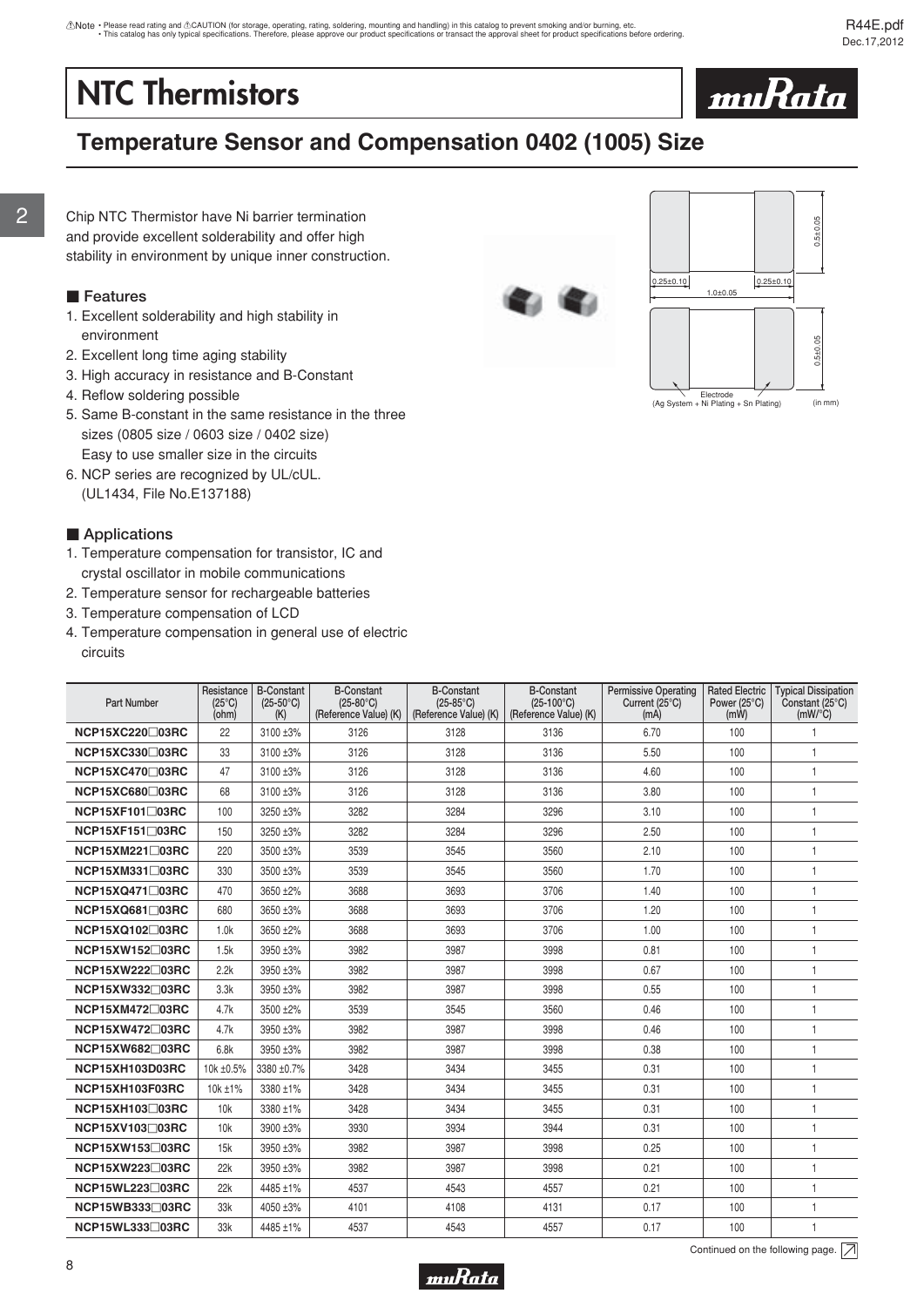⚠Note • Please read rating and ⚠CAUTION (for storage, operating, rating, soldering, mounting and handling) in this catalog to prevent smoking and/or burning, etc.
• This catalog has only typical specifications. Therefore, please approve our product specifications or transact the approval sheet for product specifications before ordering.

# NTC Thermistors

## Temperature Sensor and Compensation 0402 (1005) Size

Chip NTC Thermistor have Ni barrier termination and provide excellent solderability and offer high stability in environment by unique inner construction.

### ■ Features

1. Excellent solderability and high stability in environment
2. Excellent long time aging stability
3. High accuracy in resistance and B-Constant
4. Reflow soldering possible
5. Same B-constant in the same resistance in the three sizes (0805 size / 0603 size / 0402 size)
   Easy to use smaller size in the circuits
6. NCP series are recognized by UL/cUL.
   (UL1434, File No.E137188)

### ■ Applications

1. Temperature compensation for transistor, IC and crystal oscillator in mobile communications
2. Temperature sensor for rechargeable batteries
3. Temperature compensation of LCD
4. Temperature compensation in general use of electric circuits

0.25±0.10 | 1.0±0.05 | 0.25±0.10 | 0.5±0.05 | 0.5±0.05
Electrode (Ag System + Ni Plating + Sn Plating) (in mm)

| Part Number | Resistance (25°C) (ohm) | B-Constant (25-50°C) (K) | B-Constant (25-80°C) (Reference Value) (K) | B-Constant (25-85°C) (Reference Value) (K) | B-Constant (25-100°C) (Reference Value) (K) | Permissive Operating Current (25°C) (mA) | Rated Electric Power (25°C) (mW) | Typical Dissipation Constant (25°C) (mW/°C) |
|---|---|---|---|---|---|---|---|---|
| NCP15XC220□03RC | 22 | 3100 ±3% | 3126 | 3128 | 3136 | 6.70 | 100 | 1 |
| NCP15XC330□03RC | 33 | 3100 ±3% | 3126 | 3128 | 3136 | 5.50 | 100 | 1 |
| NCP15XC470□03RC | 47 | 3100 ±3% | 3126 | 3128 | 3136 | 4.60 | 100 | 1 |
| NCP15XC680□03RC | 68 | 3100 ±3% | 3126 | 3128 | 3136 | 3.80 | 100 | 1 |
| NCP15XF101□03RC | 100 | 3250 ±3% | 3282 | 3284 | 3296 | 3.10 | 100 | 1 |
| NCP15XF151□03RC | 150 | 3250 ±3% | 3282 | 3284 | 3296 | 2.50 | 100 | 1 |
| NCP15XM221□03RC | 220 | 3500 ±3% | 3539 | 3545 | 3560 | 2.10 | 100 | 1 |
| NCP15XM331□03RC | 330 | 3500 ±3% | 3539 | 3545 | 3560 | 1.70 | 100 | 1 |
| NCP15XQ471□03RC | 470 | 3650 ±2% | 3688 | 3693 | 3706 | 1.40 | 100 | 1 |
| NCP15XQ681□03RC | 680 | 3650 ±3% | 3688 | 3693 | 3706 | 1.20 | 100 | 1 |
| NCP15XQ102□03RC | 1.0k | 3650 ±2% | 3688 | 3693 | 3706 | 1.00 | 100 | 1 |
| NCP15XW152□03RC | 1.5k | 3950 ±3% | 3982 | 3987 | 3998 | 0.81 | 100 | 1 |
| NCP15XW222□03RC | 2.2k | 3950 ±3% | 3982 | 3987 | 3998 | 0.67 | 100 | 1 |
| NCP15XW332□03RC | 3.3k | 3950 ±3% | 3982 | 3987 | 3998 | 0.55 | 100 | 1 |
| NCP15XM472□03RC | 4.7k | 3500 ±2% | 3539 | 3545 | 3560 | 0.46 | 100 | 1 |
| NCP15XW472□03RC | 4.7k | 3950 ±3% | 3982 | 3987 | 3998 | 0.46 | 100 | 1 |
| NCP15XW682□03RC | 6.8k | 3950 ±3% | 3982 | 3987 | 3998 | 0.38 | 100 | 1 |
| NCP15XH103D03RC | 10k ±0.5% | 3380 ±0.7% | 3428 | 3434 | 3455 | 0.31 | 100 | 1 |
| NCP15XH103F03RC | 10k ±1% | 3380 ±1% | 3428 | 3434 | 3455 | 0.31 | 100 | 1 |
| NCP15XH103□03RC | 10k | 3380 ±1% | 3428 | 3434 | 3455 | 0.31 | 100 | 1 |
| NCP15XV103□03RC | 10k | 3900 ±3% | 3930 | 3934 | 3944 | 0.31 | 100 | 1 |
| NCP15XW153□03RC | 15k | 3950 ±3% | 3982 | 3987 | 3998 | 0.25 | 100 | 1 |
| NCP15XW223□03RC | 22k | 3950 ±3% | 3982 | 3987 | 3998 | 0.21 | 100 | 1 |
| NCP15WL223□03RC | 22k | 4485 ±1% | 4537 | 4543 | 4557 | 0.21 | 100 | 1 |
| NCP15WB333□03RC | 33k | 4050 ±3% | 4101 | 4108 | 4131 | 0.17 | 100 | 1 |
| NCP15WL333□03RC | 33k | 4485 ±1% | 4537 | 4543 | 4557 | 0.17 | 100 | 1 |

Continued on the following page.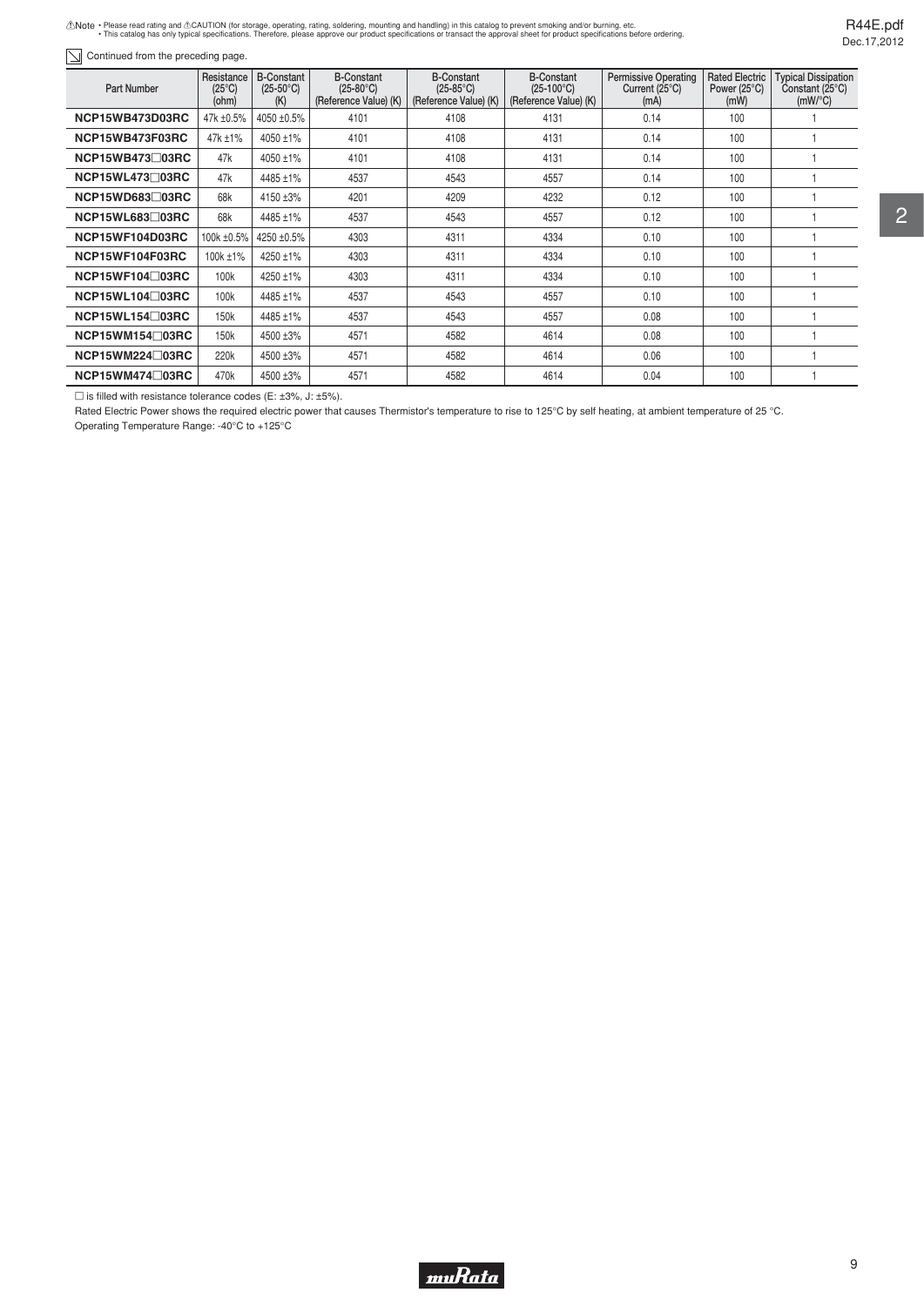Continued from the preceding page.

| Part Number | Resistance (25°C) (ohm) | B-Constant (25-50°C) (K) | B-Constant (25-80°C) (Reference Value) (K) | B-Constant (25-85°C) (Reference Value) (K) | B-Constant (25-100°C) (Reference Value) (K) | Permissive Operating Current (25°C) (mA) | Rated Electric Power (25°C) (mW) | Typical Dissipation Constant (25°C) (mW/°C) |
|---|---|---|---|---|---|---|---|---|
| **NCP15WB473D03RC** | 47k ±0.5% | 4050 ±0.5% | 4101 | 4108 | 4131 | 0.14 | 100 | 1 |
| **NCP15WB473F03RC** | 47k ±1% | 4050 ±1% | 4101 | 4108 | 4131 | 0.14 | 100 | 1 |
| **NCP15WB473□03RC** | 47k | 4050 ±1% | 4101 | 4108 | 4131 | 0.14 | 100 | 1 |
| **NCP15WL473□03RC** | 47k | 4485 ±1% | 4537 | 4543 | 4557 | 0.14 | 100 | 1 |
| **NCP15WD683□03RC** | 68k | 4150 ±3% | 4201 | 4209 | 4232 | 0.12 | 100 | 1 |
| **NCP15WL683□03RC** | 68k | 4485 ±1% | 4537 | 4543 | 4557 | 0.12 | 100 | 1 |
| **NCP15WF104D03RC** | 100k ±0.5% | 4250 ±0.5% | 4303 | 4311 | 4334 | 0.10 | 100 | 1 |
| **NCP15WF104F03RC** | 100k ±1% | 4250 ±1% | 4303 | 4311 | 4334 | 0.10 | 100 | 1 |
| **NCP15WF104□03RC** | 100k | 4250 ±1% | 4303 | 4311 | 4334 | 0.10 | 100 | 1 |
| **NCP15WL104□03RC** | 100k | 4485 ±1% | 4537 | 4543 | 4557 | 0.10 | 100 | 1 |
| **NCP15WL154□03RC** | 150k | 4485 ±1% | 4537 | 4543 | 4557 | 0.08 | 100 | 1 |
| **NCP15WM154□03RC** | 150k | 4500 ±3% | 4571 | 4582 | 4614 | 0.08 | 100 | 1 |
| **NCP15WM224□03RC** | 220k | 4500 ±3% | 4571 | 4582 | 4614 | 0.06 | 100 | 1 |
| **NCP15WM474□03RC** | 470k | 4500 ±3% | 4571 | 4582 | 4614 | 0.04 | 100 | 1 |

□ is filled with resistance tolerance codes (E: ±3%, J: ±5%).

Rated Electric Power shows the required electric power that causes Thermistor's temperature to rise to 125°C by self heating, at ambient temperature of 25 °C.

Operating Temperature Range: -40°C to +125°C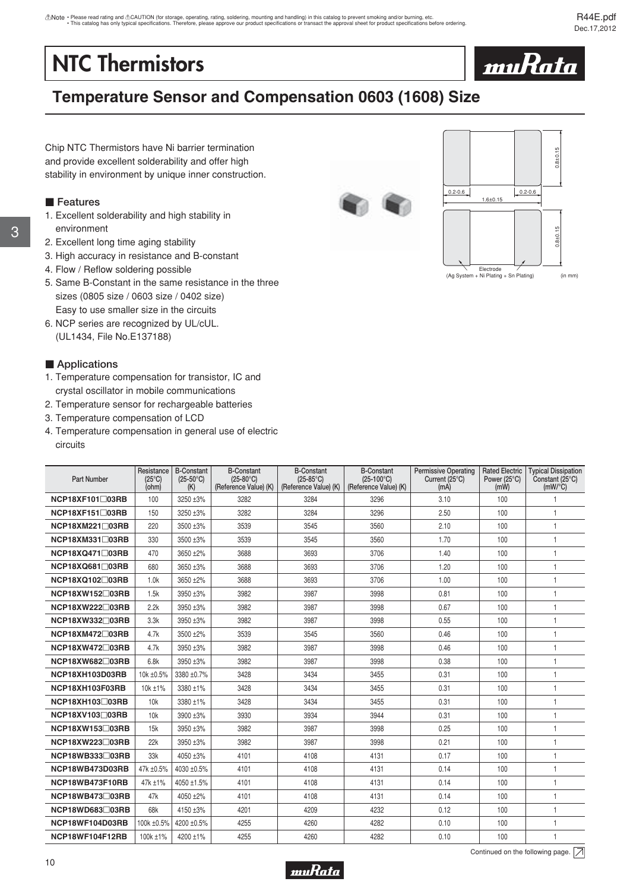# NTC Thermistors

## Temperature Sensor and Compensation 0603 (1608) Size

Chip NTC Thermistors have Ni barrier termination and provide excellent solderability and offer high stability in environment by unique inner construction.

### ■ Features

1. Excellent solderability and high stability in environment
2. Excellent long time aging stability
3. High accuracy in resistance and B-constant
4. Flow / Reflow soldering possible
5. Same B-Constant in the same resistance in the three sizes (0805 size / 0603 size / 0402 size)
   Easy to use smaller size in the circuits
6. NCP series are recognized by UL/cUL.
   (UL1434, File No.E137188)

### ■ Applications

1. Temperature compensation for transistor, IC and crystal oscillator in mobile communications
2. Temperature sensor for rechargeable batteries
3. Temperature compensation of LCD
4. Temperature compensation in general use of electric circuits

0.2-0.6 | 1.6±0.15 | 0.2-0.6 | 0.8±0.15 | 0.8±0.15

Electrode (Ag System + Ni Plating + Sn Plating) (in mm)

| Part Number | Resistance (25°C) (ohm) | B-Constant (25-50°C) (K) | B-Constant (25-80°C) (Reference Value) (K) | B-Constant (25-85°C) (Reference Value) (K) | B-Constant (25-100°C) (Reference Value) (K) | Permissive Operating Current (25°C) (mA) | Rated Electric Power (25°C) (mW) | Typical Dissipation Constant (25°C) (mW/°C) |
|---|---|---|---|---|---|---|---|---|
| NCP18XF101□03RB | 100 | 3250 ±3% | 3282 | 3284 | 3296 | 3.10 | 100 | 1 |
| NCP18XF151□03RB | 150 | 3250 ±3% | 3282 | 3284 | 3296 | 2.50 | 100 | 1 |
| NCP18XM221□03RB | 220 | 3500 ±3% | 3539 | 3545 | 3560 | 2.10 | 100 | 1 |
| NCP18XM331□03RB | 330 | 3500 ±3% | 3539 | 3545 | 3560 | 1.70 | 100 | 1 |
| NCP18XQ471□03RB | 470 | 3650 ±2% | 3688 | 3693 | 3706 | 1.40 | 100 | 1 |
| NCP18XQ681□03RB | 680 | 3650 ±3% | 3688 | 3693 | 3706 | 1.20 | 100 | 1 |
| NCP18XQ102□03RB | 1.0k | 3650 ±2% | 3688 | 3693 | 3706 | 1.00 | 100 | 1 |
| NCP18XW152□03RB | 1.5k | 3950 ±3% | 3982 | 3987 | 3998 | 0.81 | 100 | 1 |
| NCP18XW222□03RB | 2.2k | 3950 ±3% | 3982 | 3987 | 3998 | 0.67 | 100 | 1 |
| NCP18XW332□03RB | 3.3k | 3950 ±3% | 3982 | 3987 | 3998 | 0.55 | 100 | 1 |
| NCP18XM472□03RB | 4.7k | 3500 ±2% | 3539 | 3545 | 3560 | 0.46 | 100 | 1 |
| NCP18XW472□03RB | 4.7k | 3950 ±3% | 3982 | 3987 | 3998 | 0.46 | 100 | 1 |
| NCP18XW682□03RB | 6.8k | 3950 ±3% | 3982 | 3987 | 3998 | 0.38 | 100 | 1 |
| NCP18XH103D03RB | 10k ±0.5% | 3380 ±0.7% | 3428 | 3434 | 3455 | 0.31 | 100 | 1 |
| NCP18XH103F03RB | 10k ±1% | 3380 ±1% | 3428 | 3434 | 3455 | 0.31 | 100 | 1 |
| NCP18XH103□03RB | 10k | 3380 ±1% | 3428 | 3434 | 3455 | 0.31 | 100 | 1 |
| NCP18XV103□03RB | 10k | 3900 ±3% | 3930 | 3934 | 3944 | 0.31 | 100 | 1 |
| NCP18XW153□03RB | 15k | 3950 ±3% | 3982 | 3987 | 3998 | 0.25 | 100 | 1 |
| NCP18XW223□03RB | 22k | 3950 ±3% | 3982 | 3987 | 3998 | 0.21 | 100 | 1 |
| NCP18WB333□03RB | 33k | 4050 ±3% | 4101 | 4108 | 4131 | 0.17 | 100 | 1 |
| NCP18WB473D03RB | 47k ±0.5% | 4030 ±0.5% | 4101 | 4108 | 4131 | 0.14 | 100 | 1 |
| NCP18WB473F10RB | 47k ±1% | 4050 ±1.5% | 4101 | 4108 | 4131 | 0.14 | 100 | 1 |
| NCP18WB473□03RB | 47k | 4050 ±2% | 4101 | 4108 | 4131 | 0.14 | 100 | 1 |
| NCP18WD683□03RB | 68k | 4150 ±3% | 4201 | 4209 | 4232 | 0.12 | 100 | 1 |
| NCP18WF104D03RB | 100k ±0.5% | 4200 ±0.5% | 4255 | 4260 | 4282 | 0.10 | 100 | 1 |
| NCP18WF104F12RB | 100k ±1% | 4200 ±1% | 4255 | 4260 | 4282 | 0.10 | 100 | 1 |

Continued on the following page.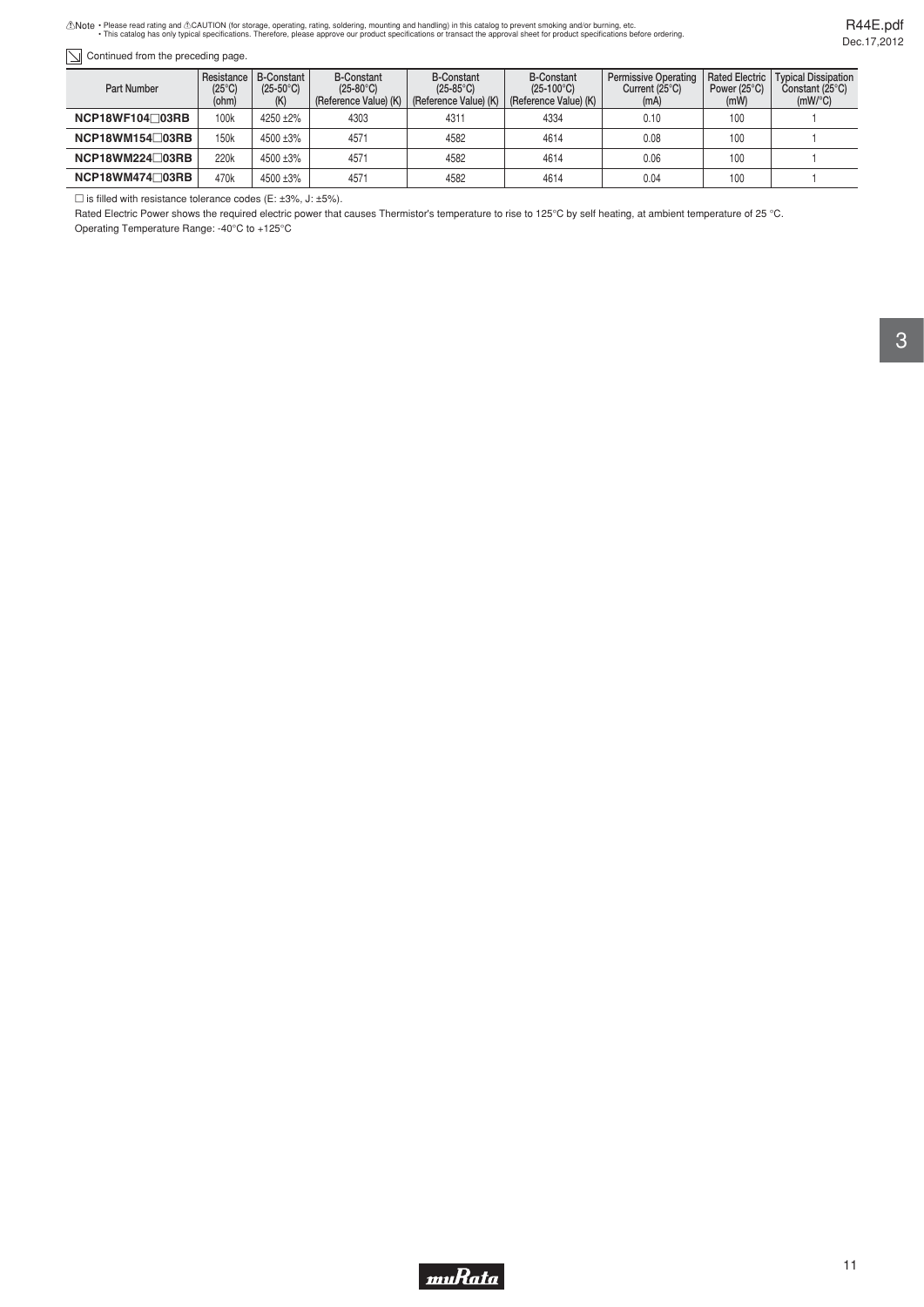⚠Note • Please read rating and ⚠CAUTION (for storage, operating, rating, soldering, mounting and handling) in this catalog to prevent smoking and/or burning, etc.
• This catalog has only typical specifications. Therefore, please approve our product specifications or transact the approval sheet for product specifications before ordering.

Continued from the preceding page.

| Part Number | Resistance (25°C) (ohm) | B-Constant (25-50°C) (K) | B-Constant (25-80°C) (Reference Value) (K) | B-Constant (25-85°C) (Reference Value) (K) | B-Constant (25-100°C) (Reference Value) (K) | Permissive Operating Current (25°C) (mA) | Rated Electric Power (25°C) (mW) | Typical Dissipation Constant (25°C) (mW/°C) |
|---|---|---|---|---|---|---|---|---|
| **NCP18WF104□03RB** | 100k | 4250 ±2% | 4303 | 4311 | 4334 | 0.10 | 100 | 1 |
| **NCP18WM154□03RB** | 150k | 4500 ±3% | 4571 | 4582 | 4614 | 0.08 | 100 | 1 |
| **NCP18WM224□03RB** | 220k | 4500 ±3% | 4571 | 4582 | 4614 | 0.06 | 100 | 1 |
| **NCP18WM474□03RB** | 470k | 4500 ±3% | 4571 | 4582 | 4614 | 0.04 | 100 | 1 |

□ is filled with resistance tolerance codes (E: ±3%, J: ±5%).

Rated Electric Power shows the required electric power that causes Thermistor's temperature to rise to 125°C by self heating, at ambient temperature of 25 °C.

Operating Temperature Range: -40°C to +125°C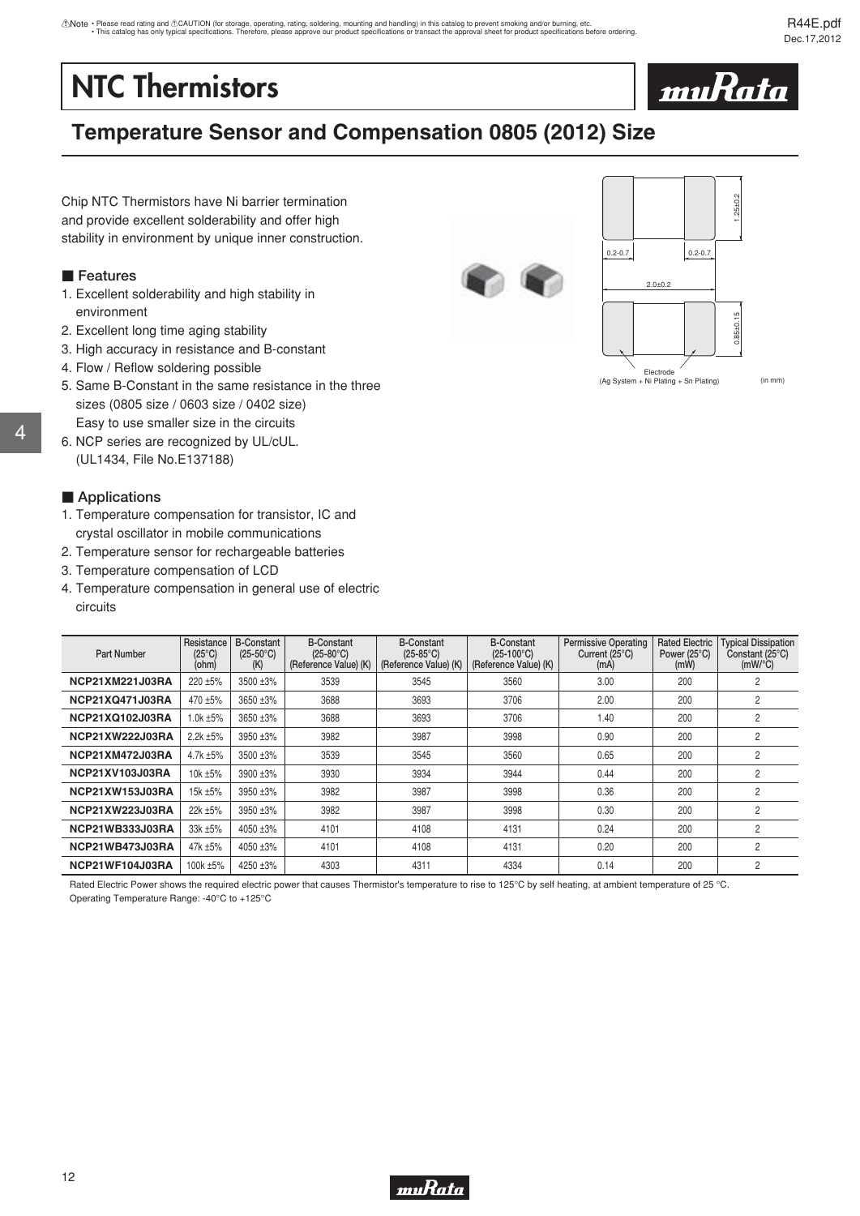# NTC Thermistors

## Temperature Sensor and Compensation 0805 (2012) Size

Chip NTC Thermistors have Ni barrier termination and provide excellent solderability and offer high stability in environment by unique inner construction.

### ■ Features

1. Excellent solderability and high stability in environment
2. Excellent long time aging stability
3. High accuracy in resistance and B-constant
4. Flow / Reflow soldering possible
5. Same B-Constant in the same resistance in the three sizes (0805 size / 0603 size / 0402 size)
   Easy to use smaller size in the circuits
6. NCP series are recognized by UL/cUL.
   (UL1434, File No.E137188)

### ■ Applications

1. Temperature compensation for transistor, IC and crystal oscillator in mobile communications
2. Temperature sensor for rechargeable batteries
3. Temperature compensation of LCD
4. Temperature compensation in general use of electric circuits

0.2-0.7 | 0.2-0.7 | 1.25±0.2 | 2.0±0.2 | 0.85±0.15

Electrode
(Ag System + Ni Plating + Sn Plating)

(in mm)

| Part Number | Resistance (25°C) (ohm) | B-Constant (25-50°C) (K) | B-Constant (25-80°C) (Reference Value) (K) | B-Constant (25-85°C) (Reference Value) (K) | B-Constant (25-100°C) (Reference Value) (K) | Permissive Operating Current (25°C) (mA) | Rated Electric Power (25°C) (mW) | Typical Dissipation Constant (25°C) (mW/°C) |
|---|---|---|---|---|---|---|---|---|
| **NCP21XM221J03RA** | 220 ±5% | 3500 ±3% | 3539 | 3545 | 3560 | 3.00 | 200 | 2 |
| **NCP21XQ471J03RA** | 470 ±5% | 3650 ±3% | 3688 | 3693 | 3706 | 2.00 | 200 | 2 |
| **NCP21XQ102J03RA** | 1.0k ±5% | 3650 ±3% | 3688 | 3693 | 3706 | 1.40 | 200 | 2 |
| **NCP21XW222J03RA** | 2.2k ±5% | 3950 ±3% | 3982 | 3987 | 3998 | 0.90 | 200 | 2 |
| **NCP21XM472J03RA** | 4.7k ±5% | 3500 ±3% | 3539 | 3545 | 3560 | 0.65 | 200 | 2 |
| **NCP21XV103J03RA** | 10k ±5% | 3900 ±3% | 3930 | 3934 | 3944 | 0.44 | 200 | 2 |
| **NCP21XW153J03RA** | 15k ±5% | 3950 ±3% | 3982 | 3987 | 3998 | 0.36 | 200 | 2 |
| **NCP21XW223J03RA** | 22k ±5% | 3950 ±3% | 3982 | 3987 | 3998 | 0.30 | 200 | 2 |
| **NCP21WB333J03RA** | 33k ±5% | 4050 ±3% | 4101 | 4108 | 4131 | 0.24 | 200 | 2 |
| **NCP21WB473J03RA** | 47k ±5% | 4050 ±3% | 4101 | 4108 | 4131 | 0.20 | 200 | 2 |
| **NCP21WF104J03RA** | 100k ±5% | 4250 ±3% | 4303 | 4311 | 4334 | 0.14 | 200 | 2 |

Rated Electric Power shows the required electric power that causes Thermistor's temperature to rise to 125°C by self heating, at ambient temperature of 25 °C.
Operating Temperature Range: -40°C to +125°C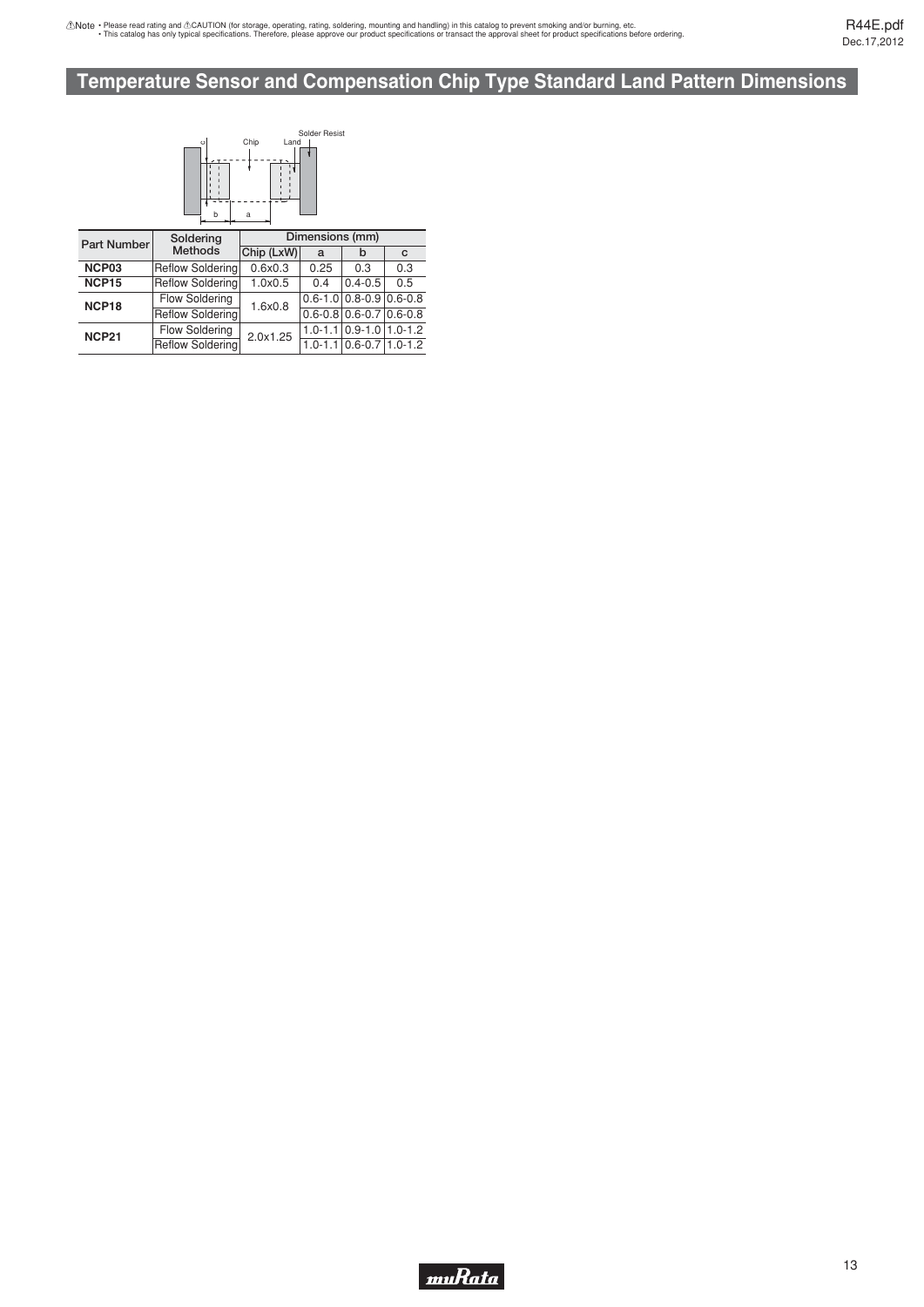# Temperature Sensor and Compensation Chip Type Standard Land Pattern Dimensions

| Part Number | Soldering Methods | Dimensions (mm) | | | |
|---|---|---|---|---|---|
| | | Chip (LxW) | a | b | c |
| **NCP03** | Reflow Soldering | 0.6x0.3 | 0.25 | 0.3 | 0.3 |
| **NCP15** | Reflow Soldering | 1.0x0.5 | 0.4 | 0.4-0.5 | 0.5 |
| **NCP18** | Flow Soldering | 1.6x0.8 | 0.6-1.0 | 0.8-0.9 | 0.6-0.8 |
| | Reflow Soldering | | 0.6-0.8 | 0.6-0.7 | 0.6-0.8 |
| **NCP21** | Flow Soldering | 2.0x1.25 | 1.0-1.1 | 0.9-1.0 | 1.0-1.2 |
| | Reflow Soldering | | 1.0-1.1 | 0.6-0.7 | 1.0-1.2 |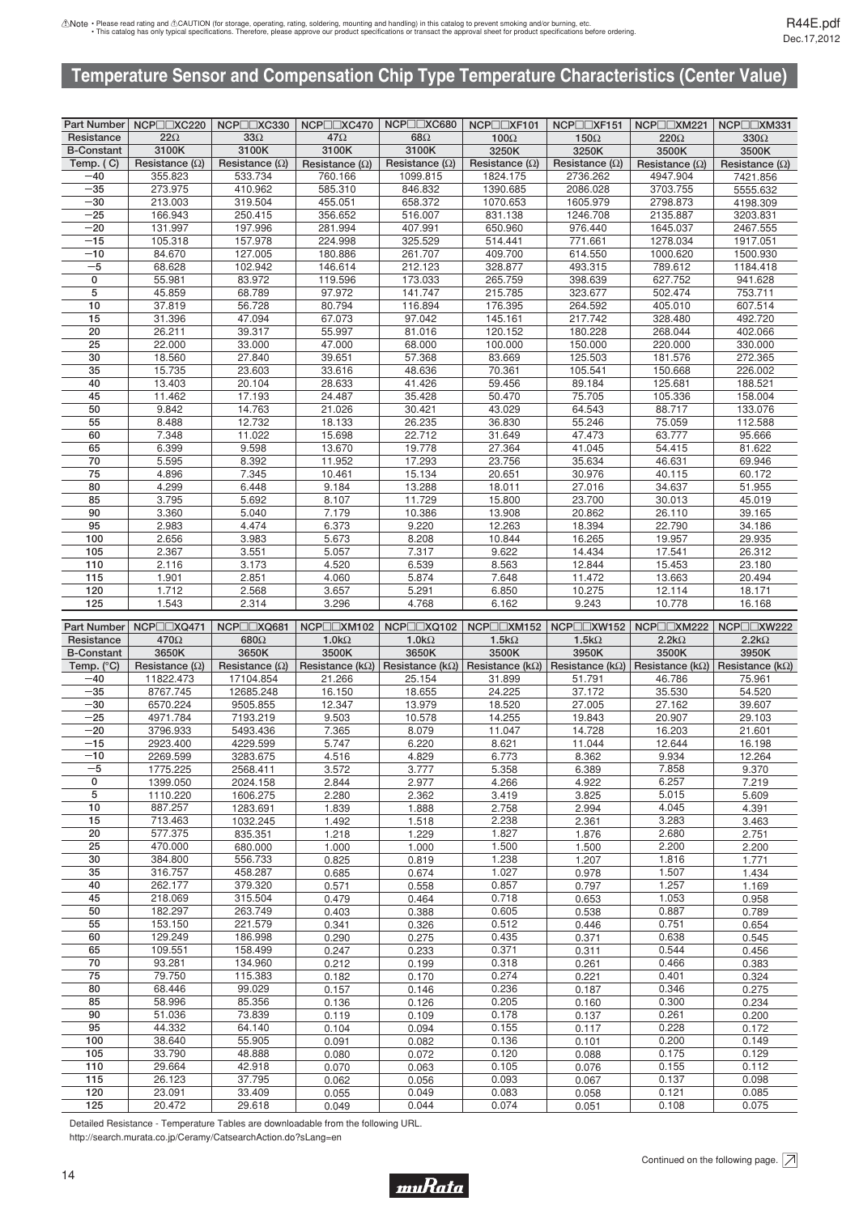⚠Note • Please read rating and ⚠CAUTION (for storage, operating, rating, soldering, mounting and handling) in this catalog to prevent smoking and/or burning, etc.
• This catalog has only typical specifications. Therefore, please approve our product specifications or transact the approval sheet for product specifications before ordering.

# Temperature Sensor and Compensation Chip Type Temperature Characteristics (Center Value)

| Part Number | NCP□□XC220 | NCP□□XC330 | NCP□□XC470 | NCP□□XC680 | NCP□□XF101 | NCP□□XF151 | NCP□□XM221 | NCP□□XM331 |
|---|---|---|---|---|---|---|---|---|
| Resistance | 22Ω | 33Ω | 47Ω | 68Ω | 100Ω | 150Ω | 220Ω | 330Ω |
| B-Constant | 3100K | 3100K | 3100K | 3100K | 3250K | 3250K | 3500K | 3500K |
| Temp. (°C) | Resistance (Ω) | Resistance (Ω) | Resistance (Ω) | Resistance (Ω) | Resistance (Ω) | Resistance (Ω) | Resistance (Ω) | Resistance (Ω) |
| −40 | 355.823 | 533.734 | 760.166 | 1099.815 | 1824.175 | 2736.262 | 4947.904 | 7421.856 |
| −35 | 273.975 | 410.962 | 585.310 | 846.832 | 1390.685 | 2086.028 | 3703.755 | 5555.632 |
| −30 | 213.003 | 319.504 | 455.051 | 658.372 | 1070.653 | 1605.979 | 2798.873 | 4198.309 |
| −25 | 166.943 | 250.415 | 356.652 | 516.007 | 831.138 | 1246.708 | 2135.887 | 3203.831 |
| −20 | 131.997 | 197.996 | 281.994 | 407.991 | 650.960 | 976.440 | 1645.037 | 2467.555 |
| −15 | 105.318 | 157.978 | 224.998 | 325.529 | 514.441 | 771.661 | 1278.034 | 1917.051 |
| −10 | 84.670 | 127.005 | 180.886 | 261.707 | 409.700 | 614.550 | 1000.620 | 1500.930 |
| −5 | 68.628 | 102.942 | 146.614 | 212.123 | 328.877 | 493.315 | 789.612 | 1184.418 |
| 0 | 55.981 | 83.972 | 119.596 | 173.033 | 265.759 | 398.639 | 627.752 | 941.628 |
| 5 | 45.859 | 68.789 | 97.972 | 141.747 | 215.785 | 323.677 | 502.474 | 753.711 |
| 10 | 37.819 | 56.728 | 80.794 | 116.894 | 176.395 | 264.592 | 405.010 | 607.514 |
| 15 | 31.396 | 47.094 | 67.073 | 97.042 | 145.161 | 217.742 | 328.480 | 492.720 |
| 20 | 26.211 | 39.317 | 55.997 | 81.016 | 120.152 | 180.228 | 268.044 | 402.066 |
| 25 | 22.000 | 33.000 | 47.000 | 68.000 | 100.000 | 150.000 | 220.000 | 330.000 |
| 30 | 18.560 | 27.840 | 39.651 | 57.368 | 83.669 | 125.503 | 181.576 | 272.365 |
| 35 | 15.735 | 23.603 | 33.616 | 48.636 | 70.361 | 105.541 | 150.668 | 226.002 |
| 40 | 13.403 | 20.104 | 28.633 | 41.426 | 59.456 | 89.184 | 125.681 | 188.521 |
| 45 | 11.462 | 17.193 | 24.487 | 35.428 | 50.470 | 75.705 | 105.336 | 158.004 |
| 50 | 9.842 | 14.763 | 21.026 | 30.421 | 43.029 | 64.543 | 88.717 | 133.076 |
| 55 | 8.488 | 12.732 | 18.133 | 26.235 | 36.830 | 55.246 | 75.059 | 112.588 |
| 60 | 7.348 | 11.022 | 15.698 | 22.712 | 31.649 | 47.473 | 63.777 | 95.666 |
| 65 | 6.399 | 9.598 | 13.670 | 19.778 | 27.364 | 41.045 | 54.415 | 81.622 |
| 70 | 5.595 | 8.392 | 11.952 | 17.293 | 23.756 | 35.634 | 46.631 | 69.946 |
| 75 | 4.896 | 7.345 | 10.461 | 15.134 | 20.651 | 30.976 | 40.115 | 60.172 |
| 80 | 4.299 | 6.448 | 9.184 | 13.288 | 18.011 | 27.016 | 34.637 | 51.955 |
| 85 | 3.795 | 5.692 | 8.107 | 11.729 | 15.800 | 23.700 | 30.013 | 45.019 |
| 90 | 3.360 | 5.040 | 7.179 | 10.386 | 13.908 | 20.862 | 26.110 | 39.165 |
| 95 | 2.983 | 4.474 | 6.373 | 9.220 | 12.263 | 18.394 | 22.790 | 34.186 |
| 100 | 2.656 | 3.983 | 5.673 | 8.208 | 10.844 | 16.265 | 19.957 | 29.935 |
| 105 | 2.367 | 3.551 | 5.057 | 7.317 | 9.622 | 14.434 | 17.541 | 26.312 |
| 110 | 2.116 | 3.173 | 4.520 | 6.539 | 8.563 | 12.844 | 15.453 | 23.180 |
| 115 | 1.901 | 2.851 | 4.060 | 5.874 | 7.648 | 11.472 | 13.663 | 20.494 |
| 120 | 1.712 | 2.568 | 3.657 | 5.291 | 6.850 | 10.275 | 12.114 | 18.171 |
| 125 | 1.543 | 2.314 | 3.296 | 4.768 | 6.162 | 9.243 | 10.778 | 16.168 |

| Part Number | NCP□□XQ471 | NCP□□XQ681 | NCP□□XM102 | NCP□□XQ102 | NCP□□XM152 | NCP□□XW152 | NCP□□XM222 | NCP□□XW222 |
|---|---|---|---|---|---|---|---|---|
| Resistance | 470Ω | 680Ω | 1.0kΩ | 1.0kΩ | 1.5kΩ | 1.5kΩ | 2.2kΩ | 2.2kΩ |
| B-Constant | 3650K | 3650K | 3500K | 3650K | 3500K | 3950K | 3500K | 3950K |
| Temp. (°C) | Resistance (Ω) | Resistance (Ω) | Resistance (kΩ) | Resistance (kΩ) | Resistance (kΩ) | Resistance (kΩ) | Resistance (kΩ) | Resistance (kΩ) |
| −40 | 11822.473 | 17104.854 | 21.266 | 25.154 | 31.899 | 51.791 | 46.786 | 75.961 |
| −35 | 8767.745 | 12685.248 | 16.150 | 18.655 | 24.225 | 37.172 | 35.530 | 54.520 |
| −30 | 6570.224 | 9505.855 | 12.347 | 13.979 | 18.520 | 27.005 | 27.162 | 39.607 |
| −25 | 4971.784 | 7193.219 | 9.503 | 10.578 | 14.255 | 19.843 | 20.907 | 29.103 |
| −20 | 3796.933 | 5493.436 | 7.365 | 8.079 | 11.047 | 14.728 | 16.203 | 21.601 |
| −15 | 2923.400 | 4229.599 | 5.747 | 6.220 | 8.621 | 11.044 | 12.644 | 16.198 |
| −10 | 2269.599 | 3283.675 | 4.516 | 4.829 | 6.773 | 8.362 | 9.934 | 12.264 |
| −5 | 1775.225 | 2568.411 | 3.572 | 3.777 | 5.358 | 6.389 | 7.858 | 9.370 |
| 0 | 1399.050 | 2024.158 | 2.844 | 2.977 | 4.266 | 4.922 | 6.257 | 7.219 |
| 5 | 1110.220 | 1606.275 | 2.280 | 2.362 | 3.419 | 3.825 | 5.015 | 5.609 |
| 10 | 887.257 | 1283.691 | 1.839 | 1.888 | 2.758 | 2.994 | 4.045 | 4.391 |
| 15 | 713.463 | 1032.245 | 1.492 | 1.518 | 2.238 | 2.361 | 3.283 | 3.463 |
| 20 | 577.375 | 835.351 | 1.218 | 1.229 | 1.827 | 1.876 | 2.680 | 2.751 |
| 25 | 470.000 | 680.000 | 1.000 | 1.000 | 1.500 | 1.500 | 2.200 | 2.200 |
| 30 | 384.800 | 556.733 | 0.825 | 0.819 | 1.238 | 1.207 | 1.816 | 1.771 |
| 35 | 316.757 | 458.287 | 0.685 | 0.674 | 1.027 | 0.978 | 1.507 | 1.434 |
| 40 | 262.177 | 379.320 | 0.571 | 0.558 | 0.857 | 0.797 | 1.257 | 1.169 |
| 45 | 218.069 | 315.504 | 0.479 | 0.464 | 0.718 | 0.653 | 1.053 | 0.958 |
| 50 | 182.297 | 263.749 | 0.403 | 0.388 | 0.605 | 0.538 | 0.887 | 0.789 |
| 55 | 153.150 | 221.579 | 0.341 | 0.326 | 0.512 | 0.446 | 0.751 | 0.654 |
| 60 | 129.249 | 186.998 | 0.290 | 0.275 | 0.435 | 0.371 | 0.638 | 0.545 |
| 65 | 109.551 | 158.499 | 0.247 | 0.233 | 0.371 | 0.311 | 0.544 | 0.456 |
| 70 | 93.281 | 134.960 | 0.212 | 0.199 | 0.318 | 0.261 | 0.466 | 0.383 |
| 75 | 79.750 | 115.383 | 0.182 | 0.170 | 0.274 | 0.221 | 0.401 | 0.324 |
| 80 | 68.446 | 99.029 | 0.157 | 0.146 | 0.236 | 0.187 | 0.346 | 0.275 |
| 85 | 58.996 | 85.356 | 0.136 | 0.126 | 0.205 | 0.160 | 0.300 | 0.234 |
| 90 | 51.036 | 73.839 | 0.119 | 0.109 | 0.178 | 0.137 | 0.261 | 0.200 |
| 95 | 44.332 | 64.140 | 0.104 | 0.094 | 0.155 | 0.117 | 0.228 | 0.172 |
| 100 | 38.640 | 55.905 | 0.091 | 0.082 | 0.136 | 0.101 | 0.200 | 0.149 |
| 105 | 33.790 | 48.888 | 0.080 | 0.072 | 0.120 | 0.088 | 0.175 | 0.129 |
| 110 | 29.664 | 42.918 | 0.070 | 0.063 | 0.105 | 0.076 | 0.155 | 0.112 |
| 115 | 26.123 | 37.795 | 0.062 | 0.056 | 0.093 | 0.067 | 0.137 | 0.098 |
| 120 | 23.091 | 33.409 | 0.055 | 0.049 | 0.083 | 0.058 | 0.121 | 0.085 |
| 125 | 20.472 | 29.618 | 0.049 | 0.044 | 0.074 | 0.051 | 0.108 | 0.075 |

Detailed Resistance - Temperature Tables are downloadable from the following URL.
http://search.murata.co.jp/Ceramy/CatsearchAction.do?sLang=en

Continued on the following page.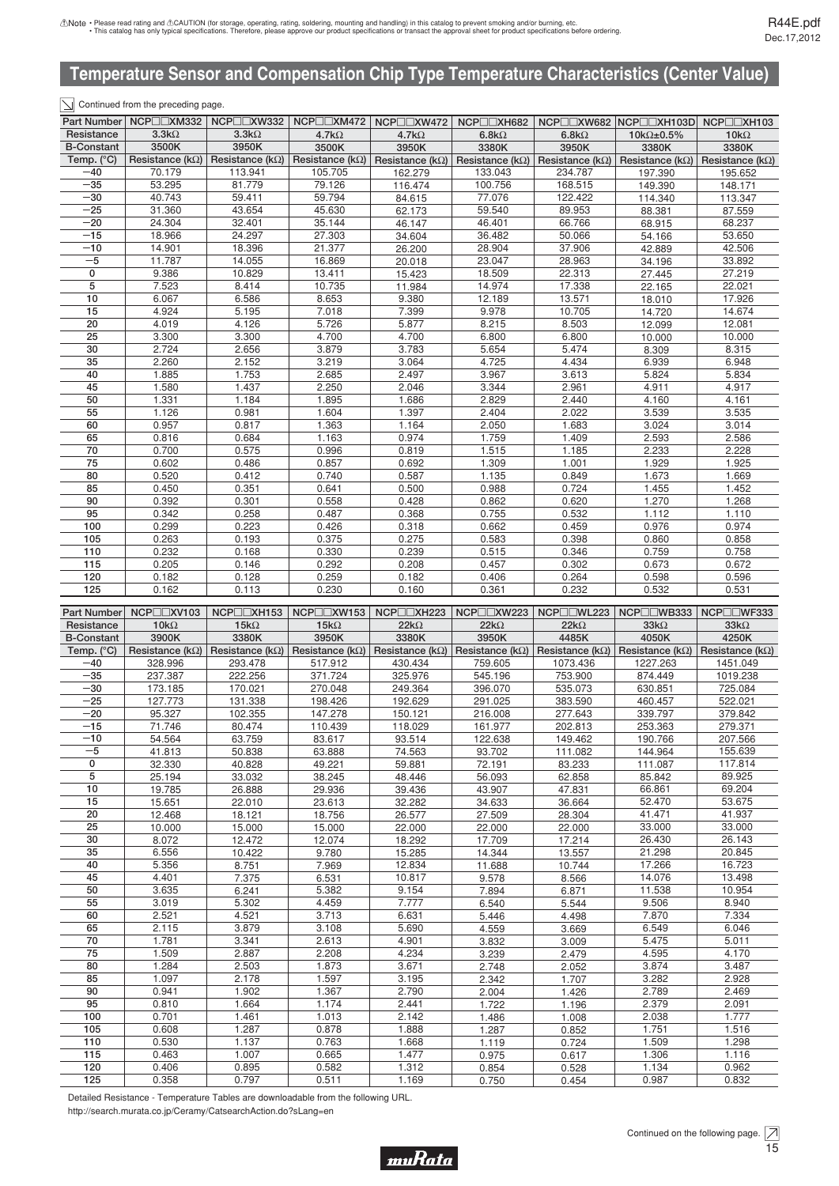## Temperature Sensor and Compensation Chip Type Temperature Characteristics (Center Value)

Continued from the preceding page.

| Part Number | NCP□□XM332 | NCP□□XW332 | NCP□□XM472 | NCP□□XW472 | NCP□□XH682 | NCP□□XW682 | NCP□□XH103D | NCP□□XH103 |
|---|---|---|---|---|---|---|---|---|
| Resistance | 3.3kΩ | 3.3kΩ | 4.7kΩ | 4.7kΩ | 6.8kΩ | 6.8kΩ | 10kΩ±0.5% | 10kΩ |
| B-Constant | 3500K | 3950K | 3500K | 3950K | 3380K | 3950K | 3380K | 3380K |
| Temp. (°C) | Resistance (kΩ) | Resistance (kΩ) | Resistance (kΩ) | Resistance (kΩ) | Resistance (kΩ) | Resistance (kΩ) | Resistance (kΩ) | Resistance (kΩ) |
| −40 | 70.179 | 113.941 | 105.705 | 162.279 | 133.043 | 234.787 | 197.390 | 195.652 |
| −35 | 53.295 | 81.779 | 79.126 | 116.474 | 100.756 | 168.515 | 149.390 | 148.171 |
| −30 | 40.743 | 59.411 | 59.794 | 84.615 | 77.076 | 122.422 | 114.340 | 113.347 |
| −25 | 31.360 | 43.654 | 45.630 | 62.173 | 59.540 | 89.953 | 88.381 | 87.559 |
| −20 | 24.304 | 32.401 | 35.144 | 46.147 | 46.401 | 66.766 | 68.915 | 68.237 |
| −15 | 18.966 | 24.297 | 27.303 | 34.604 | 36.482 | 50.066 | 54.166 | 53.650 |
| −10 | 14.901 | 18.396 | 21.377 | 26.200 | 28.904 | 37.906 | 42.889 | 42.506 |
| −5 | 11.787 | 14.055 | 16.869 | 20.018 | 23.047 | 28.963 | 34.196 | 33.892 |
| 0 | 9.386 | 10.829 | 13.411 | 15.423 | 18.509 | 22.313 | 27.445 | 27.219 |
| 5 | 7.523 | 8.414 | 10.735 | 11.984 | 14.974 | 17.338 | 22.165 | 22.021 |
| 10 | 6.067 | 6.586 | 8.653 | 9.380 | 12.189 | 13.571 | 18.010 | 17.926 |
| 15 | 4.924 | 5.195 | 7.018 | 7.399 | 9.978 | 10.705 | 14.720 | 14.674 |
| 20 | 4.019 | 4.126 | 5.726 | 5.877 | 8.215 | 8.503 | 12.099 | 12.081 |
| 25 | 3.300 | 3.300 | 4.700 | 4.700 | 6.800 | 6.800 | 10.000 | 10.000 |
| 30 | 2.724 | 2.656 | 3.879 | 3.783 | 5.654 | 5.474 | 8.309 | 8.315 |
| 35 | 2.260 | 2.152 | 3.219 | 3.064 | 4.725 | 4.434 | 6.939 | 6.948 |
| 40 | 1.885 | 1.753 | 2.685 | 2.497 | 3.967 | 3.613 | 5.824 | 5.834 |
| 45 | 1.580 | 1.437 | 2.250 | 2.046 | 3.344 | 2.961 | 4.911 | 4.917 |
| 50 | 1.331 | 1.184 | 1.895 | 1.686 | 2.829 | 2.440 | 4.160 | 4.161 |
| 55 | 1.126 | 0.981 | 1.604 | 1.397 | 2.404 | 2.022 | 3.539 | 3.535 |
| 60 | 0.957 | 0.817 | 1.363 | 1.164 | 2.050 | 1.683 | 3.024 | 3.014 |
| 65 | 0.816 | 0.684 | 1.163 | 0.974 | 1.759 | 1.409 | 2.593 | 2.586 |
| 70 | 0.700 | 0.575 | 0.996 | 0.819 | 1.515 | 1.185 | 2.233 | 2.228 |
| 75 | 0.602 | 0.486 | 0.857 | 0.692 | 1.309 | 1.001 | 1.929 | 1.925 |
| 80 | 0.520 | 0.412 | 0.740 | 0.587 | 1.135 | 0.849 | 1.673 | 1.669 |
| 85 | 0.450 | 0.351 | 0.641 | 0.500 | 0.988 | 0.724 | 1.455 | 1.452 |
| 90 | 0.392 | 0.301 | 0.558 | 0.428 | 0.862 | 0.620 | 1.270 | 1.268 |
| 95 | 0.342 | 0.258 | 0.487 | 0.368 | 0.755 | 0.532 | 1.112 | 1.110 |
| 100 | 0.299 | 0.223 | 0.426 | 0.318 | 0.662 | 0.459 | 0.976 | 0.974 |
| 105 | 0.263 | 0.193 | 0.375 | 0.275 | 0.583 | 0.398 | 0.860 | 0.858 |
| 110 | 0.232 | 0.168 | 0.330 | 0.239 | 0.515 | 0.346 | 0.759 | 0.758 |
| 115 | 0.205 | 0.146 | 0.292 | 0.208 | 0.457 | 0.302 | 0.673 | 0.672 |
| 120 | 0.182 | 0.128 | 0.259 | 0.182 | 0.406 | 0.264 | 0.598 | 0.596 |
| 125 | 0.162 | 0.113 | 0.230 | 0.160 | 0.361 | 0.232 | 0.532 | 0.531 |

| Part Number | NCP□□XV103 | NCP□□XH153 | NCP□□XW153 | NCP□□XH223 | NCP□□XW223 | NCP□□WL223 | NCP□□WB333 | NCP□□WF333 |
|---|---|---|---|---|---|---|---|---|
| Resistance | 10kΩ | 15kΩ | 15kΩ | 22kΩ | 22kΩ | 22kΩ | 33kΩ | 33kΩ |
| B-Constant | 3900K | 3380K | 3950K | 3380K | 3950K | 4485K | 4050K | 4250K |
| Temp. (°C) | Resistance (kΩ) | Resistance (kΩ) | Resistance (kΩ) | Resistance (kΩ) | Resistance (kΩ) | Resistance (kΩ) | Resistance (kΩ) | Resistance (kΩ) |
| −40 | 328.996 | 293.478 | 517.912 | 430.434 | 759.605 | 1073.436 | 1227.263 | 1451.049 |
| −35 | 237.387 | 222.256 | 371.724 | 325.976 | 545.196 | 753.900 | 874.449 | 1019.238 |
| −30 | 173.185 | 170.021 | 270.048 | 249.364 | 396.070 | 535.073 | 630.851 | 725.084 |
| −25 | 127.773 | 131.338 | 198.426 | 192.629 | 291.025 | 383.590 | 460.457 | 522.021 |
| −20 | 95.327 | 102.355 | 147.278 | 150.121 | 216.008 | 277.643 | 339.797 | 379.842 |
| −15 | 71.746 | 80.474 | 110.439 | 118.029 | 161.977 | 202.813 | 253.363 | 279.371 |
| −10 | 54.564 | 63.759 | 83.617 | 93.514 | 122.638 | 149.462 | 190.766 | 207.566 |
| −5 | 41.813 | 50.838 | 63.888 | 74.563 | 93.702 | 111.082 | 144.964 | 155.639 |
| 0 | 32.330 | 40.828 | 49.221 | 59.881 | 72.191 | 83.233 | 111.087 | 117.814 |
| 5 | 25.194 | 33.032 | 38.245 | 48.446 | 56.093 | 62.858 | 85.842 | 89.925 |
| 10 | 19.785 | 26.888 | 29.936 | 39.436 | 43.907 | 47.831 | 66.861 | 69.204 |
| 15 | 15.651 | 22.010 | 23.613 | 32.282 | 34.633 | 36.664 | 52.470 | 53.675 |
| 20 | 12.468 | 18.121 | 18.756 | 26.577 | 27.509 | 28.304 | 41.471 | 41.937 |
| 25 | 10.000 | 15.000 | 15.000 | 22.000 | 22.000 | 22.000 | 33.000 | 33.000 |
| 30 | 8.072 | 12.472 | 12.074 | 18.292 | 17.709 | 17.214 | 26.430 | 26.143 |
| 35 | 6.556 | 10.422 | 9.780 | 15.285 | 14.344 | 13.557 | 21.298 | 20.845 |
| 40 | 5.356 | 8.751 | 7.969 | 12.834 | 11.688 | 10.744 | 17.266 | 16.723 |
| 45 | 4.401 | 7.375 | 6.531 | 10.817 | 9.578 | 8.566 | 14.076 | 13.498 |
| 50 | 3.635 | 6.241 | 5.382 | 9.154 | 7.894 | 6.871 | 11.538 | 10.954 |
| 55 | 3.019 | 5.302 | 4.459 | 7.777 | 6.540 | 5.544 | 9.506 | 8.940 |
| 60 | 2.521 | 4.521 | 3.713 | 6.631 | 5.446 | 4.498 | 7.870 | 7.334 |
| 65 | 2.115 | 3.879 | 3.108 | 5.690 | 4.559 | 3.669 | 6.549 | 6.046 |
| 70 | 1.781 | 3.341 | 2.613 | 4.901 | 3.832 | 3.009 | 5.475 | 5.011 |
| 75 | 1.509 | 2.887 | 2.208 | 4.234 | 3.239 | 2.479 | 4.595 | 4.170 |
| 80 | 1.284 | 2.503 | 1.873 | 3.671 | 2.748 | 2.052 | 3.874 | 3.487 |
| 85 | 1.097 | 2.178 | 1.597 | 3.195 | 2.342 | 1.707 | 3.282 | 2.928 |
| 90 | 0.941 | 1.902 | 1.367 | 2.790 | 2.004 | 1.426 | 2.789 | 2.469 |
| 95 | 0.810 | 1.664 | 1.174 | 2.441 | 1.722 | 1.196 | 2.379 | 2.091 |
| 100 | 0.701 | 1.461 | 1.013 | 2.142 | 1.486 | 1.008 | 2.038 | 1.777 |
| 105 | 0.608 | 1.287 | 0.878 | 1.888 | 1.287 | 0.852 | 1.751 | 1.516 |
| 110 | 0.530 | 1.137 | 0.763 | 1.668 | 1.119 | 0.724 | 1.509 | 1.298 |
| 115 | 0.463 | 1.007 | 0.665 | 1.477 | 0.975 | 0.617 | 1.306 | 1.116 |
| 120 | 0.406 | 0.895 | 0.582 | 1.312 | 0.854 | 0.528 | 1.134 | 0.962 |
| 125 | 0.358 | 0.797 | 0.511 | 1.169 | 0.750 | 0.454 | 0.987 | 0.832 |

Detailed Resistance - Temperature Tables are downloadable from the following URL.
http://search.murata.co.jp/Ceramy/CatsearchAction.do?sLang=en

Continued on the following page.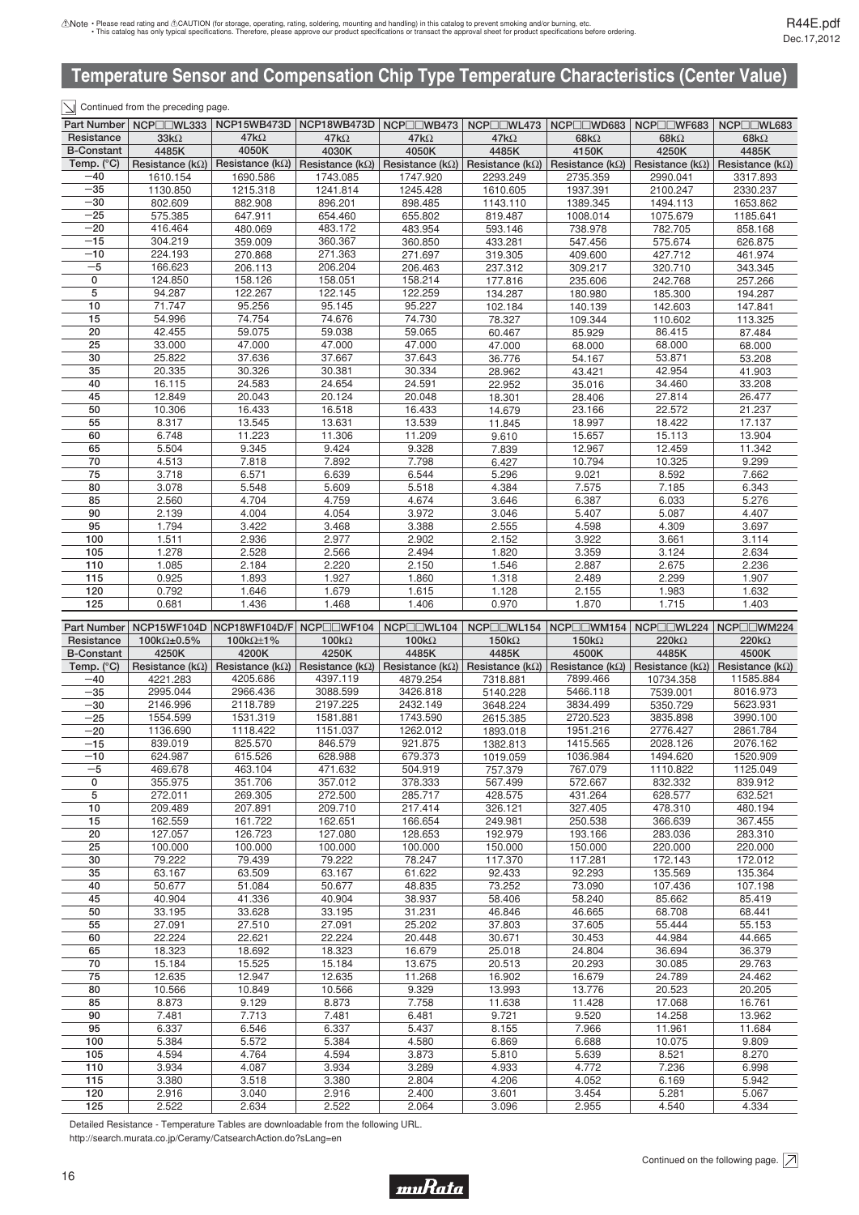## Temperature Sensor and Compensation Chip Type Temperature Characteristics (Center Value)

Continued from the preceding page.

| Part Number | NCP□□WL333 | NCP15WB473D | NCP18WB473D | NCP□□WB473 | NCP□□WL473 | NCP□□WD683 | NCP□□WF683 | NCP□□WL683 |
|---|---|---|---|---|---|---|---|---|
| Resistance | 33kΩ | 47kΩ | 47kΩ | 47kΩ | 47kΩ | 68kΩ | 68kΩ | 68kΩ |
| B-Constant | 4485K | 4050K | 4030K | 4050K | 4485K | 4150K | 4250K | 4485K |
| Temp. (°C) | Resistance (kΩ) | Resistance (kΩ) | Resistance (kΩ) | Resistance (kΩ) | Resistance (kΩ) | Resistance (kΩ) | Resistance (kΩ) | Resistance (kΩ) |
| −40 | 1610.154 | 1690.586 | 1743.085 | 1747.920 | 2293.249 | 2735.359 | 2990.041 | 3317.893 |
| −35 | 1130.850 | 1215.318 | 1241.814 | 1245.428 | 1610.605 | 1937.391 | 2100.247 | 2330.237 |
| −30 | 802.609 | 882.908 | 896.201 | 898.485 | 1143.110 | 1389.345 | 1494.113 | 1653.862 |
| −25 | 575.385 | 647.911 | 654.460 | 655.802 | 819.487 | 1008.014 | 1075.679 | 1185.641 |
| −20 | 416.464 | 480.069 | 483.172 | 483.954 | 593.146 | 738.978 | 782.705 | 858.168 |
| −15 | 304.219 | 359.009 | 360.367 | 360.850 | 433.281 | 547.456 | 575.674 | 626.875 |
| −10 | 224.193 | 270.868 | 271.363 | 271.697 | 319.305 | 409.600 | 427.712 | 461.974 |
| −5 | 166.623 | 206.113 | 206.204 | 206.463 | 237.312 | 309.217 | 320.710 | 343.345 |
| 0 | 124.850 | 158.126 | 158.051 | 158.214 | 177.816 | 235.606 | 242.768 | 257.266 |
| 5 | 94.287 | 122.267 | 122.145 | 122.259 | 134.287 | 180.980 | 185.300 | 194.287 |
| 10 | 71.747 | 95.256 | 95.145 | 95.227 | 102.184 | 140.139 | 142.603 | 147.841 |
| 15 | 54.996 | 74.754 | 74.676 | 74.730 | 78.327 | 109.344 | 110.602 | 113.325 |
| 20 | 42.455 | 59.075 | 59.038 | 59.065 | 60.467 | 85.929 | 86.415 | 87.484 |
| 25 | 33.000 | 47.000 | 47.000 | 47.000 | 47.000 | 68.000 | 68.000 | 68.000 |
| 30 | 25.822 | 37.636 | 37.667 | 37.643 | 36.776 | 54.167 | 53.871 | 53.208 |
| 35 | 20.335 | 30.326 | 30.381 | 30.334 | 28.962 | 43.421 | 42.954 | 41.903 |
| 40 | 16.115 | 24.583 | 24.654 | 24.591 | 22.952 | 35.016 | 34.460 | 33.208 |
| 45 | 12.849 | 20.043 | 20.124 | 20.048 | 18.301 | 28.406 | 27.814 | 26.477 |
| 50 | 10.306 | 16.433 | 16.518 | 16.433 | 14.679 | 23.166 | 22.572 | 21.237 |
| 55 | 8.317 | 13.545 | 13.631 | 13.539 | 11.845 | 18.997 | 18.422 | 17.137 |
| 60 | 6.748 | 11.223 | 11.306 | 11.209 | 9.610 | 15.657 | 15.113 | 13.904 |
| 65 | 5.504 | 9.345 | 9.424 | 9.328 | 7.839 | 12.967 | 12.459 | 11.342 |
| 70 | 4.513 | 7.818 | 7.892 | 7.798 | 6.427 | 10.794 | 10.325 | 9.299 |
| 75 | 3.718 | 6.571 | 6.639 | 6.544 | 5.296 | 9.021 | 8.592 | 7.662 |
| 80 | 3.078 | 5.548 | 5.609 | 5.518 | 4.384 | 7.575 | 7.185 | 6.343 |
| 85 | 2.560 | 4.704 | 4.759 | 4.674 | 3.646 | 6.387 | 6.033 | 5.276 |
| 90 | 2.139 | 4.004 | 4.054 | 3.972 | 3.046 | 5.407 | 5.087 | 4.407 |
| 95 | 1.794 | 3.422 | 3.468 | 3.388 | 2.555 | 4.598 | 4.309 | 3.697 |
| 100 | 1.511 | 2.936 | 2.977 | 2.902 | 2.152 | 3.922 | 3.661 | 3.114 |
| 105 | 1.278 | 2.528 | 2.566 | 2.494 | 1.820 | 3.359 | 3.124 | 2.634 |
| 110 | 1.085 | 2.184 | 2.220 | 2.150 | 1.546 | 2.887 | 2.675 | 2.236 |
| 115 | 0.925 | 1.893 | 1.927 | 1.860 | 1.318 | 2.489 | 2.299 | 1.907 |
| 120 | 0.792 | 1.646 | 1.679 | 1.615 | 1.128 | 2.155 | 1.983 | 1.632 |
| 125 | 0.681 | 1.436 | 1.468 | 1.406 | 0.970 | 1.870 | 1.715 | 1.403 |

| Part Number | NCP15WF104D | NCP18WF104D/F | NCP□□WF104 | NCP□□WL104 | NCP□□WL154 | NCP□□WM154 | NCP□□WL224 | NCP□□WM224 |
|---|---|---|---|---|---|---|---|---|
| Resistance | 100kΩ±0.5% | 100kΩ±1% | 100kΩ | 100kΩ | 150kΩ | 150kΩ | 220kΩ | 220kΩ |
| B-Constant | 4250K | 4200K | 4250K | 4485K | 4485K | 4500K | 4485K | 4500K |
| Temp. (°C) | Resistance (kΩ) | Resistance (kΩ) | Resistance (kΩ) | Resistance (kΩ) | Resistance (kΩ) | Resistance (kΩ) | Resistance (kΩ) | Resistance (kΩ) |
| −40 | 4221.283 | 4205.686 | 4397.119 | 4879.254 | 7318.881 | 7899.466 | 10734.358 | 11585.884 |
| −35 | 2995.044 | 2966.436 | 3088.599 | 3426.818 | 5140.228 | 5466.118 | 7539.001 | 8016.973 |
| −30 | 2146.996 | 2118.789 | 2197.225 | 2432.149 | 3648.224 | 3834.499 | 5350.729 | 5623.931 |
| −25 | 1554.599 | 1531.319 | 1581.881 | 1743.590 | 2615.385 | 2720.523 | 3835.898 | 3990.100 |
| −20 | 1136.690 | 1118.422 | 1151.037 | 1262.012 | 1893.018 | 1951.216 | 2776.427 | 2861.784 |
| −15 | 839.019 | 825.570 | 846.579 | 921.875 | 1382.813 | 1415.565 | 2028.126 | 2076.162 |
| −10 | 624.987 | 615.526 | 628.988 | 679.373 | 1019.059 | 1036.984 | 1494.620 | 1520.909 |
| −5 | 469.678 | 463.104 | 471.632 | 504.919 | 757.379 | 767.079 | 1110.822 | 1125.049 |
| 0 | 355.975 | 351.706 | 357.012 | 378.333 | 567.499 | 572.667 | 832.332 | 839.912 |
| 5 | 272.011 | 269.305 | 272.500 | 285.717 | 428.575 | 431.264 | 628.577 | 632.521 |
| 10 | 209.489 | 207.891 | 209.710 | 217.414 | 326.121 | 327.405 | 478.310 | 480.194 |
| 15 | 162.559 | 161.722 | 162.651 | 166.654 | 249.981 | 250.538 | 366.639 | 367.455 |
| 20 | 127.057 | 126.723 | 127.080 | 128.653 | 192.979 | 193.166 | 283.036 | 283.310 |
| 25 | 100.000 | 100.000 | 100.000 | 100.000 | 150.000 | 150.000 | 220.000 | 220.000 |
| 30 | 79.222 | 79.439 | 79.222 | 78.247 | 117.370 | 117.281 | 172.143 | 172.012 |
| 35 | 63.167 | 63.509 | 63.167 | 61.622 | 92.433 | 92.293 | 135.569 | 135.364 |
| 40 | 50.677 | 51.084 | 50.677 | 48.835 | 73.252 | 73.090 | 107.436 | 107.198 |
| 45 | 40.904 | 41.336 | 40.904 | 38.937 | 58.406 | 58.240 | 85.662 | 85.419 |
| 50 | 33.195 | 33.628 | 33.195 | 31.231 | 46.846 | 46.665 | 68.708 | 68.441 |
| 55 | 27.091 | 27.510 | 27.091 | 25.202 | 37.803 | 37.605 | 55.444 | 55.153 |
| 60 | 22.224 | 22.621 | 22.224 | 20.448 | 30.671 | 30.453 | 44.984 | 44.665 |
| 65 | 18.323 | 18.692 | 18.323 | 16.679 | 25.018 | 24.804 | 36.694 | 36.379 |
| 70 | 15.184 | 15.525 | 15.184 | 13.675 | 20.513 | 20.293 | 30.085 | 29.763 |
| 75 | 12.635 | 12.947 | 12.635 | 11.268 | 16.902 | 16.679 | 24.789 | 24.462 |
| 80 | 10.566 | 10.849 | 10.566 | 9.329 | 13.993 | 13.776 | 20.523 | 20.205 |
| 85 | 8.873 | 9.129 | 8.873 | 7.758 | 11.638 | 11.428 | 17.068 | 16.761 |
| 90 | 7.481 | 7.713 | 7.481 | 6.481 | 9.721 | 9.520 | 14.258 | 13.962 |
| 95 | 6.337 | 6.546 | 6.337 | 5.437 | 8.155 | 7.966 | 11.961 | 11.684 |
| 100 | 5.384 | 5.572 | 5.384 | 4.580 | 6.869 | 6.688 | 10.075 | 9.809 |
| 105 | 4.594 | 4.764 | 4.594 | 3.873 | 5.810 | 5.639 | 8.521 | 8.270 |
| 110 | 3.934 | 4.087 | 3.934 | 3.289 | 4.933 | 4.772 | 7.236 | 6.998 |
| 115 | 3.380 | 3.518 | 3.380 | 2.804 | 4.206 | 4.052 | 6.169 | 5.942 |
| 120 | 2.916 | 3.040 | 2.916 | 2.400 | 3.601 | 3.454 | 5.281 | 5.067 |
| 125 | 2.522 | 2.634 | 2.522 | 2.064 | 3.096 | 2.955 | 4.540 | 4.334 |

Detailed Resistance - Temperature Tables are downloadable from the following URL.
http://search.murata.co.jp/Ceramy/CatsearchAction.do?sLang=en

Continued on the following page.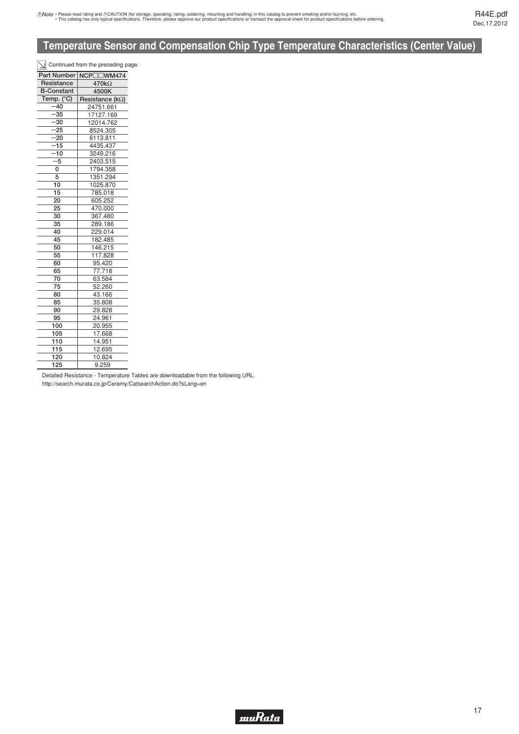## Temperature Sensor and Compensation Chip Type Temperature Characteristics (Center Value)

Continued from the preceding page.

| Part Number | NCP□□WM474 |
|---|---|
| Resistance | 470kΩ |
| B-Constant | 4500K |
| Temp. (°C) | Resistance (kΩ) |
| −40 | 24751.661 |
| −35 | 17127.169 |
| −30 | 12014.762 |
| −25 | 8524.305 |
| −20 | 6113.811 |
| −15 | 4435.437 |
| −10 | 3249.216 |
| −5 | 2403.515 |
| 0 | 1794.358 |
| 5 | 1351.294 |
| 10 | 1025.870 |
| 15 | 785.018 |
| 20 | 605.252 |
| 25 | 470.000 |
| 30 | 367.480 |
| 35 | 289.186 |
| 40 | 229.014 |
| 45 | 182.485 |
| 50 | 146.215 |
| 55 | 117.828 |
| 60 | 95.420 |
| 65 | 77.718 |
| 70 | 63.584 |
| 75 | 52.260 |
| 80 | 43.166 |
| 85 | 35.808 |
| 90 | 29.828 |
| 95 | 24.961 |
| 100 | 20.955 |
| 105 | 17.668 |
| 110 | 14.951 |
| 115 | 12.695 |
| 120 | 10.824 |
| 125 | 9.259 |

Detailed Resistance - Temperature Tables are downloadable from the following URL.
http://search.murata.co.jp/Ceramy/CatsearchAction.do?sLang=en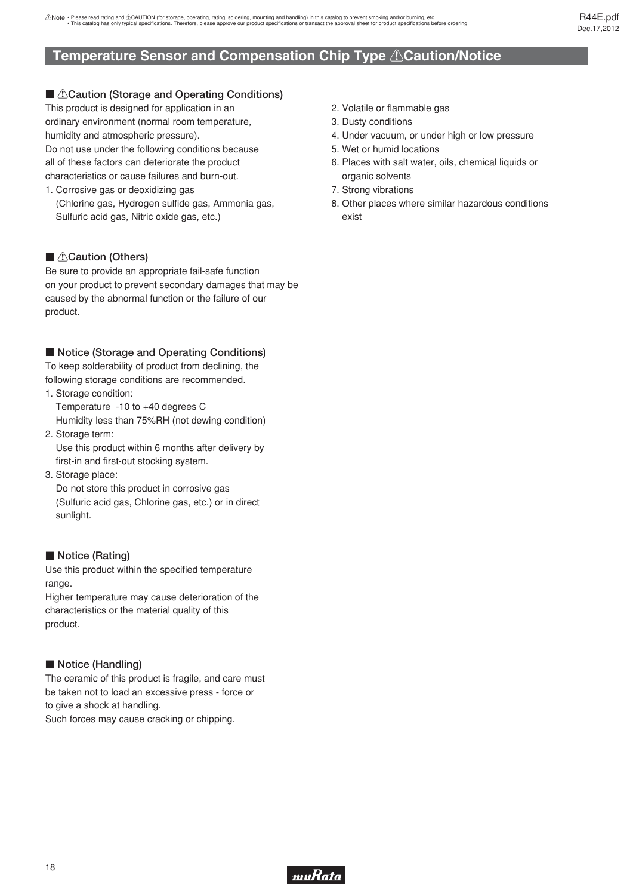# Temperature Sensor and Compensation Chip Type ⚠Caution/Notice

## ■ ⚠Caution (Storage and Operating Conditions)

This product is designed for application in an ordinary environment (normal room temperature, humidity and atmospheric pressure).
Do not use under the following conditions because all of these factors can deteriorate the product characteristics or cause failures and burn-out.

1. Corrosive gas or deoxidizing gas
   (Chlorine gas, Hydrogen sulfide gas, Ammonia gas, Sulfuric acid gas, Nitric oxide gas, etc.)
2. Volatile or flammable gas
3. Dusty conditions
4. Under vacuum, or under high or low pressure
5. Wet or humid locations
6. Places with salt water, oils, chemical liquids or organic solvents
7. Strong vibrations
8. Other places where similar hazardous conditions exist

## ■ ⚠Caution (Others)

Be sure to provide an appropriate fail-safe function on your product to prevent secondary damages that may be caused by the abnormal function or the failure of our product.

## ■ Notice (Storage and Operating Conditions)

To keep solderability of product from declining, the following storage conditions are recommended.

1. Storage condition:
   Temperature -10 to +40 degrees C
   Humidity less than 75%RH (not dewing condition)
2. Storage term:
   Use this product within 6 months after delivery by first-in and first-out stocking system.
3. Storage place:
   Do not store this product in corrosive gas (Sulfuric acid gas, Chlorine gas, etc.) or in direct sunlight.

## ■ Notice (Rating)

Use this product within the specified temperature range.
Higher temperature may cause deterioration of the characteristics or the material quality of this product.

## ■ Notice (Handling)

The ceramic of this product is fragile, and care must be taken not to load an excessive press - force or to give a shock at handling.
Such forces may cause cracking or chipping.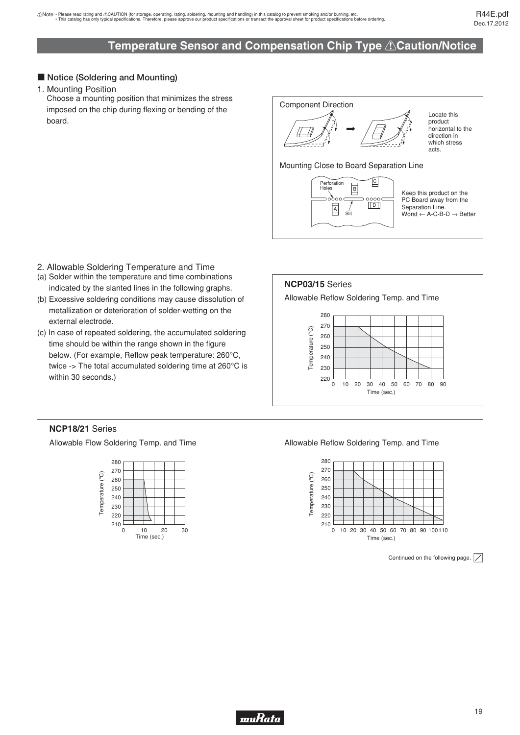## Temperature Sensor and Compensation Chip Type ⚠Caution/Notice

### ■ Notice (Soldering and Mounting)

1. Mounting Position

Choose a mounting position that minimizes the stress imposed on the chip during flexing or bending of the board.

Component Direction

Locate this product horizontal to the direction in which stress acts.

Mounting Close to Board Separation Line

Perforation Holes

Slit

Keep this product on the PC Board away from the Separation Line.
Worst ← A-C-B-D → Better

2. Allowable Soldering Temperature and Time

(a) Solder within the temperature and time combinations indicated by the slanted lines in the following graphs.

(b) Excessive soldering conditions may cause dissolution of metallization or deterioration of solder-wetting on the external electrode.

(c) In case of repeated soldering, the accumulated soldering time should be within the range shown in the figure below. (For example, Reflow peak temperature: 260°C, twice -> The total accumulated soldering time at 260°C is within 30 seconds.)

**NCP03/15** Series

Allowable Reflow Soldering Temp. and Time

**NCP18/21** Series

Allowable Flow Soldering Temp. and Time

Allowable Reflow Soldering Temp. and Time

Continued on the following page.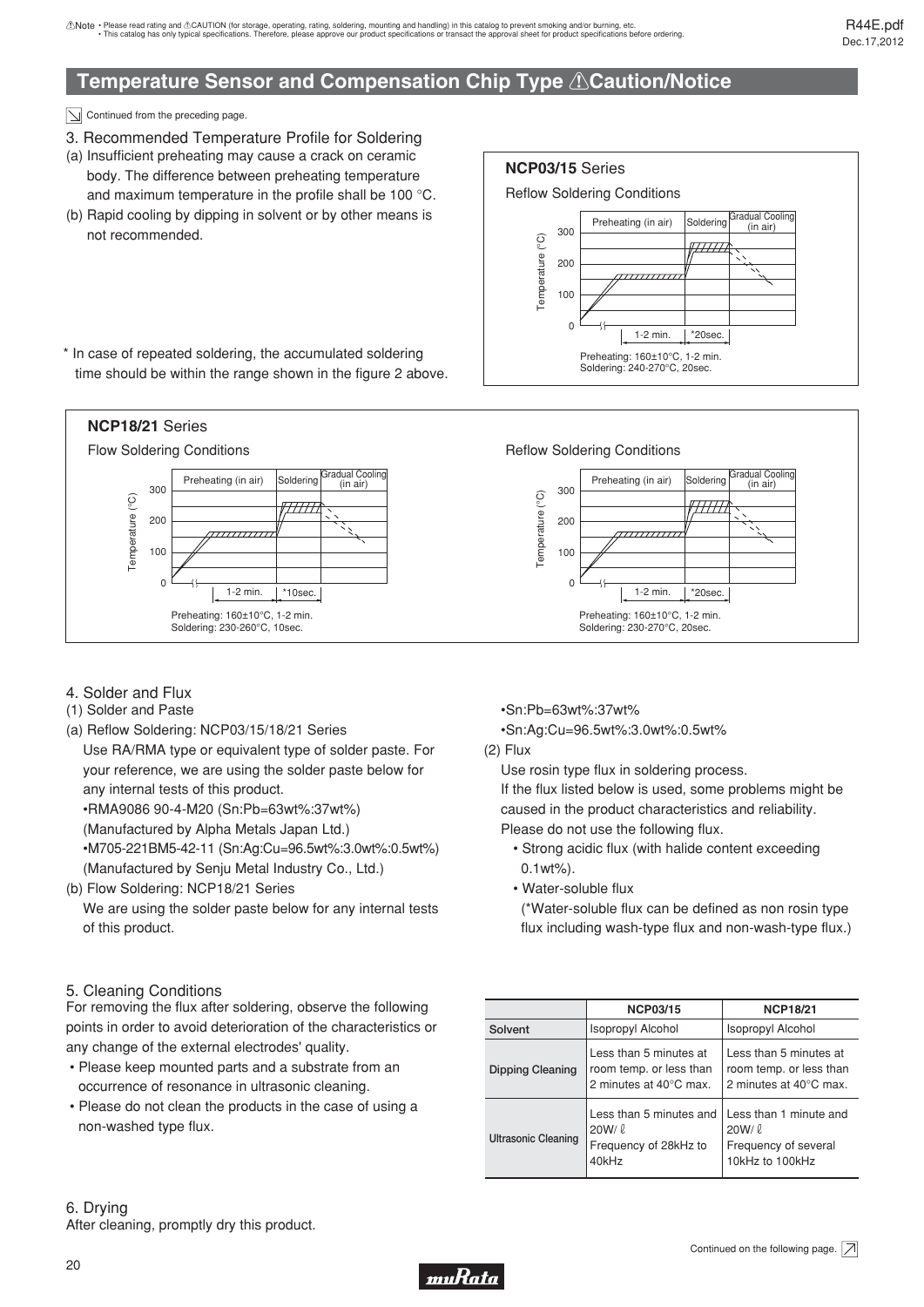## Temperature Sensor and Compensation Chip Type ⚠Caution/Notice

Continued from the preceding page.

3. Recommended Temperature Profile for Soldering

(a) Insufficient preheating may cause a crack on ceramic body. The difference between preheating temperature and maximum temperature in the profile shall be 100 °C.

(b) Rapid cooling by dipping in solvent or by other means is not recommended.

\* In case of repeated soldering, the accumulated soldering time should be within the range shown in the figure 2 above.

**NCP03/15** Series

Reflow Soldering Conditions

Preheating (in air) | Soldering | Gradual Cooling (in air)

Temperature (°C): 0, 100, 200, 300

1-2 min. | *20sec.

Preheating: 160±10°C, 1-2 min.
Soldering: 240-270°C, 20sec.

**NCP18/21** Series

Flow Soldering Conditions

Preheating (in air) | Soldering | Gradual Cooling (in air)

Temperature (°C): 0, 100, 200, 300

1-2 min. | *10sec.

Preheating: 160±10°C, 1-2 min.
Soldering: 230-260°C, 10sec.

Reflow Soldering Conditions

Preheating (in air) | Soldering | Gradual Cooling (in air)

Temperature (°C): 0, 100, 200, 300

1-2 min. | *20sec.

Preheating: 160±10°C, 1-2 min.
Soldering: 230-270°C, 20sec.

4. Solder and Flux

(1) Solder and Paste

(a) Reflow Soldering: NCP03/15/18/21 Series
Use RA/RMA type or equivalent type of solder paste. For your reference, we are using the solder paste below for any internal tests of this product.
•RMA9086 90-4-M20 (Sn:Pb=63wt%:37wt%)
(Manufactured by Alpha Metals Japan Ltd.)
•M705-221BM5-42-11 (Sn:Ag:Cu=96.5wt%:3.0wt%:0.5wt%)
(Manufactured by Senju Metal Industry Co., Ltd.)

(b) Flow Soldering: NCP18/21 Series
We are using the solder paste below for any internal tests of this product.
•Sn:Pb=63wt%:37wt%
•Sn:Ag:Cu=96.5wt%:3.0wt%:0.5wt%

(2) Flux
Use rosin type flux in soldering process.
If the flux listed below is used, some problems might be caused in the product characteristics and reliability.
Please do not use the following flux.
- Strong acidic flux (with halide content exceeding 0.1wt%).
- Water-soluble flux
(*Water-soluble flux can be defined as non rosin type flux including wash-type flux and non-wash-type flux.)

5. Cleaning Conditions

For removing the flux after soldering, observe the following points in order to avoid deterioration of the characteristics or any change of the external electrodes' quality.
- Please keep mounted parts and a substrate from an occurrence of resonance in ultrasonic cleaning.
- Please do not clean the products in the case of using a non-washed type flux.

| | NCP03/15 | NCP18/21 |
|---|---|---|
| Solvent | Isopropyl Alcohol | Isopropyl Alcohol |
| Dipping Cleaning | Less than 5 minutes at room temp. or less than 2 minutes at 40°C max. | Less than 5 minutes at room temp. or less than 2 minutes at 40°C max. |
| Ultrasonic Cleaning | Less than 5 minutes and 20W/ℓ Frequency of 28kHz to 40kHz | Less than 1 minute and 20W/ℓ Frequency of several 10kHz to 100kHz |

6. Drying

After cleaning, promptly dry this product.

Continued on the following page.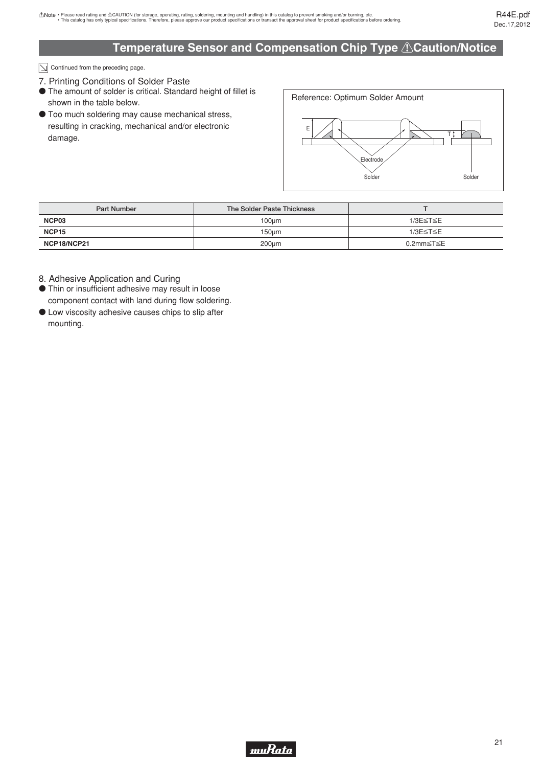# Temperature Sensor and Compensation Chip Type ⚠Caution/Notice

Continued from the preceding page.

## 7. Printing Conditions of Solder Paste

- The amount of solder is critical. Standard height of fillet is shown in the table below.
- Too much soldering may cause mechanical stress, resulting in cracking, mechanical and/or electronic damage.

Reference: Optimum Solder Amount

| Part Number | The Solder Paste Thickness | T |
| --- | --- | --- |
| **NCP03** | 100μm | 1/3E≦T≦E |
| **NCP15** | 150μm | 1/3E≦T≦E |
| **NCP18/NCP21** | 200μm | 0.2mm≦T≦E |

## 8. Adhesive Application and Curing

- Thin or insufficient adhesive may result in loose component contact with land during flow soldering.
- Low viscosity adhesive causes chips to slip after mounting.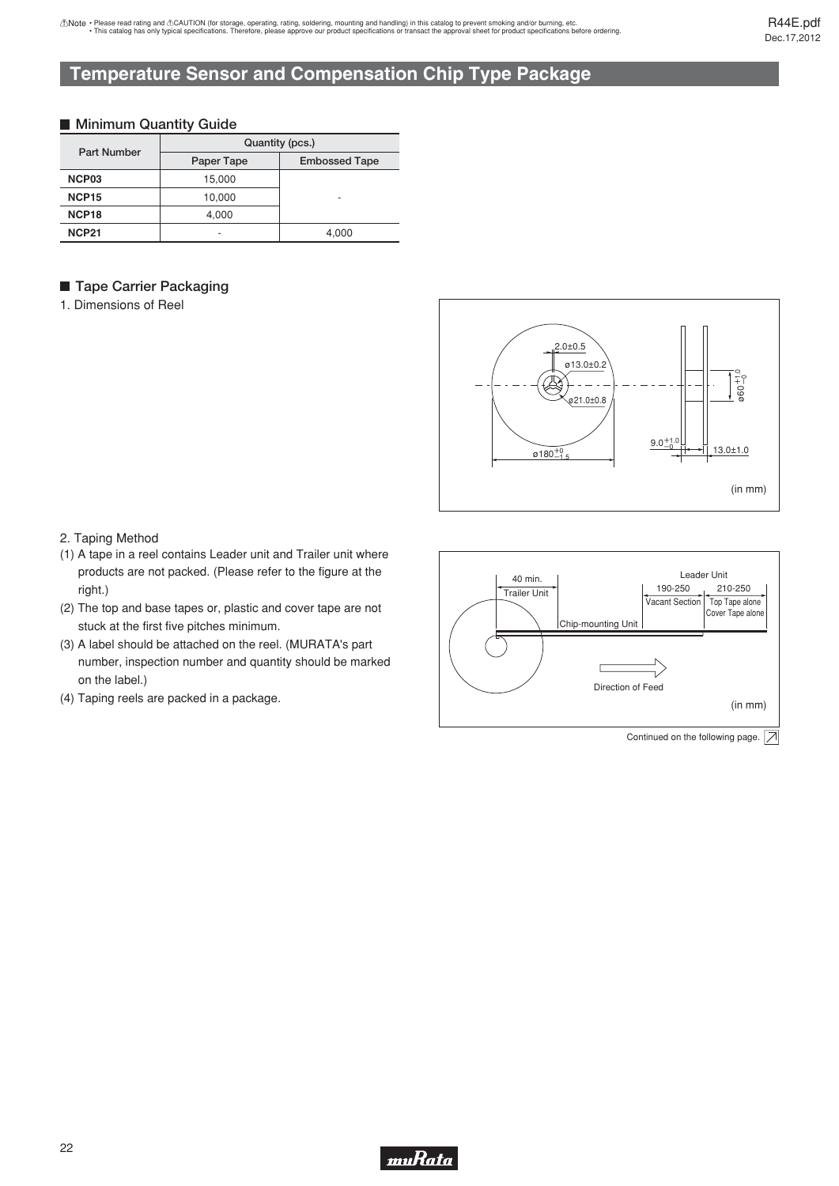# Temperature Sensor and Compensation Chip Type Package

## ■ Minimum Quantity Guide

| Part Number | Quantity (pcs.) | |
|---|---|---|
| | Paper Tape | Embossed Tape |
| NCP03 | 15,000 | - |
| NCP15 | 10,000 | |
| NCP18 | 4,000 | |
| NCP21 | - | 4,000 |

## ■ Tape Carrier Packaging

1. Dimensions of Reel

2.0±0.5
ø13.0±0.2
ø21.0±0.8
ø180 $^{+0}_{-1.5}$
ø60 $^{+1.0}_{-0}$
9.0 $^{+1.0}_{-0}$
13.0±1.0

(in mm)

2. Taping Method

(1) A tape in a reel contains Leader unit and Trailer unit where products are not packed. (Please refer to the figure at the right.)

(2) The top and base tapes or, plastic and cover tape are not stuck at the first five pitches minimum.

(3) A label should be attached on the reel. (MURATA's part number, inspection number and quantity should be marked on the label.)

(4) Taping reels are packed in a package.

40 min.
Trailer Unit
Leader Unit
190-250
Vacant Section
210-250
Top Tape alone
Cover Tape alone
Chip-mounting Unit
Direction of Feed

(in mm)

Continued on the following page.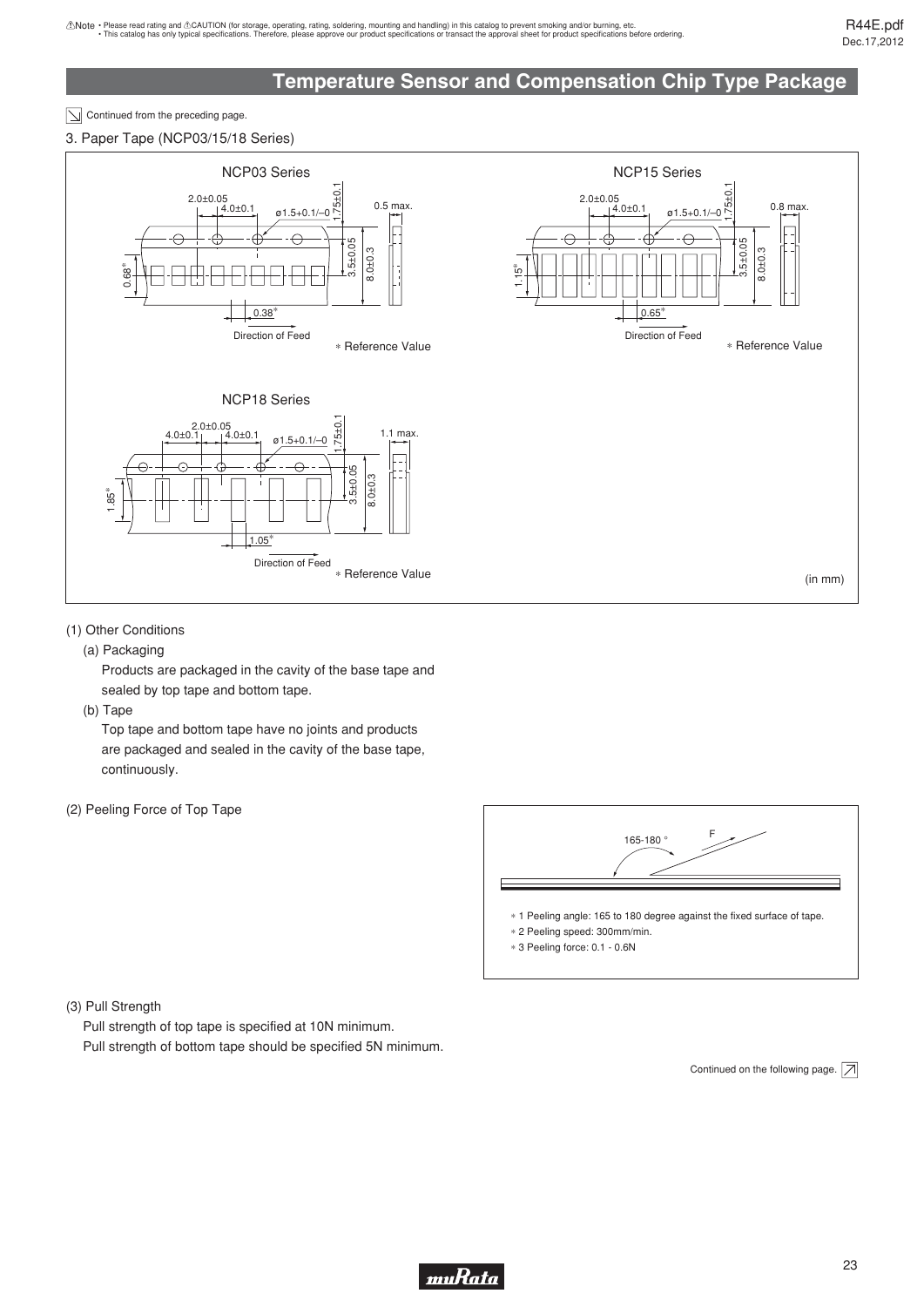## Temperature Sensor and Compensation Chip Type Package

Continued from the preceding page.

3. Paper Tape (NCP03/15/18 Series)

NCP03 Series

2.0±0.05, 4.0±0.1, ø1.5+0.1/−0, 1.75±0.1, 0.5 max., 0.68*, 3.5±0.05, 8.0±0.3, 0.38*

Direction of Feed

* Reference Value

NCP15 Series

2.0±0.05, 4.0±0.1, ø1.5+0.1/−0, 1.75±0.1, 0.8 max., 1.15*, 3.5±0.05, 8.0±0.3, 0.65*

Direction of Feed

* Reference Value

NCP18 Series

2.0±0.05, 4.0±0.1, 4.0±0.1, ø1.5+0.1/−0, 1.75±0.1, 1.1 max., 1.85*, 3.5±0.05, 8.0±0.3, 1.05*

Direction of Feed

* Reference Value

(in mm)

(1) Other Conditions

(a) Packaging

Products are packaged in the cavity of the base tape and sealed by top tape and bottom tape.

(b) Tape

Top tape and bottom tape have no joints and products are packaged and sealed in the cavity of the base tape, continuously.

(2) Peeling Force of Top Tape

165-180 °  F

* 1 Peeling angle: 165 to 180 degree against the fixed surface of tape.
* 2 Peeling speed: 300mm/min.
* 3 Peeling force: 0.1 - 0.6N

(3) Pull Strength

Pull strength of top tape is specified at 10N minimum.
Pull strength of bottom tape should be specified 5N minimum.

Continued on the following page.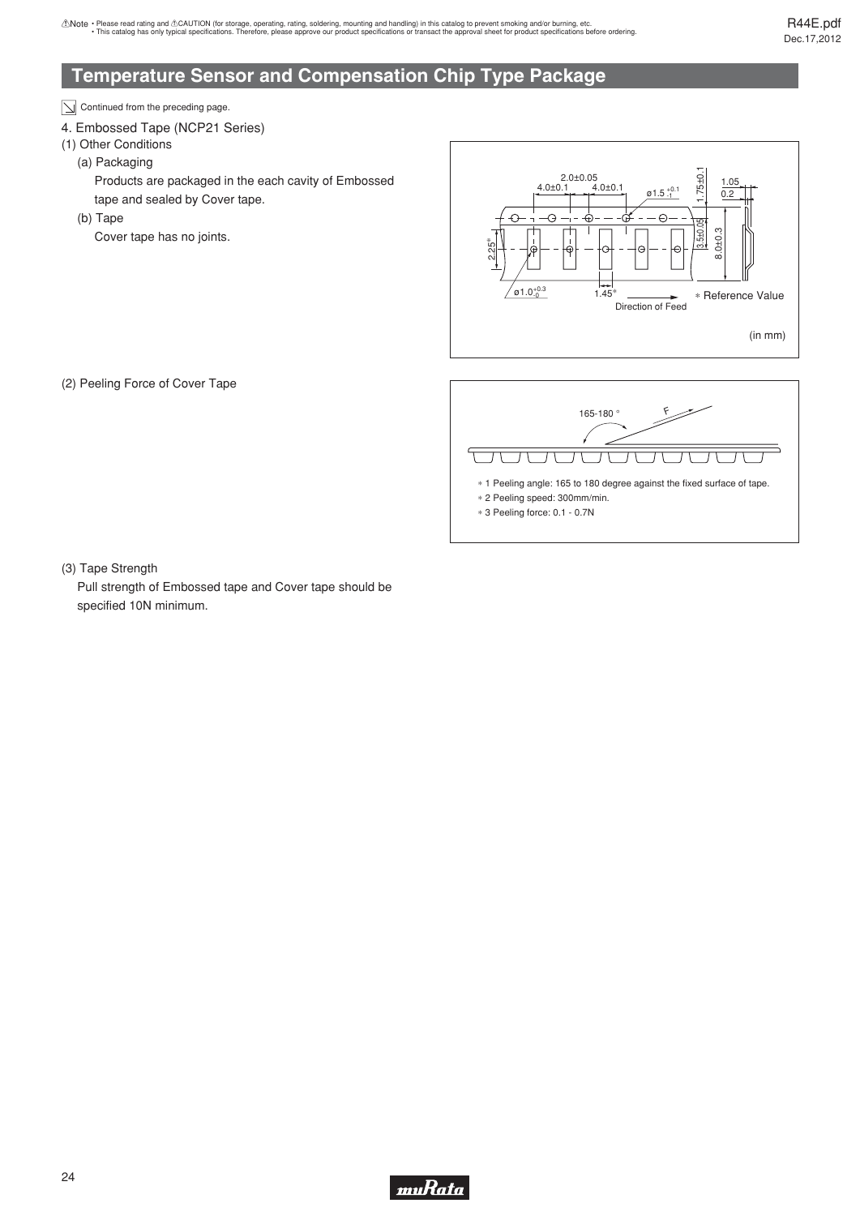# Temperature Sensor and Compensation Chip Type Package

Continued from the preceding page.

4. Embossed Tape (NCP21 Series)

(1) Other Conditions

(a) Packaging

Products are packaged in the each cavity of Embossed tape and sealed by Cover tape.

(b) Tape

Cover tape has no joints.

2.0±0.05
4.0±0.1 4.0±0.1
ø1.5 $^{+0.1}_{-0}$
1.75±0.1
1.05
0.2
3.5±0.05
8.0±0.3
2.25*
ø1.0$^{+0.3}_{-0}$
1.45*
Direction of Feed
* Reference Value

(in mm)

(2) Peeling Force of Cover Tape

165-180 °
F

* 1 Peeling angle: 165 to 180 degree against the fixed surface of tape.
* 2 Peeling speed: 300mm/min.
* 3 Peeling force: 0.1 - 0.7N

(3) Tape Strength

Pull strength of Embossed tape and Cover tape should be specified 10N minimum.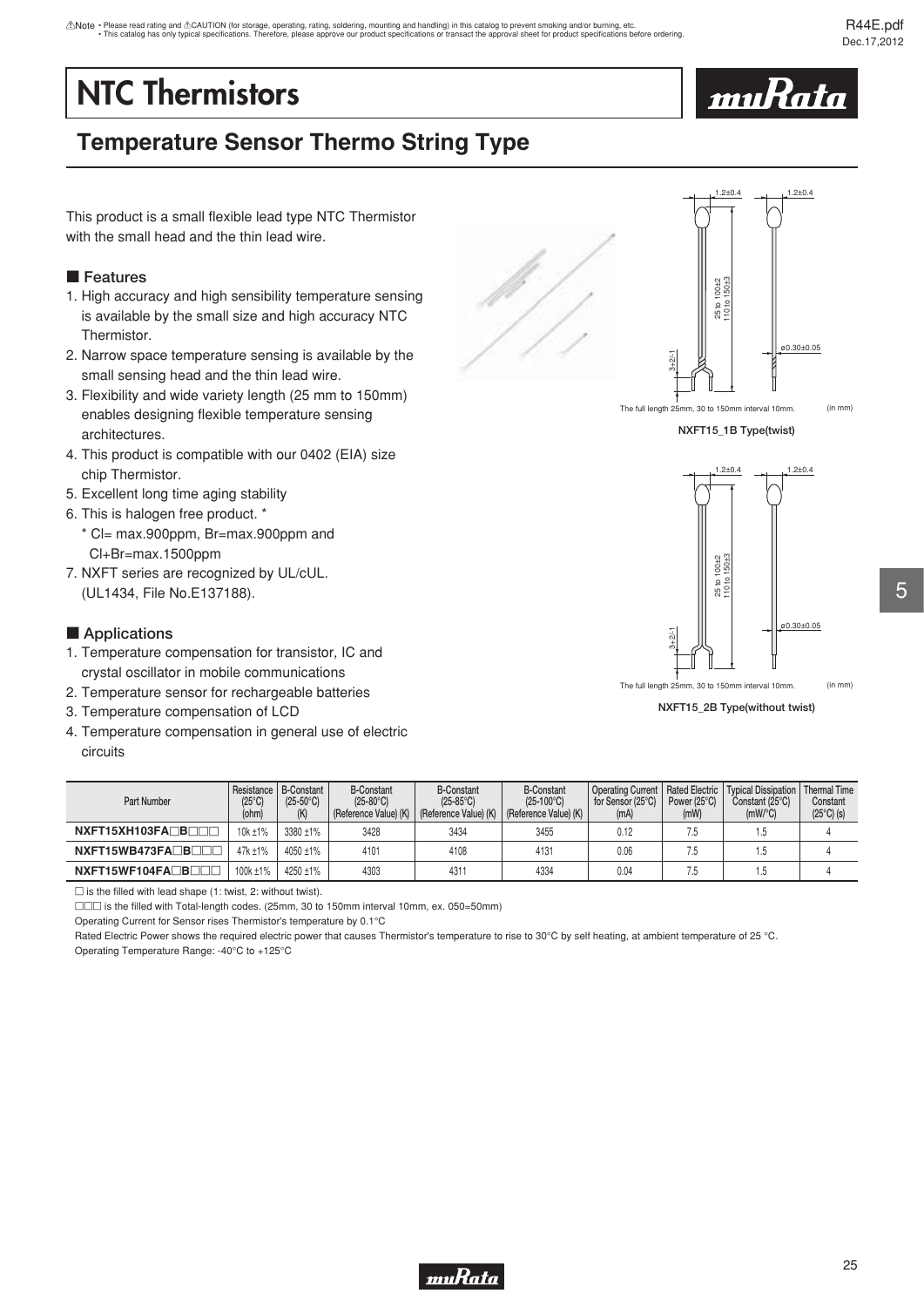⚠Note • Please read rating and ⚠CAUTION (for storage, operating, rating, soldering, mounting and handling) in this catalog to prevent smoking and/or burning, etc.
• This catalog has only typical specifications. Therefore, please approve our product specifications or transact the approval sheet for product specifications before ordering.

# NTC Thermistors

## Temperature Sensor Thermo String Type

This product is a small flexible lead type NTC Thermistor with the small head and the thin lead wire.

### ■ Features

1. High accuracy and high sensibility temperature sensing is available by the small size and high accuracy NTC Thermistor.
2. Narrow space temperature sensing is available by the small sensing head and the thin lead wire.
3. Flexibility and wide variety length (25 mm to 150mm) enables designing flexible temperature sensing architectures.
4. This product is compatible with our 0402 (EIA) size chip Thermistor.
5. Excellent long time aging stability
6. This is halogen free product. *
   \* Cl= max.900ppm, Br=max.900ppm and Cl+Br=max.1500ppm
7. NXFT series are recognized by UL/cUL. (UL1434, File No.E137188).

### ■ Applications

1. Temperature compensation for transistor, IC and crystal oscillator in mobile communications
2. Temperature sensor for rechargeable batteries
3. Temperature compensation of LCD
4. Temperature compensation in general use of electric circuits

1.2±0.4 1.2±0.4
25 to 100±2
110 to 150±3
ø0.30±0.05
3+2/-1

The full length 25mm, 30 to 150mm interval 10mm. (in mm)

NXFT15_1B Type(twist)

1.2±0.4 1.2±0.4
25 to 100±2
110 to 150±3
ø0.30±0.05
3+2/-1

The full length 25mm, 30 to 150mm interval 10mm. (in mm)

NXFT15_2B Type(without twist)

| Part Number | Resistance (25°C) (ohm) | B-Constant (25-50°C) (K) | B-Constant (25-80°C) (Reference Value) (K) | B-Constant (25-85°C) (Reference Value) (K) | B-Constant (25-100°C) (Reference Value) (K) | Operating Current for Sensor (25°C) (mA) | Rated Electric Power (25°C) (mW) | Typical Dissipation Constant (25°C) (mW/°C) | Thermal Time Constant (25°C) (s) |
|---|---|---|---|---|---|---|---|---|---|
| NXFT15XH103FA□B□□□ | 10k ±1% | 3380 ±1% | 3428 | 3434 | 3455 | 0.12 | 7.5 | 1.5 | 4 |
| NXFT15WB473FA□B□□□ | 47k ±1% | 4050 ±1% | 4101 | 4108 | 4131 | 0.06 | 7.5 | 1.5 | 4 |
| NXFT15WF104FA□B□□□ | 100k ±1% | 4250 ±1% | 4303 | 4311 | 4334 | 0.04 | 7.5 | 1.5 | 4 |

□ is the filled with lead shape (1: twist, 2: without twist).

□□□ is the filled with Total-length codes. (25mm, 30 to 150mm interval 10mm, ex. 050=50mm)

Operating Current for Sensor rises Thermistor's temperature by 0.1°C

Rated Electric Power shows the required electric power that causes Thermistor's temperature to rise to 30°C by self heating, at ambient temperature of 25 °C.

Operating Temperature Range: -40°C to +125°C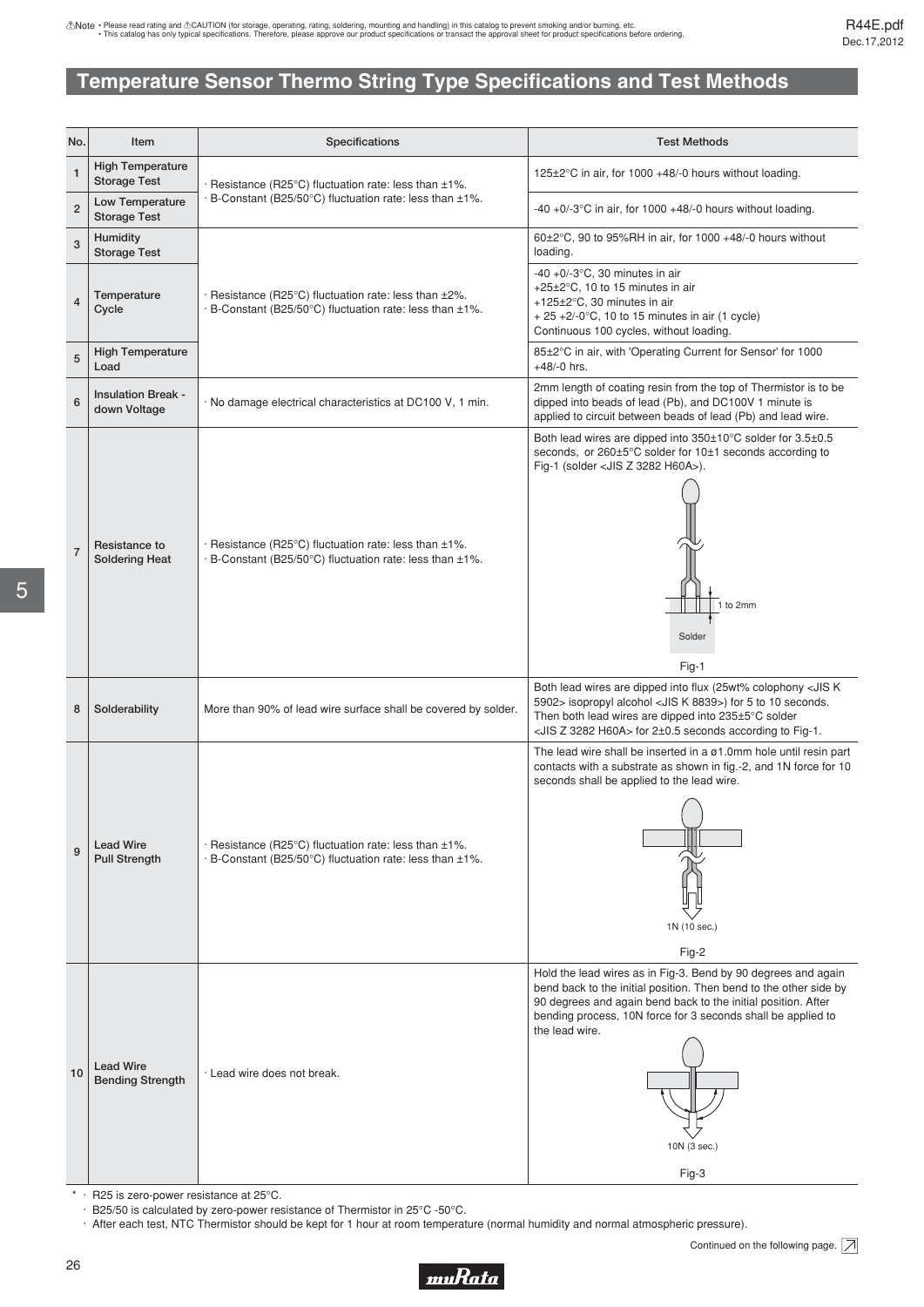## Temperature Sensor Thermo String Type Specifications and Test Methods

| No. | Item | Specifications | Test Methods |
|---|---|---|---|
| 1 | High Temperature Storage Test | · Resistance (R25°C) fluctuation rate: less than ±1%.<br>· B-Constant (B25/50°C) fluctuation rate: less than ±1%. | 125±2°C in air, for 1000 +48/-0 hours without loading. |
| 2 | Low Temperature Storage Test | | -40 +0/-3°C in air, for 1000 +48/-0 hours without loading. |
| 3 | Humidity Storage Test | · Resistance (R25°C) fluctuation rate: less than ±2%.<br>· B-Constant (B25/50°C) fluctuation rate: less than ±1%. | 60±2°C, 90 to 95%RH in air, for 1000 +48/-0 hours without loading. |
| 4 | Temperature Cycle | | -40 +0/-3°C, 30 minutes in air<br>+25±2°C, 10 to 15 minutes in air<br>+125±2°C, 30 minutes in air<br>+ 25 +2/-0°C, 10 to 15 minutes in air (1 cycle)<br>Continuous 100 cycles, without loading. |
| 5 | High Temperature Load | | 85±2°C in air, with 'Operating Current for Sensor' for 1000 +48/-0 hrs. |
| 6 | Insulation Break - down Voltage | · No damage electrical characteristics at DC100 V, 1 min. | 2mm length of coating resin from the top of Thermistor is to be dipped into beads of lead (Pb), and DC100V 1 minute is applied to circuit between beads of lead (Pb) and lead wire. |
| 7 | Resistance to Soldering Heat | · Resistance (R25°C) fluctuation rate: less than ±1%.<br>· B-Constant (B25/50°C) fluctuation rate: less than ±1%. | Both lead wires are dipped into 350±10°C solder for 3.5±0.5 seconds, or 260±5°C solder for 10±1 seconds according to Fig-1 (solder <JIS Z 3282 H60A>).<br>1 to 2mm<br>Solder<br>Fig-1 |
| 8 | Solderability | More than 90% of lead wire surface shall be covered by solder. | Both lead wires are dipped into flux (25wt% colophony <JIS K 5902> isopropyl alcohol <JIS K 8839>) for 5 to 10 seconds. Then both lead wires are dipped into 235±5°C solder <JIS Z 3282 H60A> for 2±0.5 seconds according to Fig-1. |
| 9 | Lead Wire Pull Strength | · Resistance (R25°C) fluctuation rate: less than ±1%.<br>· B-Constant (B25/50°C) fluctuation rate: less than ±1%. | The lead wire shall be inserted in a ø1.0mm hole until resin part contacts with a substrate as shown in fig.-2, and 1N force for 10 seconds shall be applied to the lead wire.<br>1N (10 sec.)<br>Fig-2 |
| 10 | Lead Wire Bending Strength | · Lead wire does not break. | Hold the lead wires as in Fig-3. Bend by 90 degrees and again bend back to the initial position. Then bend to the other side by 90 degrees and again bend back to the initial position. After bending process, 10N force for 3 seconds shall be applied to the lead wire.<br>10N (3 sec.)<br>Fig-3 |

* · R25 is zero-power resistance at 25°C.
  · B25/50 is calculated by zero-power resistance of Thermistor in 25°C -50°C.
  · After each test, NTC Thermistor should be kept for 1 hour at room temperature (normal humidity and normal atmospheric pressure).

Continued on the following page.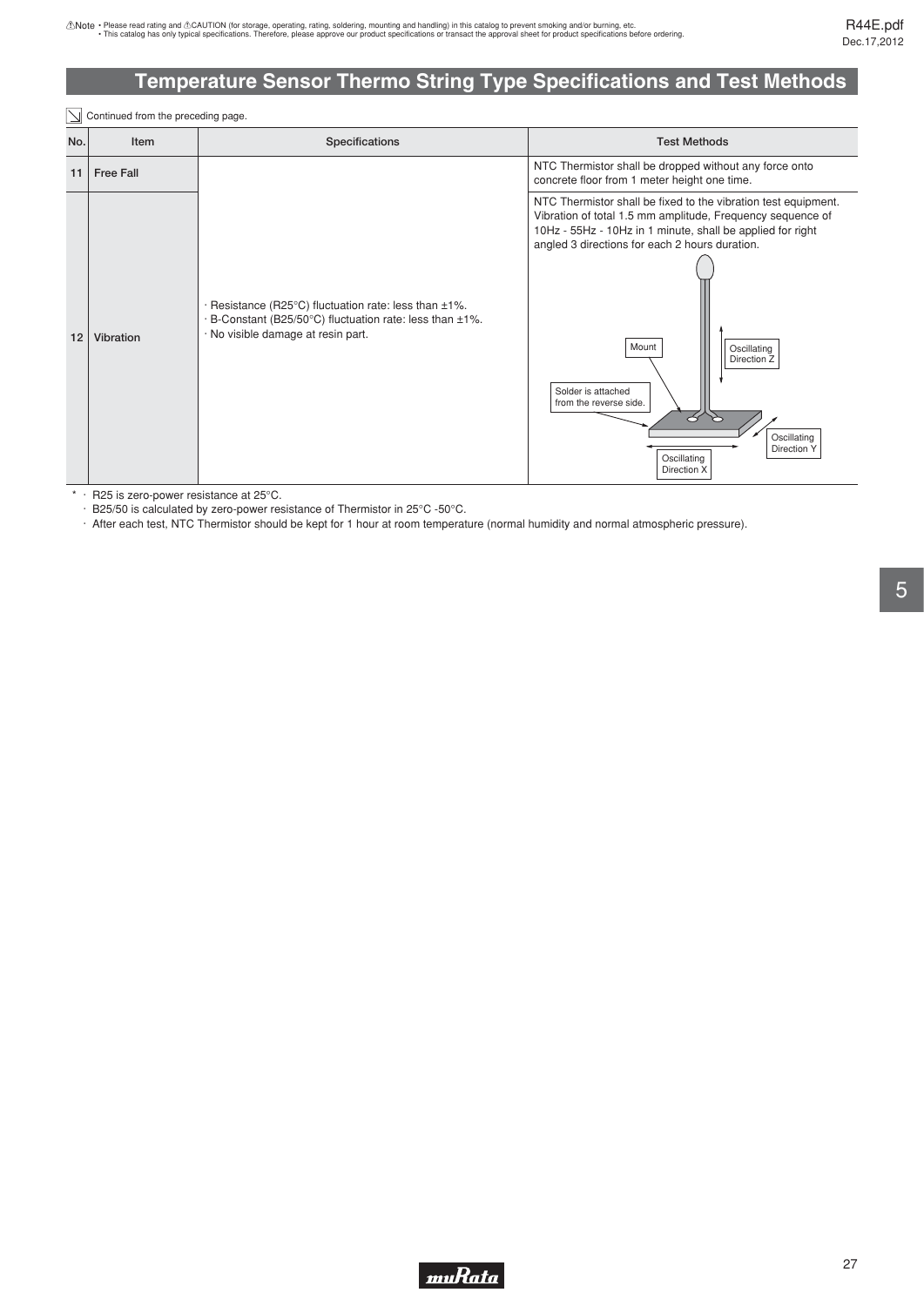# Temperature Sensor Thermo String Type Specifications and Test Methods

Continued from the preceding page.

| No. | Item | Specifications | Test Methods |
|---|---|---|---|
| 11 | Free Fall | · Resistance (R25°C) fluctuation rate: less than ±1%.<br>· B-Constant (B25/50°C) fluctuation rate: less than ±1%.<br>· No visible damage at resin part. | NTC Thermistor shall be dropped without any force onto concrete floor from 1 meter height one time. |
| 12 | Vibration | | NTC Thermistor shall be fixed to the vibration test equipment. Vibration of total 1.5 mm amplitude, Frequency sequence of 10Hz - 55Hz - 10Hz in 1 minute, shall be applied for right angled 3 directions for each 2 hours duration.<br>Mount / Solder is attached from the reverse side. / Oscillating Direction Z / Oscillating Direction Y / Oscillating Direction X |

\* · R25 is zero-power resistance at 25°C.
· B25/50 is calculated by zero-power resistance of Thermistor in 25°C -50°C.
· After each test, NTC Thermistor should be kept for 1 hour at room temperature (normal humidity and normal atmospheric pressure).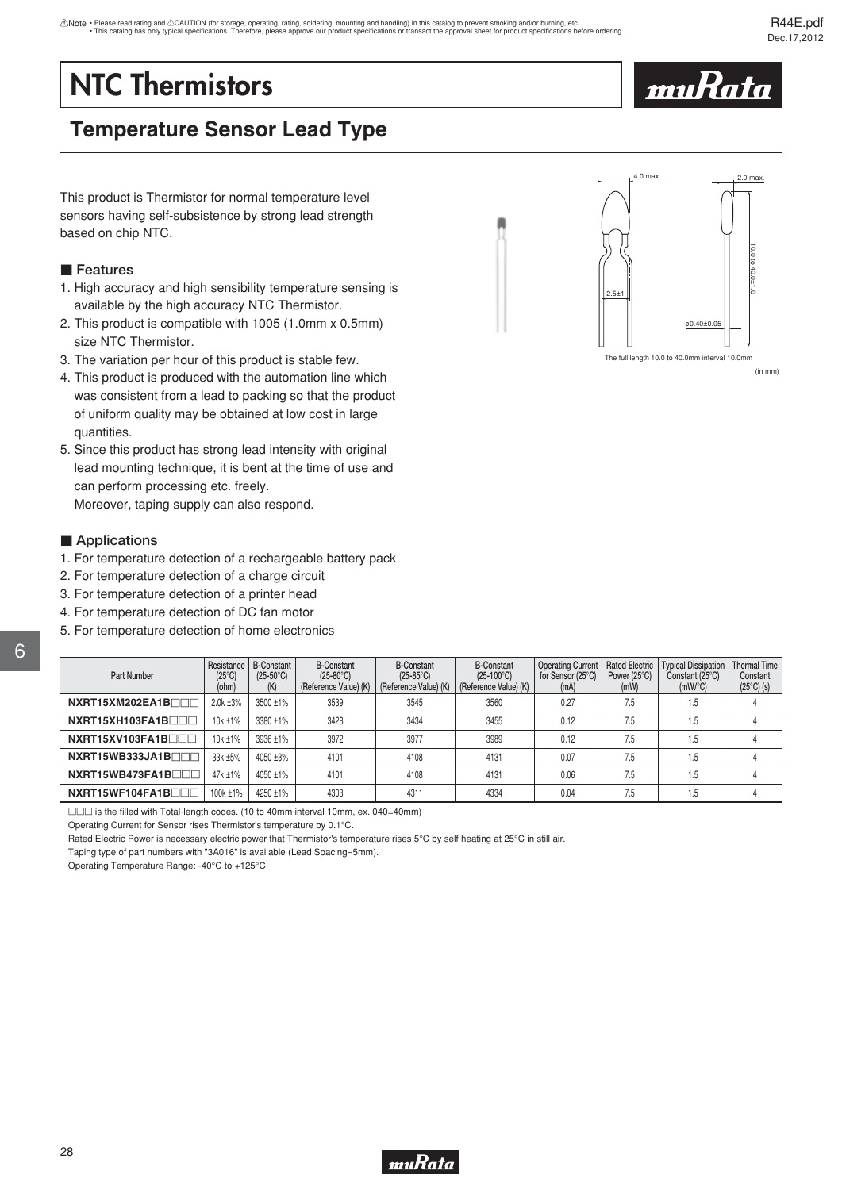⚠Note • Please read rating and ⚠CAUTION (for storage, operating, rating, soldering, mounting and handling) in this catalog to prevent smoking and/or burning, etc.
• This catalog has only typical specifications. Therefore, please approve our product specifications or transact the approval sheet for product specifications before ordering.

# NTC Thermistors

## Temperature Sensor Lead Type

This product is Thermistor for normal temperature level sensors having self-subsistence by strong lead strength based on chip NTC.

4.0 max.
2.0 max.
10.0 to 40.0±1.0
2.5±1
ø0.40±0.05
The full length 10.0 to 40.0mm interval 10.0mm
(in mm)

### ■ Features

1. High accuracy and high sensibility temperature sensing is available by the high accuracy NTC Thermistor.
2. This product is compatible with 1005 (1.0mm x 0.5mm) size NTC Thermistor.
3. The variation per hour of this product is stable few.
4. This product is produced with the automation line which was consistent from a lead to packing so that the product of uniform quality may be obtained at low cost in large quantities.
5. Since this product has strong lead intensity with original lead mounting technique, it is bent at the time of use and can perform processing etc. freely.
   Moreover, taping supply can also respond.

### ■ Applications

1. For temperature detection of a rechargeable battery pack
2. For temperature detection of a charge circuit
3. For temperature detection of a printer head
4. For temperature detection of DC fan motor
5. For temperature detection of home electronics

| Part Number | Resistance (25°C) (ohm) | B-Constant (25-50°C) (K) | B-Constant (25-80°C) (Reference Value) (K) | B-Constant (25-85°C) (Reference Value) (K) | B-Constant (25-100°C) (Reference Value) (K) | Operating Current for Sensor (25°C) (mA) | Rated Electric Power (25°C) (mW) | Typical Dissipation Constant (25°C) (mW/°C) | Thermal Time Constant (25°C) (s) |
|---|---|---|---|---|---|---|---|---|---|
| NXRT15XM202EA1B□□□ | 2.0k ±3% | 3500 ±1% | 3539 | 3545 | 3560 | 0.27 | 7.5 | 1.5 | 4 |
| NXRT15XH103FA1B□□□ | 10k ±1% | 3380 ±1% | 3428 | 3434 | 3455 | 0.12 | 7.5 | 1.5 | 4 |
| NXRT15XV103FA1B□□□ | 10k ±1% | 3936 ±1% | 3972 | 3977 | 3989 | 0.12 | 7.5 | 1.5 | 4 |
| NXRT15WB333JA1B□□□ | 33k ±5% | 4050 ±3% | 4101 | 4108 | 4131 | 0.07 | 7.5 | 1.5 | 4 |
| NXRT15WB473FA1B□□□ | 47k ±1% | 4050 ±1% | 4101 | 4108 | 4131 | 0.06 | 7.5 | 1.5 | 4 |
| NXRT15WF104FA1B□□□ | 100k ±1% | 4250 ±1% | 4303 | 4311 | 4334 | 0.04 | 7.5 | 1.5 | 4 |

□□□ is the filled with Total-length codes. (10 to 40mm interval 10mm, ex. 040=40mm)

Operating Current for Sensor rises Thermistor's temperature by 0.1°C.

Rated Electric Power is necessary electric power that Thermistor's temperature rises 5°C by self heating at 25°C in still air.

Taping type of part numbers with "3A016" is available (Lead Spacing=5mm).

Operating Temperature Range: -40°C to +125°C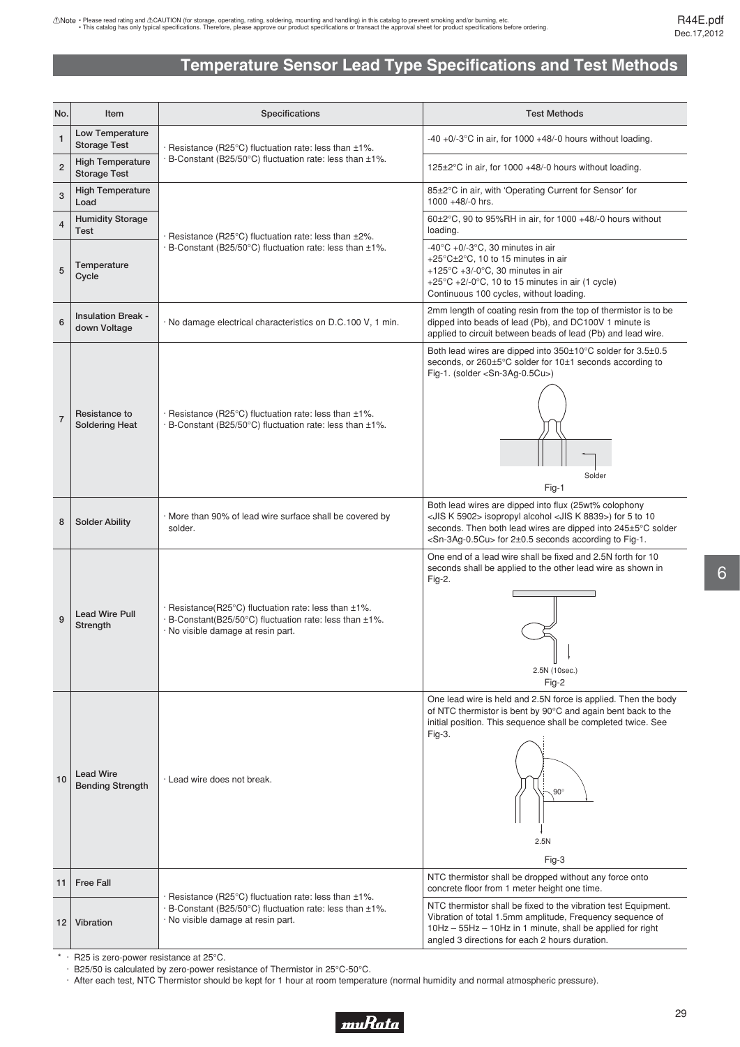# Temperature Sensor Lead Type Specifications and Test Methods

| No. | Item | Specifications | Test Methods |
|---|---|---|---|
| 1 | Low Temperature Storage Test | · Resistance (R25°C) fluctuation rate: less than ±1%.<br>· B-Constant (B25/50°C) fluctuation rate: less than ±1%. | -40 +0/-3°C in air, for 1000 +48/-0 hours without loading. |
| 2 | High Temperature Storage Test | | 125±2°C in air, for 1000 +48/-0 hours without loading. |
| 3 | High Temperature Load | · Resistance (R25°C) fluctuation rate: less than ±2%.<br>· B-Constant (B25/50°C) fluctuation rate: less than ±1%. | 85±2°C in air, with 'Operating Current for Sensor' for 1000 +48/-0 hrs. |
| 4 | Humidity Storage Test | | 60±2°C, 90 to 95%RH in air, for 1000 +48/-0 hours without loading. |
| 5 | Temperature Cycle | | -40°C +0/-3°C, 30 minutes in air<br>+25°C±2°C, 10 to 15 minutes in air<br>+125°C +3/-0°C, 30 minutes in air<br>+25°C +2/-0°C, 10 to 15 minutes in air (1 cycle)<br>Continuous 100 cycles, without loading. |
| 6 | Insulation Break - down Voltage | · No damage electrical characteristics on D.C.100 V, 1 min. | 2mm length of coating resin from the top of thermistor is to be dipped into beads of lead (Pb), and DC100V 1 minute is applied to circuit between beads of lead (Pb) and lead wire. |
| 7 | Resistance to Soldering Heat | · Resistance (R25°C) fluctuation rate: less than ±1%.<br>· B-Constant (B25/50°C) fluctuation rate: less than ±1%. | Both lead wires are dipped into 350±10°C solder for 3.5±0.5 seconds, or 260±5°C solder for 10±1 seconds according to Fig-1. (solder <Sn-3Ag-0.5Cu>)<br>Solder<br>Fig-1 |
| 8 | Solder Ability | · More than 90% of lead wire surface shall be covered by solder. | Both lead wires are dipped into flux (25wt% colophony <JIS K 5902> isopropyl alcohol <JIS K 8839>) for 5 to 10 seconds. Then both lead wires are dipped into 245±5°C solder <Sn-3Ag-0.5Cu> for 2±0.5 seconds according to Fig-1. |
| 9 | Lead Wire Pull Strength | · Resistance(R25°C) fluctuation rate: less than ±1%.<br>· B-Constant(B25/50°C) fluctuation rate: less than ±1%.<br>· No visible damage at resin part. | One end of a lead wire shall be fixed and 2.5N forth for 10 seconds shall be applied to the other lead wire as shown in Fig-2.<br>2.5N (10sec.)<br>Fig-2 |
| 10 | Lead Wire Bending Strength | · Lead wire does not break. | One lead wire is held and 2.5N force is applied. Then the body of NTC thermistor is bent by 90°C and again bent back to the initial position. This sequence shall be completed twice. See Fig-3.<br>90°<br>2.5N<br>Fig-3 |
| 11 | Free Fall | · Resistance (R25°C) fluctuation rate: less than ±1%.<br>· B-Constant (B25/50°C) fluctuation rate: less than ±1%.<br>· No visible damage at resin part. | NTC thermistor shall be dropped without any force onto concrete floor from 1 meter height one time. |
| 12 | Vibration | | NTC thermistor shall be fixed to the vibration test Equipment. Vibration of total 1.5mm amplitude, Frequency sequence of 10Hz – 55Hz – 10Hz in 1 minute, shall be applied for right angled 3 directions for each 2 hours duration. |

\* · R25 is zero-power resistance at 25°C.
· B25/50 is calculated by zero-power resistance of Thermistor in 25°C-50°C.
· After each test, NTC Thermistor should be kept for 1 hour at room temperature (normal humidity and normal atmospheric pressure).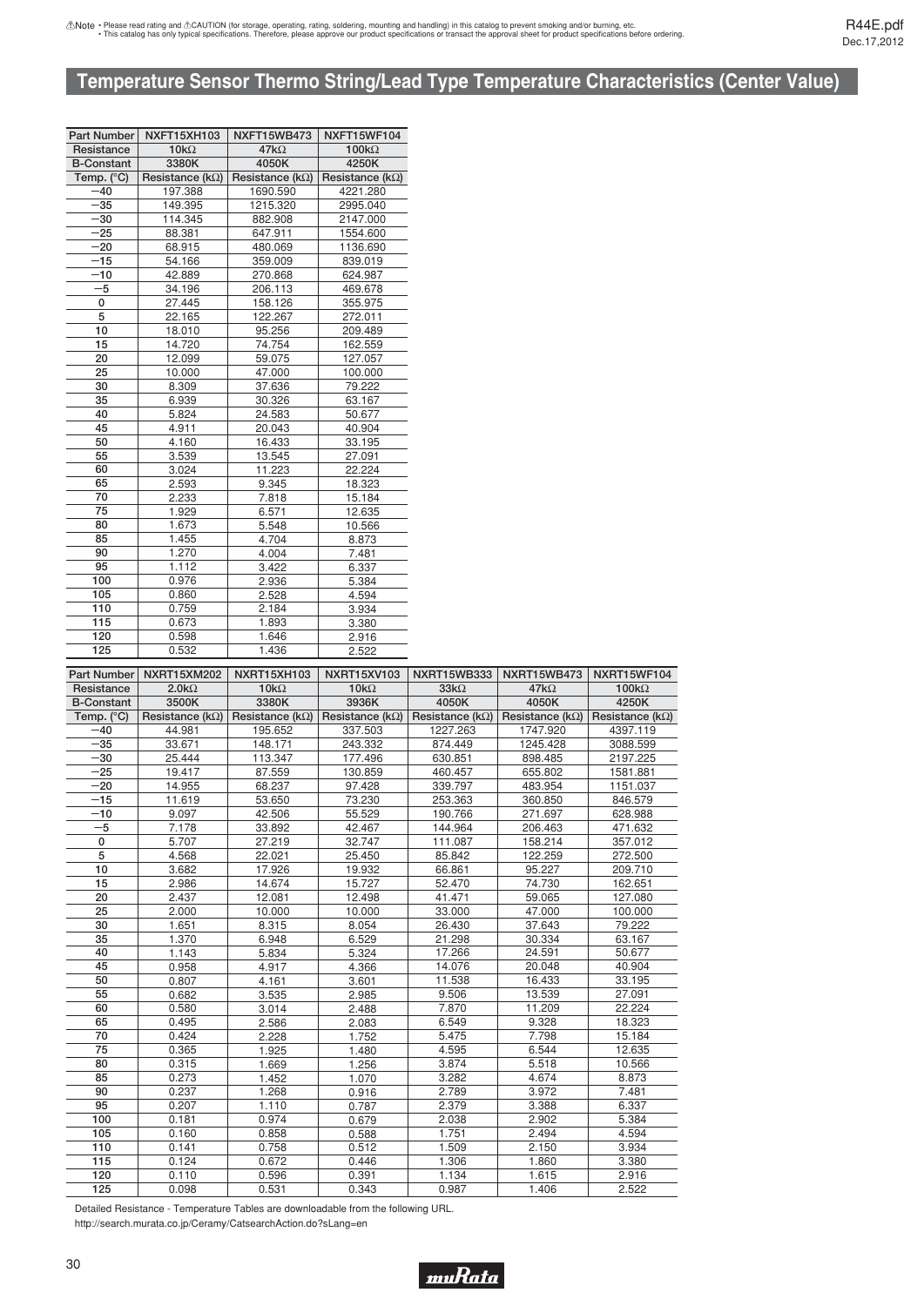## Temperature Sensor Thermo String/Lead Type Temperature Characteristics (Center Value)

| Part Number | NXFT15XH103 | NXFT15WB473 | NXFT15WF104 |
|---|---|---|---|
| Resistance | 10kΩ | 47kΩ | 100kΩ |
| B-Constant | 3380K | 4050K | 4250K |
| Temp. (°C) | Resistance (kΩ) | Resistance (kΩ) | Resistance (kΩ) |
| −40 | 197.388 | 1690.590 | 4221.280 |
| −35 | 149.395 | 1215.320 | 2995.040 |
| −30 | 114.345 | 882.908 | 2147.000 |
| −25 | 88.381 | 647.911 | 1554.600 |
| −20 | 68.915 | 480.069 | 1136.690 |
| −15 | 54.166 | 359.009 | 839.019 |
| −10 | 42.889 | 270.868 | 624.987 |
| −5 | 34.196 | 206.113 | 469.678 |
| 0 | 27.445 | 158.126 | 355.975 |
| 5 | 22.165 | 122.267 | 272.011 |
| 10 | 18.010 | 95.256 | 209.489 |
| 15 | 14.720 | 74.754 | 162.559 |
| 20 | 12.099 | 59.075 | 127.057 |
| 25 | 10.000 | 47.000 | 100.000 |
| 30 | 8.309 | 37.636 | 79.222 |
| 35 | 6.939 | 30.326 | 63.167 |
| 40 | 5.824 | 24.583 | 50.677 |
| 45 | 4.911 | 20.043 | 40.904 |
| 50 | 4.160 | 16.433 | 33.195 |
| 55 | 3.539 | 13.545 | 27.091 |
| 60 | 3.024 | 11.223 | 22.224 |
| 65 | 2.593 | 9.345 | 18.323 |
| 70 | 2.233 | 7.818 | 15.184 |
| 75 | 1.929 | 6.571 | 12.635 |
| 80 | 1.673 | 5.548 | 10.566 |
| 85 | 1.455 | 4.704 | 8.873 |
| 90 | 1.270 | 4.004 | 7.481 |
| 95 | 1.112 | 3.422 | 6.337 |
| 100 | 0.976 | 2.936 | 5.384 |
| 105 | 0.860 | 2.528 | 4.594 |
| 110 | 0.759 | 2.184 | 3.934 |
| 115 | 0.673 | 1.893 | 3.380 |
| 120 | 0.598 | 1.646 | 2.916 |
| 125 | 0.532 | 1.436 | 2.522 |

| Part Number | NXRT15XM202 | NXRT15XH103 | NXRT15XV103 | NXRT15WB333 | NXRT15WB473 | NXRT15WF104 |
|---|---|---|---|---|---|---|
| Resistance | 2.0kΩ | 10kΩ | 10kΩ | 33kΩ | 47kΩ | 100kΩ |
| B-Constant | 3500K | 3380K | 3936K | 4050K | 4050K | 4250K |
| Temp. (°C) | Resistance (kΩ) | Resistance (kΩ) | Resistance (kΩ) | Resistance (kΩ) | Resistance (kΩ) | Resistance (kΩ) |
| −40 | 44.981 | 195.652 | 337.503 | 1227.263 | 1747.920 | 4397.119 |
| −35 | 33.671 | 148.171 | 243.332 | 874.449 | 1245.428 | 3088.599 |
| −30 | 25.444 | 113.347 | 177.496 | 630.851 | 898.485 | 2197.225 |
| −25 | 19.417 | 87.559 | 130.859 | 460.457 | 655.802 | 1581.881 |
| −20 | 14.955 | 68.237 | 97.428 | 339.797 | 483.954 | 1151.037 |
| −15 | 11.619 | 53.650 | 73.230 | 253.363 | 360.850 | 846.579 |
| −10 | 9.097 | 42.506 | 55.529 | 190.766 | 271.697 | 628.988 |
| −5 | 7.178 | 33.892 | 42.467 | 144.964 | 206.463 | 471.632 |
| 0 | 5.707 | 27.219 | 32.747 | 111.087 | 158.214 | 357.012 |
| 5 | 4.568 | 22.021 | 25.450 | 85.842 | 122.259 | 272.500 |
| 10 | 3.682 | 17.926 | 19.932 | 66.861 | 95.227 | 209.710 |
| 15 | 2.986 | 14.674 | 15.727 | 52.470 | 74.730 | 162.651 |
| 20 | 2.437 | 12.081 | 12.498 | 41.471 | 59.065 | 127.080 |
| 25 | 2.000 | 10.000 | 10.000 | 33.000 | 47.000 | 100.000 |
| 30 | 1.651 | 8.315 | 8.054 | 26.430 | 37.643 | 79.222 |
| 35 | 1.370 | 6.948 | 6.529 | 21.298 | 30.334 | 63.167 |
| 40 | 1.143 | 5.834 | 5.324 | 17.266 | 24.591 | 50.677 |
| 45 | 0.958 | 4.917 | 4.366 | 14.076 | 20.048 | 40.904 |
| 50 | 0.807 | 4.161 | 3.601 | 11.538 | 16.433 | 33.195 |
| 55 | 0.682 | 3.535 | 2.985 | 9.506 | 13.539 | 27.091 |
| 60 | 0.580 | 3.014 | 2.488 | 7.870 | 11.209 | 22.224 |
| 65 | 0.495 | 2.586 | 2.083 | 6.549 | 9.328 | 18.323 |
| 70 | 0.424 | 2.228 | 1.752 | 5.475 | 7.798 | 15.184 |
| 75 | 0.365 | 1.925 | 1.480 | 4.595 | 6.544 | 12.635 |
| 80 | 0.315 | 1.669 | 1.256 | 3.874 | 5.518 | 10.566 |
| 85 | 0.273 | 1.452 | 1.070 | 3.282 | 4.674 | 8.873 |
| 90 | 0.237 | 1.268 | 0.916 | 2.789 | 3.972 | 7.481 |
| 95 | 0.207 | 1.110 | 0.787 | 2.379 | 3.388 | 6.337 |
| 100 | 0.181 | 0.974 | 0.679 | 2.038 | 2.902 | 5.384 |
| 105 | 0.160 | 0.858 | 0.588 | 1.751 | 2.494 | 4.594 |
| 110 | 0.141 | 0.758 | 0.512 | 1.509 | 2.150 | 3.934 |
| 115 | 0.124 | 0.672 | 0.446 | 1.306 | 1.860 | 3.380 |
| 120 | 0.110 | 0.596 | 0.391 | 1.134 | 1.615 | 2.916 |
| 125 | 0.098 | 0.531 | 0.343 | 0.987 | 1.406 | 2.522 |

Detailed Resistance - Temperature Tables are downloadable from the following URL.
http://search.murata.co.jp/Ceramy/CatsearchAction.do?sLang=en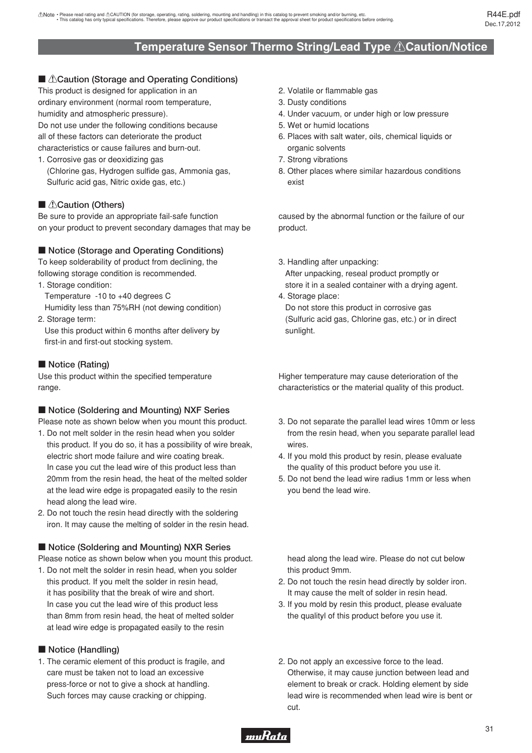# Temperature Sensor Thermo String/Lead Type ⚠Caution/Notice

## ■ ⚠Caution (Storage and Operating Conditions)

This product is designed for application in an ordinary environment (normal room temperature, humidity and atmospheric pressure).
Do not use under the following conditions because all of these factors can deteriorate the product characteristics or cause failures and burn-out.

1. Corrosive gas or deoxidizing gas
   (Chlorine gas, Hydrogen sulfide gas, Ammonia gas, Sulfuric acid gas, Nitric oxide gas, etc.)
2. Volatile or flammable gas
3. Dusty conditions
4. Under vacuum, or under high or low pressure
5. Wet or humid locations
6. Places with salt water, oils, chemical liquids or organic solvents
7. Strong vibrations
8. Other places where similar hazardous conditions exist

## ■ ⚠Caution (Others)

Be sure to provide an appropriate fail-safe function on your product to prevent secondary damages that may be caused by the abnormal function or the failure of our product.

## ■ Notice (Storage and Operating Conditions)

To keep solderability of product from declining, the following storage condition is recommended.

1. Storage condition:
   Temperature -10 to +40 degrees C
   Humidity less than 75%RH (not dewing condition)
2. Storage term:
   Use this product within 6 months after delivery by first-in and first-out stocking system.
3. Handling after unpacking:
   After unpacking, reseal product promptly or store it in a sealed container with a drying agent.
4. Storage place:
   Do not store this product in corrosive gas (Sulfuric acid gas, Chlorine gas, etc.) or in direct sunlight.

## ■ Notice (Rating)

Use this product within the specified temperature range.
Higher temperature may cause deterioration of the characteristics or the material quality of this product.

## ■ Notice (Soldering and Mounting) NXF Series

Please note as shown below when you mount this product.

1. Do not melt solder in the resin head when you solder this product. If you do so, it has a possibility of wire break, electric short mode failure and wire coating break.
   In case you cut the lead wire of this product less than 20mm from the resin head, the heat of the melted solder at the lead wire edge is propagated easily to the resin head along the lead wire.
2. Do not touch the resin head directly with the soldering iron. It may cause the melting of solder in the resin head.
3. Do not separate the parallel lead wires 10mm or less from the resin head, when you separate parallel lead wires.
4. If you mold this product by resin, please evaluate the quality of this product before you use it.
5. Do not bend the lead wire radius 1mm or less when you bend the lead wire.

## ■ Notice (Soldering and Mounting) NXR Series

Please notice as shown below when you mount this product.

1. Do not melt the solder in resin head, when you solder this product. If you melt the solder in resin head, it has posibility that the break of wire and short.
   In case you cut the lead wire of this product less than 8mm from resin head, the heat of melted solder at lead wire edge is propagated easily to the resin head along the lead wire. Please do not cut below this product 9mm.
2. Do not touch the resin head directly by solder iron. It may cause the melt of solder in resin head.
3. If you mold by resin this product, please evaluate the qualityl of this product before you use it.

## ■ Notice (Handling)

1. The ceramic element of this product is fragile, and care must be taken not to load an excessive press-force or not to give a shock at handling. Such forces may cause cracking or chipping.
2. Do not apply an excessive force to the lead. Otherwise, it may cause junction between lead and element to break or crack. Holding element by side lead wire is recommended when lead wire is bent or cut.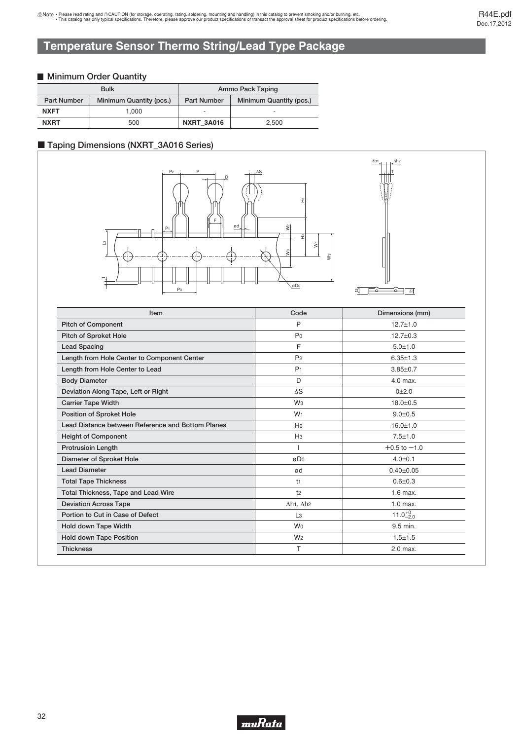⚠Note • Please read rating and ⚠CAUTION (for storage, operating, rating, soldering, mounting and handling) in this catalog to prevent smoking and/or burning, etc.
• This catalog has only typical specifications. Therefore, please approve our product specifications or transact the approval sheet for product specifications before ordering.

# Temperature Sensor Thermo String/Lead Type Package

## ■ Minimum Order Quantity

| Bulk | | Ammo Pack Taping | |
|---|---|---|---|
| Part Number | Minimum Quantity (pcs.) | Part Number | Minimum Quantity (pcs.) |
| **NXFT** | 1,000 | - | - |
| **NXRT** | 500 | **NXRT_3A016** | 2,500 |

## ■ Taping Dimensions (NXRT_3A016 Series)

| Item | Code | Dimensions (mm) |
|---|---|---|
| Pitch of Component | P | 12.7±1.0 |
| Pitch of Sproket Hole | $P_0$ | 12.7±0.3 |
| Lead Spacing | F | 5.0±1.0 |
| Length from Hole Center to Component Center | $P_2$ | 6.35±1.3 |
| Length from Hole Center to Lead | $P_1$ | 3.85±0.7 |
| Body Diameter | D | 4.0 max. |
| Deviation Along Tape, Left or Right | ΔS | 0±2.0 |
| Carrier Tape Width | $W_3$ | 18.0±0.5 |
| Position of Sproket Hole | $W_1$ | 9.0±0.5 |
| Lead Distance between Reference and Bottom Planes | $H_0$ | 16.0±1.0 |
| Height of Component | $H_3$ | 7.5±1.0 |
| Protrusioin Length | l | +0.5 to −1.0 |
| Diameter of Sproket Hole | ø$D_0$ | 4.0±0.1 |
| Lead Diameter | ød | 0.40±0.05 |
| Total Tape Thickness | $t_1$ | 0.6±0.3 |
| Total Thickness, Tape and Lead Wire | $t_2$ | 1.6 max. |
| Deviation Across Tape | $\Delta h_1$, $\Delta h_2$ | 1.0 max. |
| Portion to Cut in Case of Defect | $L_3$ | $11.0^{+0}_{-2.0}$ |
| Hold down Tape Width | $W_0$ | 9.5 min. |
| Hold down Tape Position | $W_2$ | 1.5±1.5 |
| Thickness | T | 2.0 max. |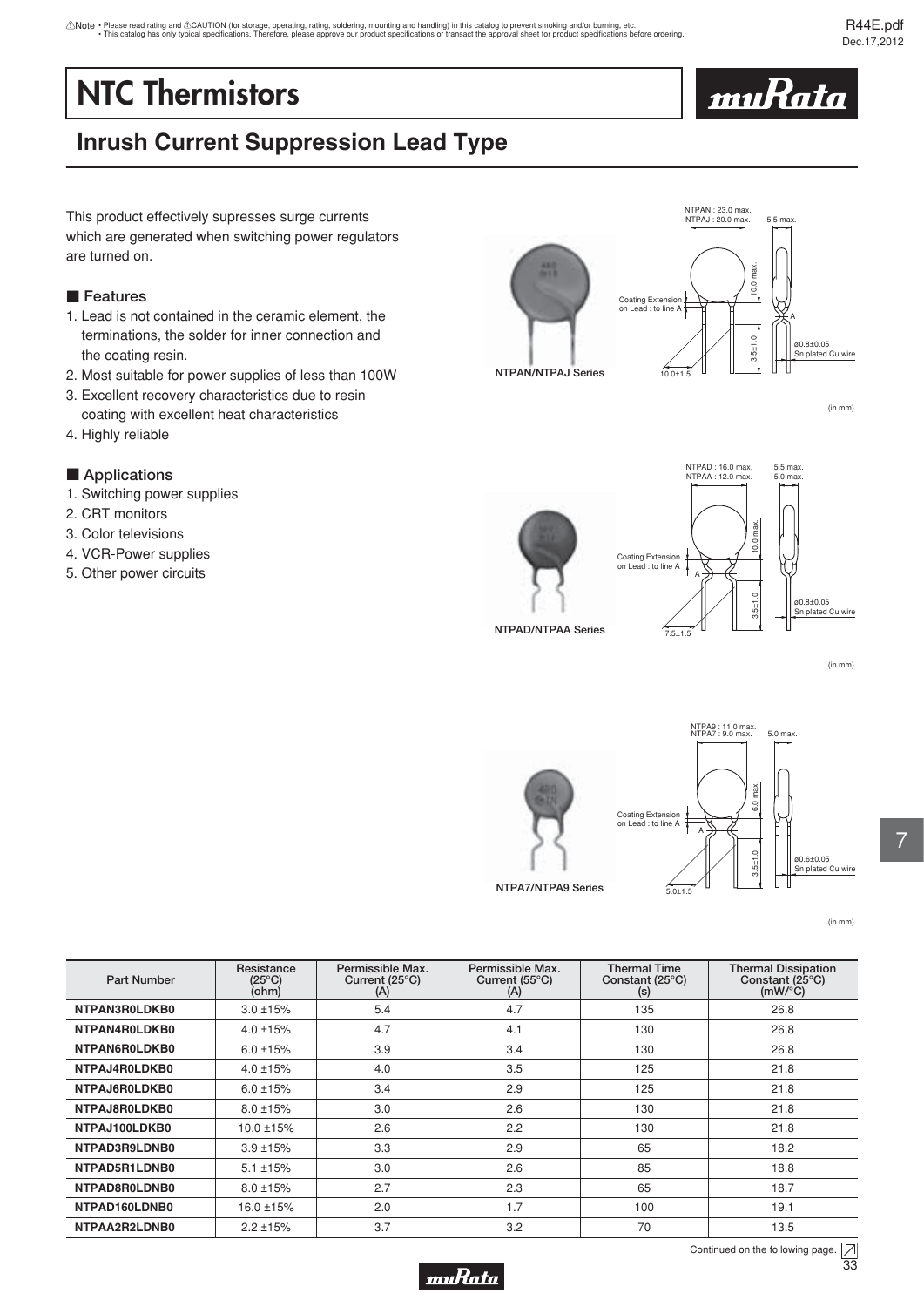⚠Note • Please read rating and ⚠CAUTION (for storage, operating, rating, soldering, mounting and handling) in this catalog to prevent smoking and/or burning, etc.
• This catalog has only typical specifications. Therefore, please approve our product specifications or transact the approval sheet for product specifications before ordering.

# NTC Thermistors

## Inrush Current Suppression Lead Type

This product effectively supresses surge currents which are generated when switching power regulators are turned on.

### ■ Features

1. Lead is not contained in the ceramic element, the terminations, the solder for inner connection and the coating resin.
2. Most suitable for power supplies of less than 100W
3. Excellent recovery characteristics due to resin coating with excellent heat characteristics
4. Highly reliable

### ■ Applications

1. Switching power supplies
2. CRT monitors
3. Color televisions
4. VCR-Power supplies
5. Other power circuits

NTPAN : 23.0 max.
NTPAJ : 20.0 max.
5.5 max.
10.0 max.
Coating Extension on Lead : to line A
A
3.5±1.0
ø0.8±0.05
Sn plated Cu wire
10.0±1.5

NTPAN/NTPAJ Series

(in mm)

NTPAD : 16.0 max.
NTPAA : 12.0 max.
5.5 max.
5.0 max.
10.0 max.
Coating Extension on Lead : to line A
A
3.5±1.0
ø0.8±0.05
Sn plated Cu wire
7.5±1.5

NTPAD/NTPAA Series

(in mm)

NTPA9 : 11.0 max.
NTPA7 : 9.0 max.
5.0 max.
6.0 max.
Coating Extension on Lead : to line A
A
3.5±1.0
ø0.6±0.05
Sn plated Cu wire
5.0±1.5

NTPA7/NTPA9 Series

(in mm)

| Part Number | Resistance (25°C) (ohm) | Permissible Max. Current (25°C) (A) | Permissible Max. Current (55°C) (A) | Thermal Time Constant (25°C) (s) | Thermal Dissipation Constant (25°C) (mW/°C) |
|---|---|---|---|---|---|
| NTPAN3R0LDKB0 | 3.0 ±15% | 5.4 | 4.7 | 135 | 26.8 |
| NTPAN4R0LDKB0 | 4.0 ±15% | 4.7 | 4.1 | 130 | 26.8 |
| NTPAN6R0LDKB0 | 6.0 ±15% | 3.9 | 3.4 | 130 | 26.8 |
| NTPAJ4R0LDKB0 | 4.0 ±15% | 4.0 | 3.5 | 125 | 21.8 |
| NTPAJ6R0LDKB0 | 6.0 ±15% | 3.4 | 2.9 | 125 | 21.8 |
| NTPAJ8R0LDKB0 | 8.0 ±15% | 3.0 | 2.6 | 130 | 21.8 |
| NTPAJ100LDKB0 | 10.0 ±15% | 2.6 | 2.2 | 130 | 21.8 |
| NTPAD3R9LDNB0 | 3.9 ±15% | 3.3 | 2.9 | 65 | 18.2 |
| NTPAD5R1LDNB0 | 5.1 ±15% | 3.0 | 2.6 | 85 | 18.8 |
| NTPAD8R0LDNB0 | 8.0 ±15% | 2.7 | 2.3 | 65 | 18.7 |
| NTPAD160LDNB0 | 16.0 ±15% | 2.0 | 1.7 | 100 | 19.1 |
| NTPAA2R2LDNB0 | 2.2 ±15% | 3.7 | 3.2 | 70 | 13.5 |

Continued on the following page.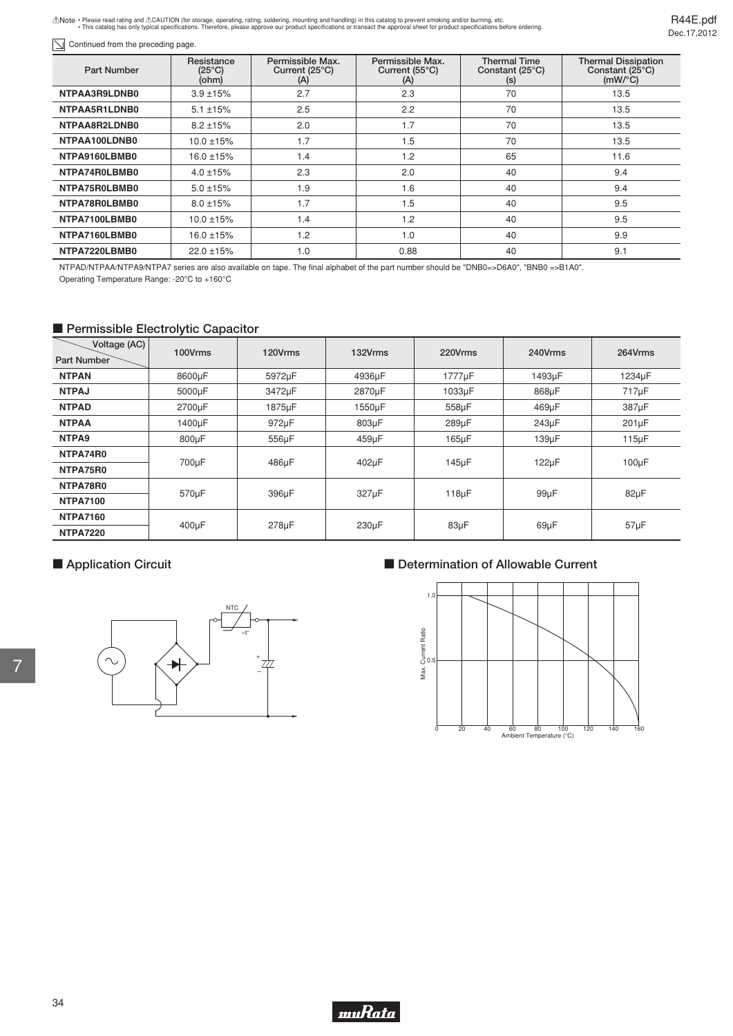Note • Please read rating and CAUTION (for storage, operating, rating, soldering, mounting and handling) in this catalog to prevent smoking and/or burning, etc.
• This catalog has only typical specifications. Therefore, please approve our product specifications or transact the approval sheet for product specifications before ordering.

Continued from the preceding page.

| Part Number | Resistance (25°C) (ohm) | Permissible Max. Current (25°C) (A) | Permissible Max. Current (55°C) (A) | Thermal Time Constant (25°C) (s) | Thermal Dissipation Constant (25°C) (mW/°C) |
|---|---|---|---|---|---|
| NTPAA3R9LDNB0 | 3.9 ±15% | 2.7 | 2.3 | 70 | 13.5 |
| NTPAA5R1LDNB0 | 5.1 ±15% | 2.5 | 2.2 | 70 | 13.5 |
| NTPAA8R2LDNB0 | 8.2 ±15% | 2.0 | 1.7 | 70 | 13.5 |
| NTPAA100LDNB0 | 10.0 ±15% | 1.7 | 1.5 | 70 | 13.5 |
| NTPA9160LBMB0 | 16.0 ±15% | 1.4 | 1.2 | 65 | 11.6 |
| NTPA74R0LBMB0 | 4.0 ±15% | 2.3 | 2.0 | 40 | 9.4 |
| NTPA75R0LBMB0 | 5.0 ±15% | 1.9 | 1.6 | 40 | 9.4 |
| NTPA78R0LBMB0 | 8.0 ±15% | 1.7 | 1.5 | 40 | 9.5 |
| NTPA7100LBMB0 | 10.0 ±15% | 1.4 | 1.2 | 40 | 9.5 |
| NTPA7160LBMB0 | 16.0 ±15% | 1.2 | 1.0 | 40 | 9.9 |
| NTPA7220LBMB0 | 22.0 ±15% | 1.0 | 0.88 | 40 | 9.1 |

NTPAD/NTPAA/NTPA9/NTPA7 series are also available on tape. The final alphabet of the part number should be "DNB0=>D6A0", "BNB0 =>B1A0".
Operating Temperature Range: -20°C to +160°C

## Permissible Electrolytic Capacitor

| Part Number \ Voltage (AC) | 100Vrms | 120Vrms | 132Vrms | 220Vrms | 240Vrms | 264Vrms |
|---|---|---|---|---|---|---|
| NTPAN | 8600μF | 5972μF | 4936μF | 1777μF | 1493μF | 1234μF |
| NTPAJ | 5000μF | 3472μF | 2870μF | 1033μF | 868μF | 717μF |
| NTPAD | 2700μF | 1875μF | 1550μF | 558μF | 469μF | 387μF |
| NTPAA | 1400μF | 972μF | 803μF | 289μF | 243μF | 201μF |
| NTPA9 | 800μF | 556μF | 459μF | 165μF | 139μF | 115μF |
| NTPA74R0 | 700μF | 486μF | 402μF | 145μF | 122μF | 100μF |
| NTPA75R0 | | | | | | |
| NTPA78R0 | 570μF | 396μF | 327μF | 118μF | 99μF | 82μF |
| NTPA7100 | | | | | | |
| NTPA7160 | 400μF | 278μF | 230μF | 83μF | 69μF | 57μF |
| NTPA7220 | | | | | | |

## Application Circuit

NTC
-t°

## Determination of Allowable Current

Max. Current Ratio
1.0
0.5
0 20 40 60 80 100 120 140 160
Ambient Temperature (°C)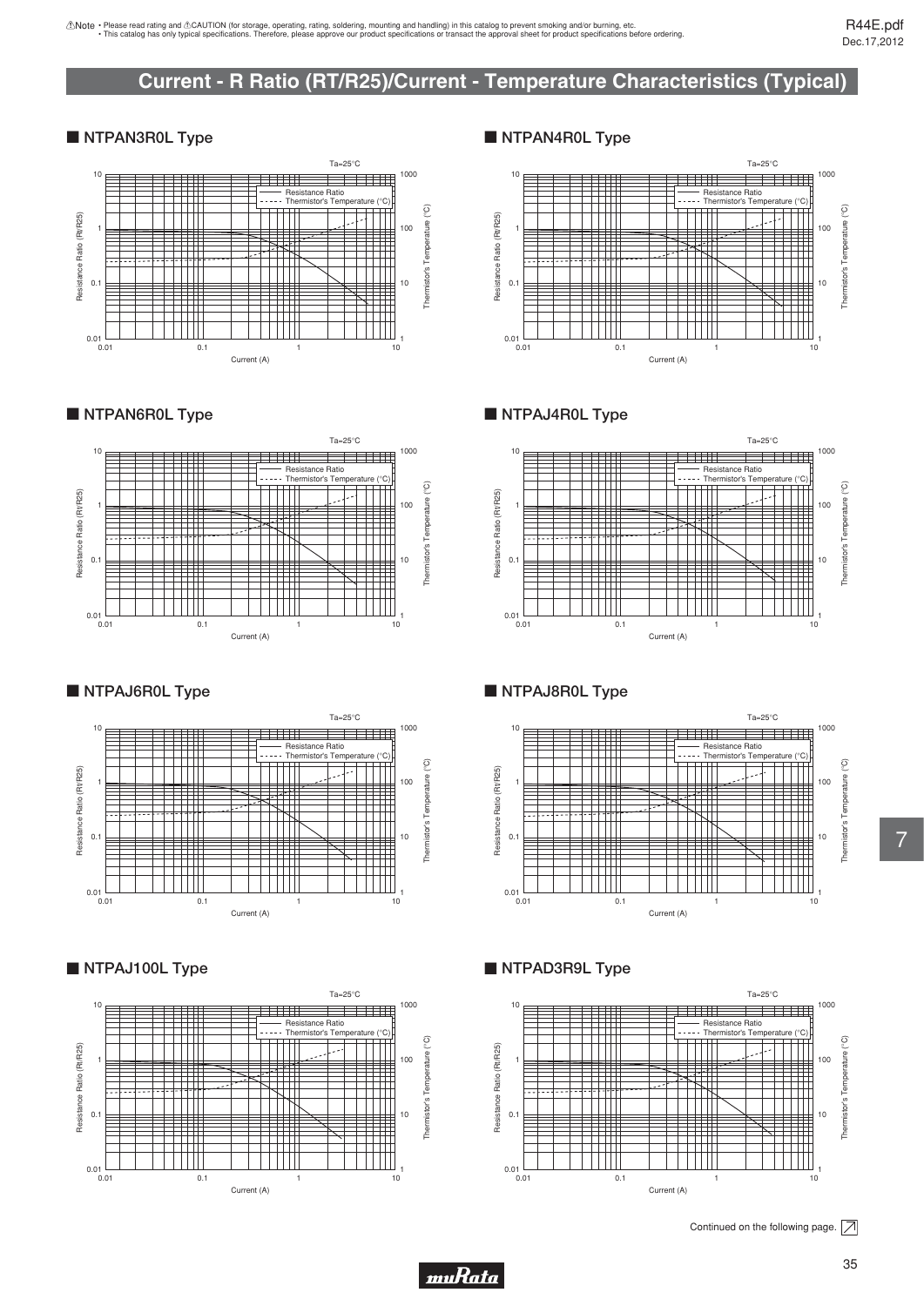# Current - R Ratio (RT/R25)/Current - Temperature Characteristics (Typical)

## ■ NTPAN3R0L Type

Ta=25°C

Resistance Ratio (Rt/R25) — 0.01, 0.1, 1, 10

Thermistor's Temperature (°C) — 1, 10, 100, 1000

Current (A) — 0.01, 0.1, 1, 10

—— Resistance Ratio
----- Thermistor's Temperature (°C)

## ■ NTPAN4R0L Type

Ta=25°C

Resistance Ratio (Rt/R25) — 0.01, 0.1, 1, 10

Thermistor's Temperature (°C) — 1, 10, 100, 1000

Current (A) — 0.01, 0.1, 1, 10

—— Resistance Ratio
----- Thermistor's Temperature (°C)

## ■ NTPAN6R0L Type

Ta=25°C

Resistance Ratio (Rt/R25) — 0.01, 0.1, 1, 10

Thermistor's Temperature (°C) — 1, 10, 100, 1000

Current (A) — 0.01, 0.1, 1, 10

—— Resistance Ratio
----- Thermistor's Temperature (°C)

## ■ NTPAJ4R0L Type

Ta=25°C

Resistance Ratio (Rt/R25) — 0.01, 0.1, 1, 10

Thermistor's Temperature (°C) — 1, 10, 100, 1000

Current (A) — 0.01, 0.1, 1, 10

—— Resistance Ratio
----- Thermistor's Temperature (°C)

## ■ NTPAJ6R0L Type

Ta=25°C

Resistance Ratio (Rt/R25) — 0.01, 0.1, 1, 10

Thermistor's Temperature (°C) — 1, 10, 100, 1000

Current (A) — 0.01, 0.1, 1, 10

—— Resistance Ratio
----- Thermistor's Temperature (°C)

## ■ NTPAJ8R0L Type

Ta=25°C

Resistance Ratio (Rt/R25) — 0.01, 0.1, 1, 10

Thermistor's Temperature (°C) — 1, 10, 100, 1000

Current (A) — 0.01, 0.1, 1, 10

—— Resistance Ratio
----- Thermistor's Temperature (°C)

## ■ NTPAJ100L Type

Ta=25°C

Resistance Ratio (Rt/R25) — 0.01, 0.1, 1, 10

Thermistor's Temperature (°C) — 1, 10, 100, 1000

Current (A) — 0.01, 0.1, 1, 10

—— Resistance Ratio
----- Thermistor's Temperature (°C)

## ■ NTPAD3R9L Type

Ta=25°C

Resistance Ratio (Rt/R25) — 0.01, 0.1, 1, 10

Thermistor's Temperature (°C) — 1, 10, 100, 1000

Current (A) — 0.01, 0.1, 1, 10

—— Resistance Ratio
----- Thermistor's Temperature (°C)

Continued on the following page.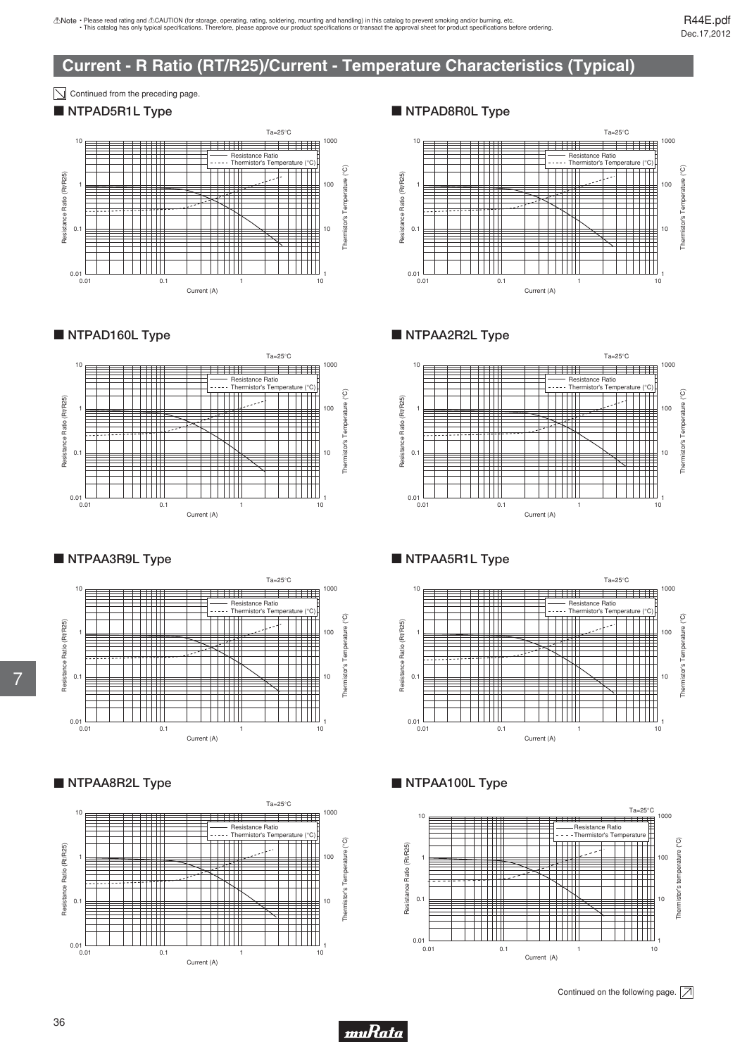# Current - R Ratio (RT/R25)/Current - Temperature Characteristics (Typical)

Continued from the preceding page.

## ■ NTPAD5R1L Type

Ta=25°C

Resistance Ratio
Thermistor's Temperature (°C)

Resistance Ratio (Rt/R25)
Thermistor's Temperature (°C)
Current (A)

## ■ NTPAD8R0L Type

Ta=25°C

Resistance Ratio
Thermistor's Temperature (°C)

Resistance Ratio (Rt/R25)
Thermistor's Temperature (°C)
Current (A)

## ■ NTPAD160L Type

Ta=25°C

Resistance Ratio
Thermistor's Temperature (°C)

Resistance Ratio (Rt/R25)
Thermistor's Temperature (°C)
Current (A)

## ■ NTPAA2R2L Type

Ta=25°C

Resistance Ratio
Thermistor's Temperature (°C)

Resistance Ratio (Rt/R25)
Thermistor's Temperature (°C)
Current (A)

## ■ NTPAA3R9L Type

Ta=25°C

Resistance Ratio
Thermistor's Temperature (°C)

Resistance Ratio (Rt/R25)
Thermistor's Temperature (°C)
Current (A)

## ■ NTPAA5R1L Type

Ta=25°C

Resistance Ratio
Thermistor's Temperature (°C)

Resistance Ratio (Rt/R25)
Thermistor's Temperature (°C)
Current (A)

## ■ NTPAA8R2L Type

Ta=25°C

Resistance Ratio
Thermistor's Temperature (°C)

Resistance Ratio (Rt/R25)
Thermistor's Temperature (°C)
Current (A)

## ■ NTPAA100L Type

Ta=25°C

Resistance Ratio
Thermistor's Temperature

Resistance Ratio (Rt/R25)
Thermistor's temperature (°C)
Current (A)

Continued on the following page.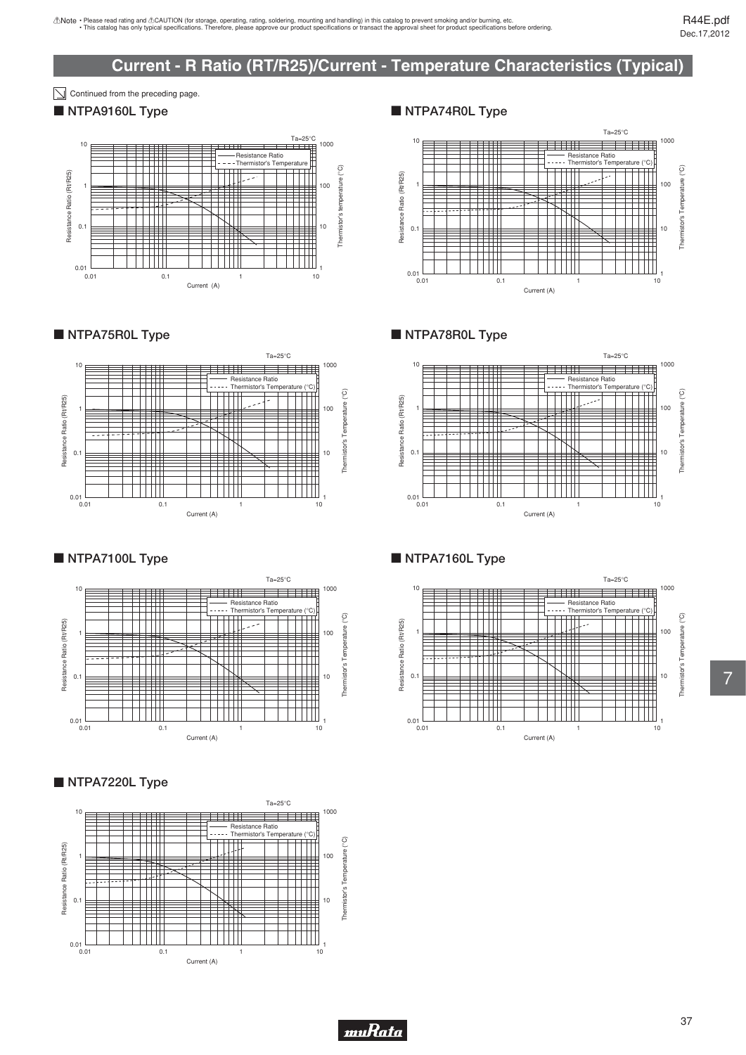⚠Note • Please read rating and ⚠CAUTION (for storage, operating, rating, soldering, mounting and handling) in this catalog to prevent smoking and/or burning, etc.
• This catalog has only typical specifications. Therefore, please approve our product specifications or transact the approval sheet for product specifications before ordering.

# Current - R Ratio (RT/R25)/Current - Temperature Characteristics (Typical)

Continued from the preceding page.

## ■ NTPA9160L Type

Ta=25°C

Resistance Ratio (Rt/R25) / Thermistor's temperature (°C) / Current (A)

— Resistance Ratio
- - - Thermistor's Temperature

## ■ NTPA74R0L Type

Ta=25°C

Resistance Ratio (Rt/R25) / Thermistor's Temperature (°C) / Current (A)

— Resistance Ratio
- - - Thermistor's Temperature (°C)

## ■ NTPA75R0L Type

Ta=25°C

Resistance Ratio (Rt/R25) / Thermistor's Temperature (°C) / Current (A)

— Resistance Ratio
- - - Thermistor's Temperature (°C)

## ■ NTPA78R0L Type

Ta=25°C

Resistance Ratio (Rt/R25) / Thermistor's Temperature (°C) / Current (A)

— Resistance Ratio
- - - Thermistor's Temperature (°C)

## ■ NTPA7100L Type

Ta=25°C

Resistance Ratio (Rt/R25) / Thermistor's Temperature (°C) / Current (A)

— Resistance Ratio
- - - Thermistor's Temperature (°C)

## ■ NTPA7160L Type

Ta=25°C

Resistance Ratio (Rt/R25) / Thermistor's Temperature (°C) / Current (A)

— Resistance Ratio
- - - Thermistor's Temperature (°C)

## ■ NTPA7220L Type

Ta=25°C

Resistance Ratio (Rt/R25) / Thermistor's Temperature (°C) / Current (A)

— Resistance Ratio
- - - Thermistor's Temperature (°C)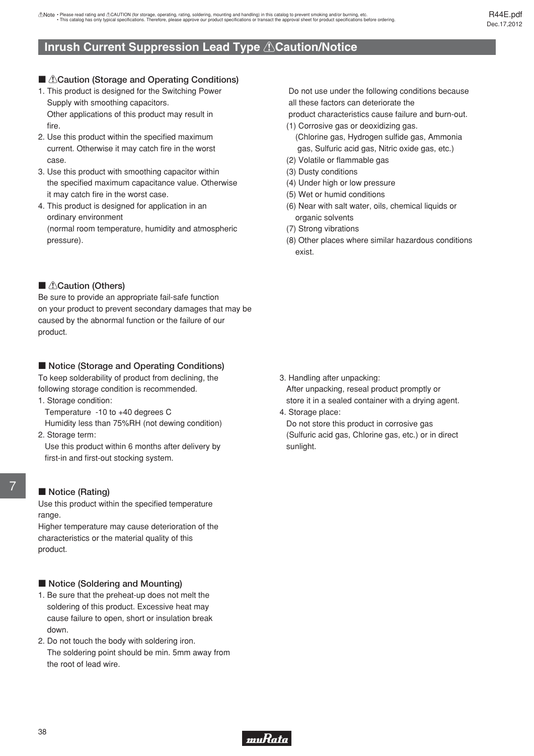# Inrush Current Suppression Lead Type ⚠Caution/Notice

## ■ ⚠Caution (Storage and Operating Conditions)

1. This product is designed for the Switching Power Supply with smoothing capacitors.
   Other applications of this product may result in fire.
2. Use this product within the specified maximum current. Otherwise it may catch fire in the worst case.
3. Use this product with smoothing capacitor within the specified maximum capacitance value. Otherwise it may catch fire in the worst case.
4. This product is designed for application in an ordinary environment
   (normal room temperature, humidity and atmospheric pressure).

Do not use under the following conditions because all these factors can deteriorate the product characteristics cause failure and burn-out.

(1) Corrosive gas or deoxidizing gas.
   (Chlorine gas, Hydrogen sulfide gas, Ammonia gas, Sulfuric acid gas, Nitric oxide gas, etc.)
(2) Volatile or flammable gas
(3) Dusty conditions
(4) Under high or low pressure
(5) Wet or humid conditions
(6) Near with salt water, oils, chemical liquids or organic solvents
(7) Strong vibrations
(8) Other places where similar hazardous conditions exist.

## ■ ⚠Caution (Others)

Be sure to provide an appropriate fail-safe function on your product to prevent secondary damages that may be caused by the abnormal function or the failure of our product.

## ■ Notice (Storage and Operating Conditions)

To keep solderability of product from declining, the following storage condition is recommended.

1. Storage condition:
   Temperature -10 to +40 degrees C
   Humidity less than 75%RH (not dewing condition)
2. Storage term:
   Use this product within 6 months after delivery by first-in and first-out stocking system.
3. Handling after unpacking:
   After unpacking, reseal product promptly or store it in a sealed container with a drying agent.
4. Storage place:
   Do not store this product in corrosive gas (Sulfuric acid gas, Chlorine gas, etc.) or in direct sunlight.

## ■ Notice (Rating)

Use this product within the specified temperature range.
Higher temperature may cause deterioration of the characteristics or the material quality of this product.

## ■ Notice (Soldering and Mounting)

1. Be sure that the preheat-up does not melt the soldering of this product. Excessive heat may cause failure to open, short or insulation break down.
2. Do not touch the body with soldering iron.
   The soldering point should be min. 5mm away from the root of lead wire.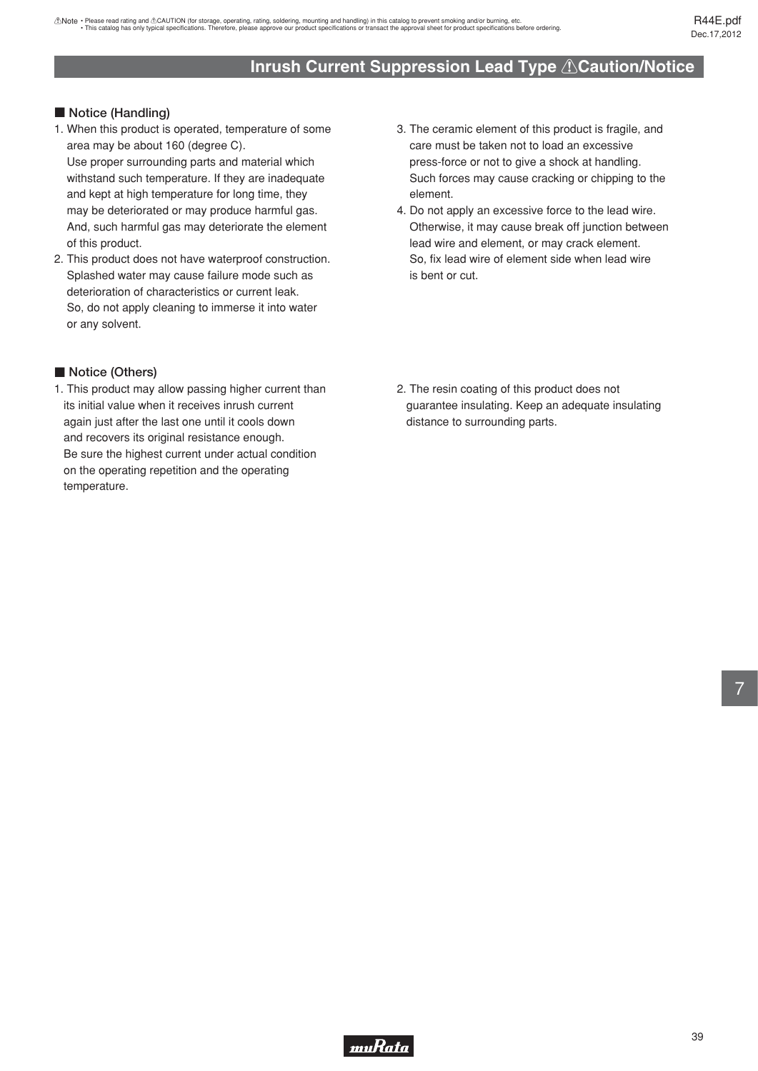## Inrush Current Suppression Lead Type ⚠Caution/Notice

### ■ Notice (Handling)

1. When this product is operated, temperature of some area may be about 160 (degree C).
   Use proper surrounding parts and material which withstand such temperature. If they are inadequate and kept at high temperature for long time, they may be deteriorated or may produce harmful gas. And, such harmful gas may deteriorate the element of this product.
2. This product does not have waterproof construction. Splashed water may cause failure mode such as deterioration of characteristics or current leak. So, do not apply cleaning to immerse it into water or any solvent.
3. The ceramic element of this product is fragile, and care must be taken not to load an excessive press-force or not to give a shock at handling. Such forces may cause cracking or chipping to the element.
4. Do not apply an excessive force to the lead wire. Otherwise, it may cause break off junction between lead wire and element, or may crack element. So, fix lead wire of element side when lead wire is bent or cut.

### ■ Notice (Others)

1. This product may allow passing higher current than its initial value when it receives inrush current again just after the last one until it cools down and recovers its original resistance enough. Be sure the highest current under actual condition on the operating repetition and the operating temperature.
2. The resin coating of this product does not guarantee insulating. Keep an adequate insulating distance to surrounding parts.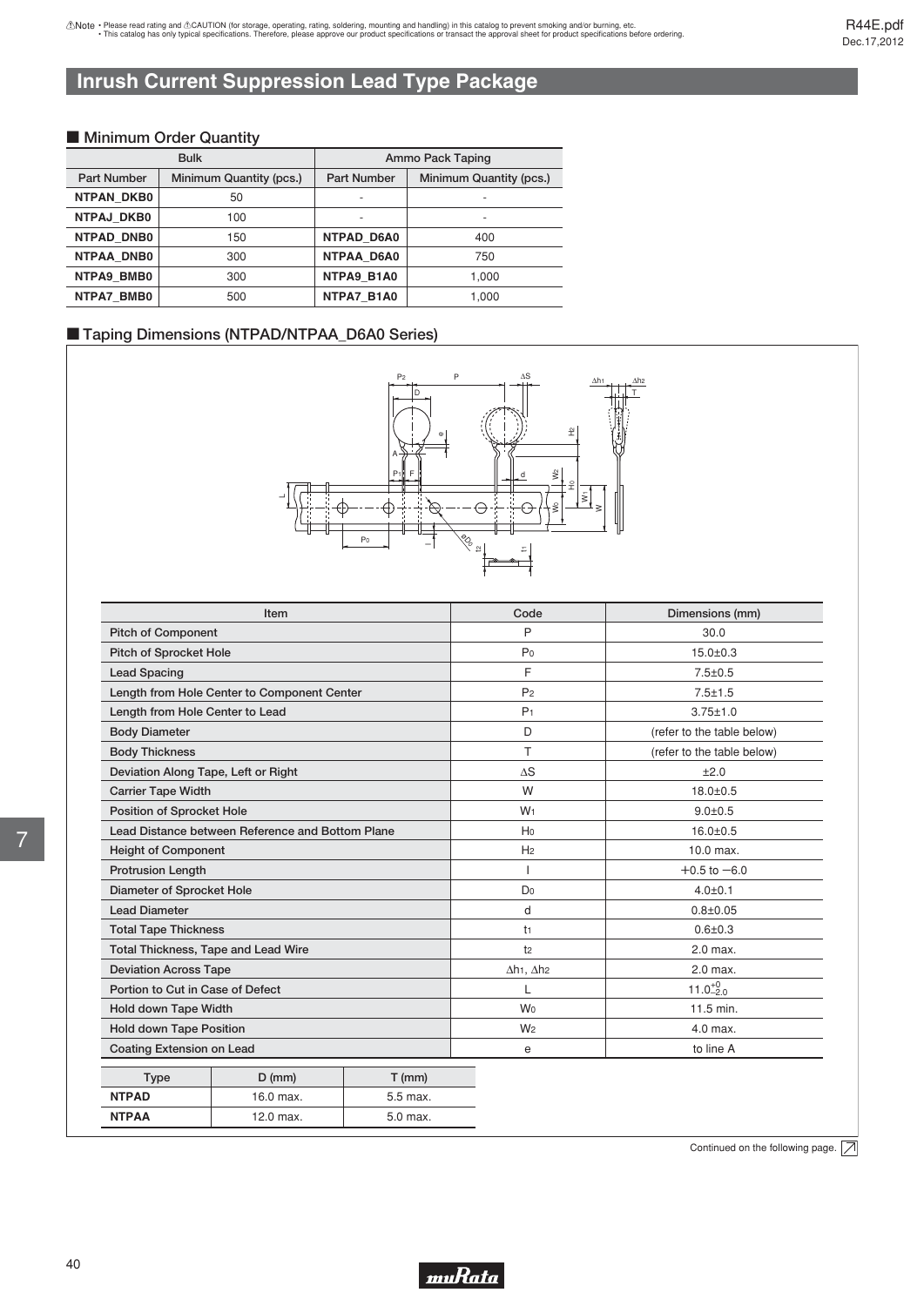# Inrush Current Suppression Lead Type Package

## ■ Minimum Order Quantity

| Bulk | | Ammo Pack Taping | |
|---|---|---|---|
| Part Number | Minimum Quantity (pcs.) | Part Number | Minimum Quantity (pcs.) |
| **NTPAN_DKB0** | 50 | - | - |
| **NTPAJ_DKB0** | 100 | - | - |
| **NTPAD_DNB0** | 150 | **NTPAD_D6A0** | 400 |
| **NTPAA_DNB0** | 300 | **NTPAA_D6A0** | 750 |
| **NTPA9_BMB0** | 300 | **NTPA9_B1A0** | 1,000 |
| **NTPA7_BMB0** | 500 | **NTPA7_B1A0** | 1,000 |

## ■ Taping Dimensions (NTPAD/NTPAA_D6A0 Series)

| Item | Code | Dimensions (mm) |
|---|---|---|
| Pitch of Component | P | 30.0 |
| Pitch of Sprocket Hole | $P_0$ | 15.0±0.3 |
| Lead Spacing | F | 7.5±0.5 |
| Length from Hole Center to Component Center | $P_2$ | 7.5±1.5 |
| Length from Hole Center to Lead | $P_1$ | 3.75±1.0 |
| Body Diameter | D | (refer to the table below) |
| Body Thickness | T | (refer to the table below) |
| Deviation Along Tape, Left or Right | ΔS | ±2.0 |
| Carrier Tape Width | W | 18.0±0.5 |
| Position of Sprocket Hole | $W_1$ | 9.0±0.5 |
| Lead Distance between Reference and Bottom Plane | $H_0$ | 16.0±0.5 |
| Height of Component | $H_2$ | 10.0 max. |
| Protrusion Length | l | +0.5 to −6.0 |
| Diameter of Sprocket Hole | $D_0$ | 4.0±0.1 |
| Lead Diameter | d | 0.8±0.05 |
| Total Tape Thickness | $t_1$ | 0.6±0.3 |
| Total Thickness, Tape and Lead Wire | $t_2$ | 2.0 max. |
| Deviation Across Tape | $\Delta h_1$, $\Delta h_2$ | 2.0 max. |
| Portion to Cut in Case of Defect | L | $11.0^{+0}_{-2.0}$ |
| Hold down Tape Width | $W_0$ | 11.5 min. |
| Hold down Tape Position | $W_2$ | 4.0 max. |
| Coating Extension on Lead | e | to line A |

| Type | D (mm) | T (mm) |
|---|---|---|
| **NTPAD** | 16.0 max. | 5.5 max. |
| **NTPAA** | 12.0 max. | 5.0 max. |

Continued on the following page.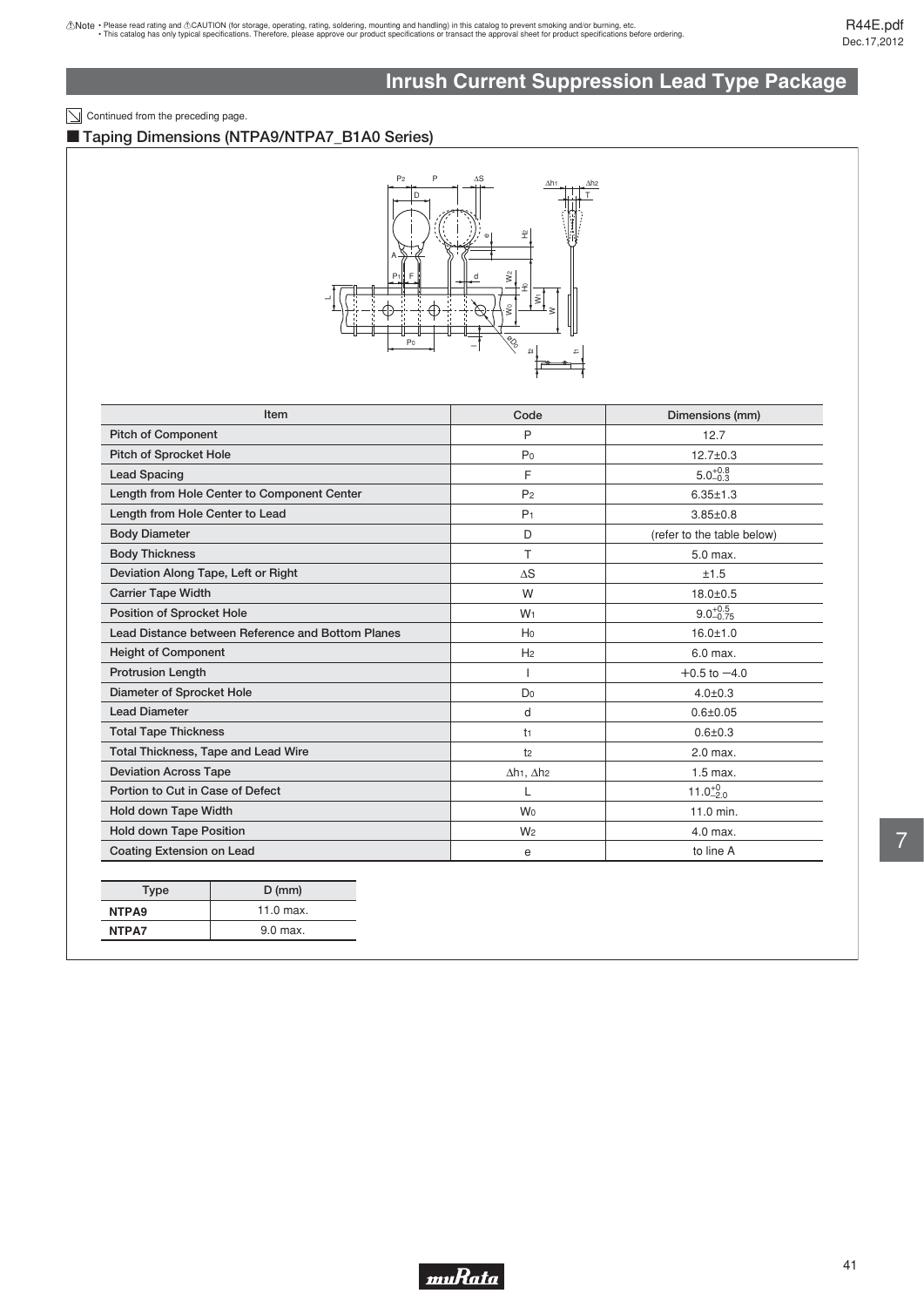## Inrush Current Suppression Lead Type Package

Continued from the preceding page.

### ■ Taping Dimensions (NTPA9/NTPA7_B1A0 Series)

| Item | Code | Dimensions (mm) |
|---|---|---|
| Pitch of Component | P | 12.7 |
| Pitch of Sprocket Hole | $P_0$ | 12.7±0.3 |
| Lead Spacing | F | $5.0^{+0.8}_{-0.3}$ |
| Length from Hole Center to Component Center | $P_2$ | 6.35±1.3 |
| Length from Hole Center to Lead | $P_1$ | 3.85±0.8 |
| Body Diameter | D | (refer to the table below) |
| Body Thickness | T | 5.0 max. |
| Deviation Along Tape, Left or Right | $\Delta S$ | ±1.5 |
| Carrier Tape Width | W | 18.0±0.5 |
| Position of Sprocket Hole | $W_1$ | $9.0^{+0.5}_{-0.75}$ |
| Lead Distance between Reference and Bottom Planes | $H_0$ | 16.0±1.0 |
| Height of Component | $H_2$ | 6.0 max. |
| Protrusion Length | l | +0.5 to −4.0 |
| Diameter of Sprocket Hole | $D_0$ | 4.0±0.3 |
| Lead Diameter | d | 0.6±0.05 |
| Total Tape Thickness | $t_1$ | 0.6±0.3 |
| Total Thickness, Tape and Lead Wire | $t_2$ | 2.0 max. |
| Deviation Across Tape | $\Delta h_1$, $\Delta h_2$ | 1.5 max. |
| Portion to Cut in Case of Defect | L | $11.0^{+0}_{-2.0}$ |
| Hold down Tape Width | $W_0$ | 11.0 min. |
| Hold down Tape Position | $W_2$ | 4.0 max. |
| Coating Extension on Lead | e | to line A |

| Type | D (mm) |
|---|---|
| **NTPA9** | 11.0 max. |
| **NTPA7** | 9.0 max. |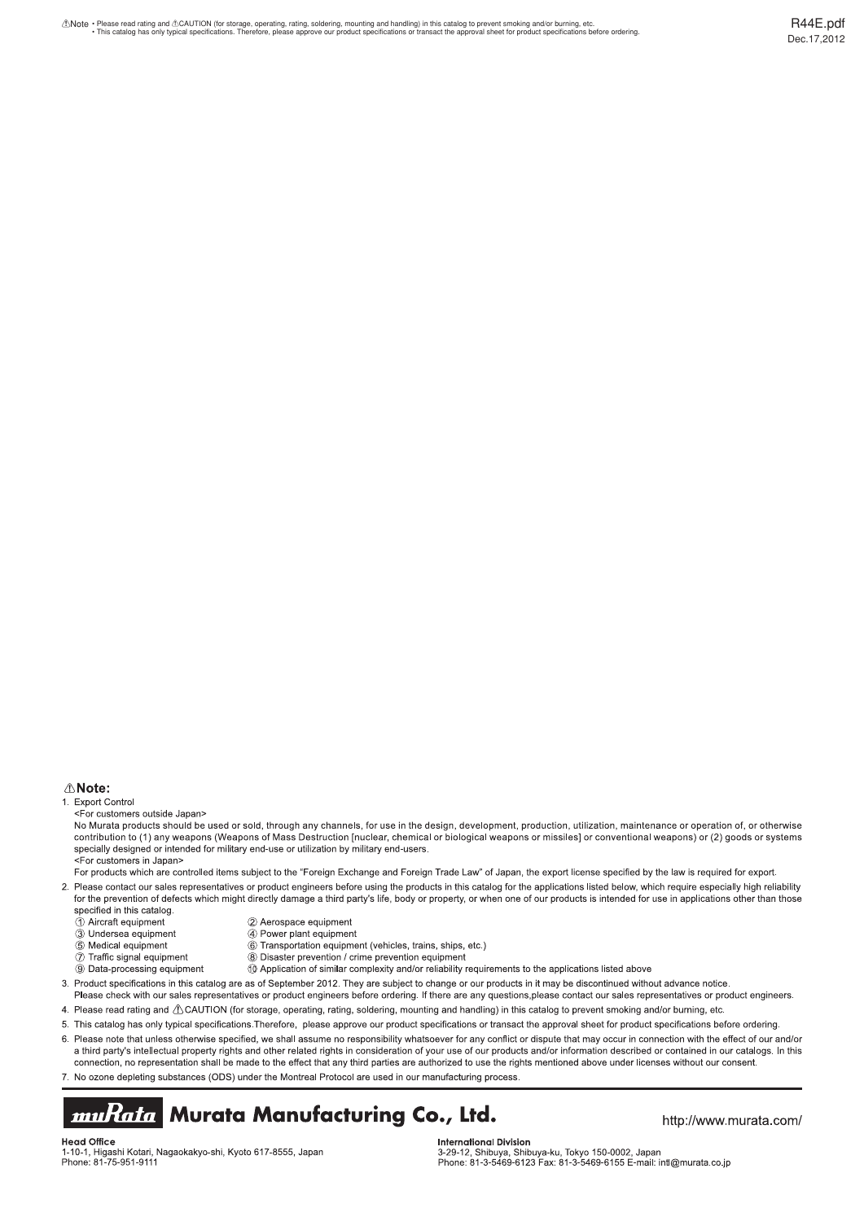## ⚠Note:

1. Export Control

   <For customers outside Japan>

   No Murata products should be used or sold, through any channels, for use in the design, development, production, utilization, maintenance or operation of, or otherwise contribution to (1) any weapons (Weapons of Mass Destruction [nuclear, chemical or biological weapons or missiles] or conventional weapons) or (2) goods or systems specially designed or intended for military end-use or utilization by military end-users.

   <For customers in Japan>

   For products which are controlled items subject to the "Foreign Exchange and Foreign Trade Law" of Japan, the export license specified by the law is required for export.

2. Please contact our sales representatives or product engineers before using the products in this catalog for the applications listed below, which require especially high reliability for the prevention of defects which might directly damage a third party's life, body or property, or when one of our products is intended for use in applications other than those specified in this catalog.
   - ① Aircraft equipment
   - ② Aerospace equipment
   - ③ Undersea equipment
   - ④ Power plant equipment
   - ⑤ Medical equipment
   - ⑥ Transportation equipment (vehicles, trains, ships, etc.)
   - ⑦ Traffic signal equipment
   - ⑧ Disaster prevention / crime prevention equipment
   - ⑨ Data-processing equipment
   - ⑩ Application of similar complexity and/or reliability requirements to the applications listed above

3. Product specifications in this catalog are as of September 2012. They are subject to change or our products in it may be discontinued without advance notice. Please check with our sales representatives or product engineers before ordering. If there are any questions,please contact our sales representatives or product engineers.

4. Please read rating and ⚠CAUTION (for storage, operating, rating, soldering, mounting and handling) in this catalog to prevent smoking and/or burning, etc.

5. This catalog has only typical specifications.Therefore, please approve our product specifications or transact the approval sheet for product specifications before ordering.

6. Please note that unless otherwise specified, we shall assume no responsibility whatsoever for any conflict or dispute that may occur in connection with the effect of our and/or a third party's intellectual property rights and other related rights in consideration of your use of our products and/or information described or contained in our catalogs. In this connection, no representation shall be made to the effect that any third parties are authorized to use the rights mentioned above under licenses without our consent.

7. No ozone depleting substances (ODS) under the Montreal Protocol are used in our manufacturing process.

## muRata Murata Manufacturing Co., Ltd.

http://www.murata.com/

**Head Office**
1-10-1, Higashi Kotari, Nagaokakyo-shi, Kyoto 617-8555, Japan
Phone: 81-75-951-9111

**International Division**
3-29-12, Shibuya, Shibuya-ku, Tokyo 150-0002, Japan
Phone: 81-3-5469-6123 Fax: 81-3-5469-6155 E-mail: intl@murata.co.jp